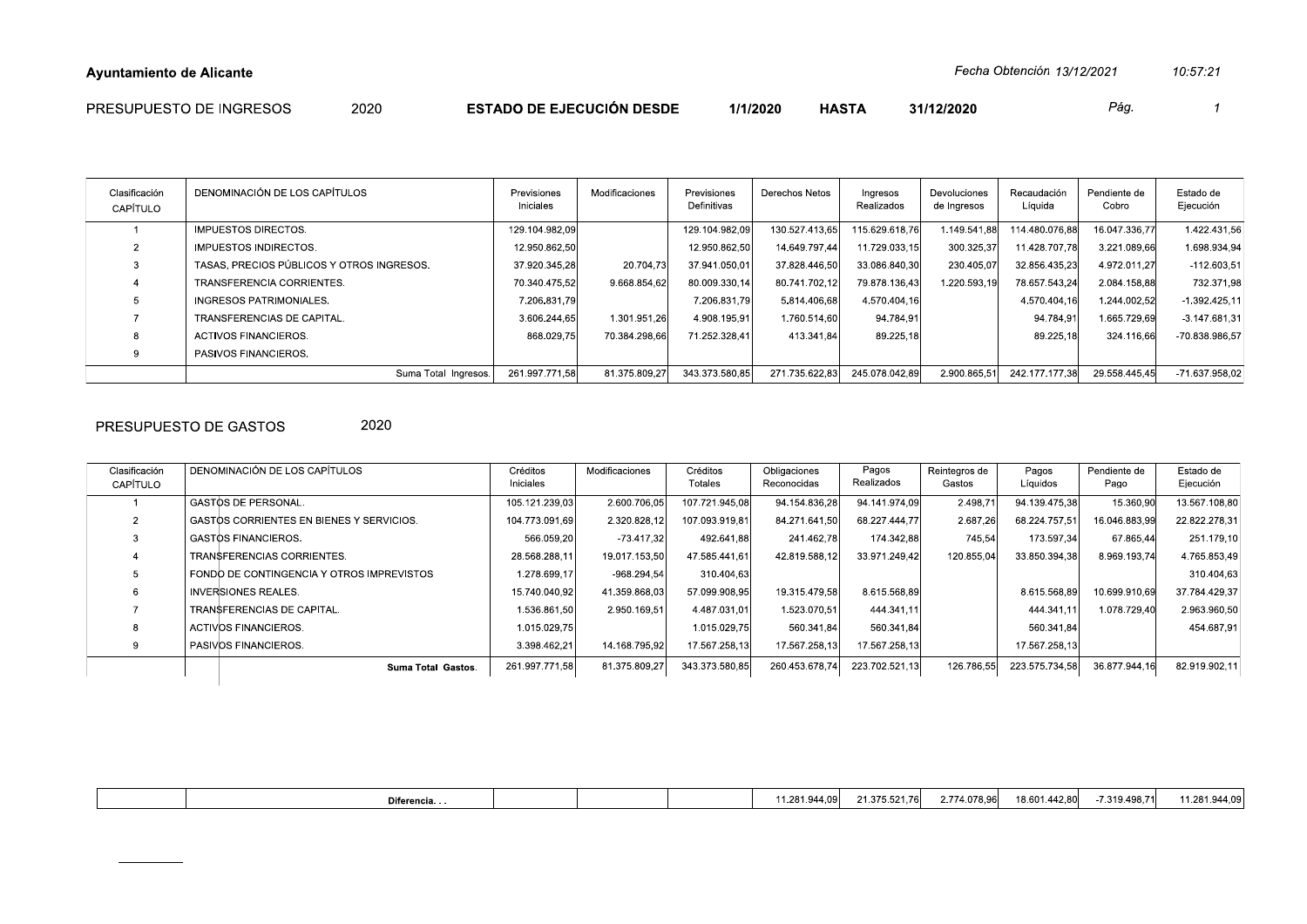**Ayuntamiento de Alicante**

*Fecha Obtención 13/12/2021* *10:57:21*

PRESUPUESTO DE INGRESOS 2020 **ESTADO DE EJECUCIÓN DESDE 1/1/2020 HASTA 31/12/2020**

| Clasificación CAPÍTULO | DENOMINACIÓN DE LOS CAPÍTULOS | Previsiones Iniciales | Modificaciones | Previsiones Definitivas | Derechos Netos | Ingresos Realizados | Devoluciones de Ingresos | Recaudación Líquida | Pendiente de Cobro | Estado de Ejecución |
|---|---|---|---|---|---|---|---|---|---|---|
| 1 | IMPUESTOS DIRECTOS. | 129.104.982,09 | | 129.104.982,09 | 130.527.413,65 | 115.629.618,76 | 1.149.541,88 | 114.480.076,88 | 16.047.336,77 | 1.422.431,56 |
| 2 | IMPUESTOS INDIRECTOS. | 12.950.862,50 | | 12.950.862,50 | 14.649.797,44 | 11.729.033,15 | 300.325,37 | 11.428.707,78 | 3.221.089,66 | 1.698.934,94 |
| 3 | TASAS, PRECIOS PÚBLICOS Y OTROS INGRESOS. | 37.920.345,28 | 20.704,73 | 37.941.050,01 | 37.828.446,50 | 33.086.840,30 | 230.405,07 | 32.856.435,23 | 4.972.011,27 | -112.603,51 |
| 4 | TRANSFERENCIA CORRIENTES. | 70.340.475,52 | 9.668.854,62 | 80.009.330,14 | 80.741.702,12 | 79.878.136,43 | 1.220.593,19 | 78.657.543,24 | 2.084.158,88 | 732.371,98 |
| 5 | INGRESOS PATRIMONIALES. | 7.206.831,79 | | 7.206.831,79 | 5.814.406,68 | 4.570.404,16 | | 4.570.404,16 | 1.244.002,52 | -1.392.425,11 |
| 7 | TRANSFERENCIAS DE CAPITAL. | 3.606.244,65 | 1.301.951,26 | 4.908.195,91 | 1.760.514,60 | 94.784,91 | | 94.784,91 | 1.665.729,69 | -3.147.681,31 |
| 8 | ACTIVOS FINANCIEROS. | 868.029,75 | 70.384.298,66 | 71.252.328,41 | 413.341,84 | 89.225,18 | | 89.225,18 | 324.116,66 | -70.838.986,57 |
| 9 | PASIVOS FINANCIEROS. | | | | | | | | | |
| | Suma Total Ingresos. | 261.997.771,58 | 81.375.809,27 | 343.373.580,85 | 271.735.622,83 | 245.078.042,89 | 2.900.865,51 | 242.177.177,38 | 29.558.445,45 | -71.637.958,02 |

PRESUPUESTO DE GASTOS 2020

| Clasificación CAPÍTULO | DENOMINACIÓN DE LOS CAPÍTULOS | Créditos Iniciales | Modificaciones | Créditos Totales | Obligaciones Reconocidas | Pagos Realizados | Reintegros de Gastos | Pagos Líquidos | Pendiente de Pago | Estado de Ejecución |
|---|---|---|---|---|---|---|---|---|---|---|
| 1 | GASTOS DE PERSONAL. | 105.121.239,03 | 2.600.706,05 | 107.721.945,08 | 94.154.836,28 | 94.141.974,09 | 2.498,71 | 94.139.475,38 | 15.360,90 | 13.567.108,80 |
| 2 | GASTOS CORRIENTES EN BIENES Y SERVICIOS. | 104.773.091,69 | 2.320.828,12 | 107.093.919,81 | 84.271.641,50 | 68.227.444,77 | 2.687,26 | 68.224.757,51 | 16.046.883,99 | 22.822.278,31 |
| 3 | GASTOS FINANCIEROS. | 566.059,20 | -73.417,32 | 492.641,88 | 241.462,78 | 174.342,88 | 745,54 | 173.597,34 | 67.865,44 | 251.179,10 |
| 4 | TRANSFERENCIAS CORRIENTES. | 28.568.288,11 | 19.017.153,50 | 47.585.441,61 | 42.819.588,12 | 33.971.249,42 | 120.855,04 | 33.850.394,38 | 8.969.193,74 | 4.765.853,49 |
| 5 | FONDO DE CONTINGENCIA Y OTROS IMPREVISTOS | 1.278.699,17 | -968.294,54 | 310.404,63 | | | | | | 310.404,63 |
| 6 | INVERSIONES REALES. | 15.740.040,92 | 41.359.868,03 | 57.099.908,95 | 19.315.479,58 | 8.615.568,89 | | 8.615.568,89 | 10.699.910,69 | 37.784.429,37 |
| 7 | TRANSFERENCIAS DE CAPITAL. | 1.536.861,50 | 2.950.169,51 | 4.487.031,01 | 1.523.070,51 | 444.341,11 | | 444.341,11 | 1.078.729,40 | 2.963.960,50 |
| 8 | ACTIVOS FINANCIEROS. | 1.015.029,75 | | 1.015.029,75 | 560.341,84 | 560.341,84 | | 560.341,84 | | 454.687,91 |
| 9 | PASIVOS FINANCIEROS. | 3.398.462,21 | 14.168.795,92 | 17.567.258,13 | 17.567.258,13 | 17.567.258,13 | | 17.567.258,13 | | |
| | **Suma Total Gastos.** | 261.997.771,58 | 81.375.809,27 | 343.373.580,85 | 260.453.678,74 | 223.702.521,13 | 126.786,55 | 223.575.734,58 | 36.877.944,16 | 82.919.902,11 |

| | | | | | | | | | | |
|---|---|---|---|---|---|---|---|---|---|---|
| | **Diferencia. . .** | | | | 11.281.944,09 | 21.375.521,76 | 2.774.078,96 | 18.601.442,80 | -7.319.498,71 | 11.281.944,09 |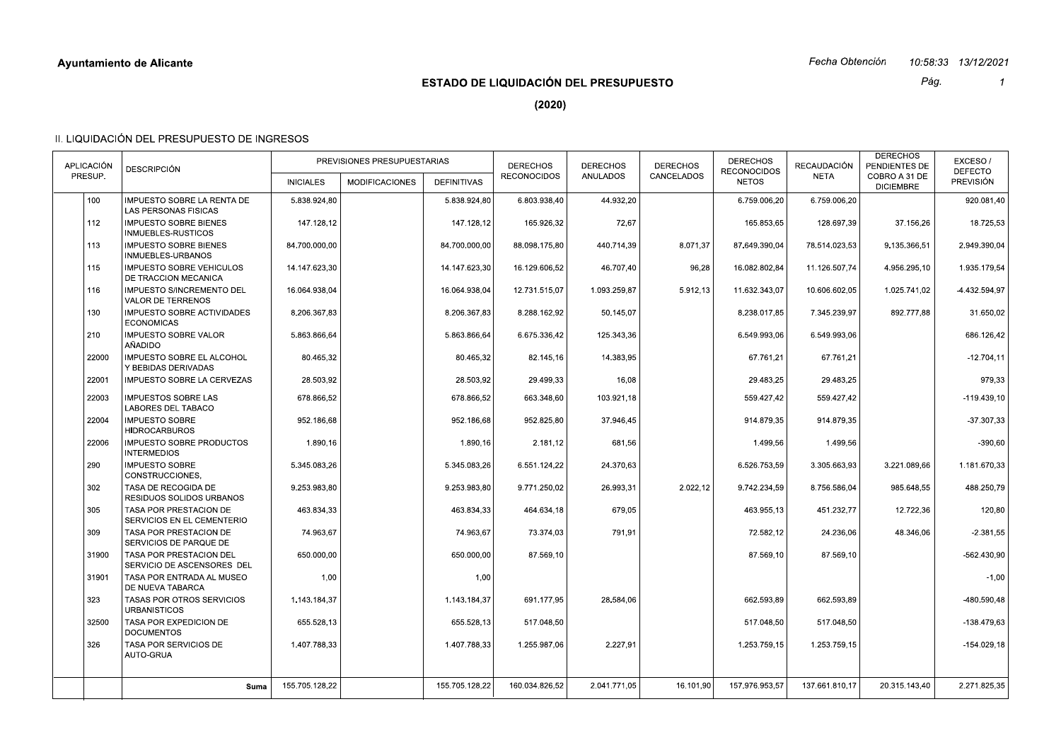**Ayuntamiento de Alicante**

*Fecha Obtención* 10:58:33 13/12/2021

## ESTADO DE LIQUIDACIÓN DEL PRESUPUESTO

## (2020)

### II. LIQUIDACIÓN DEL PRESUPUESTO DE INGRESOS

| APLICACIÓN PRESUP. | | DESCRIPCIÓN | PREVISIONES PRESUPUESTARIAS | | | DERECHOS RECONOCIDOS | DERECHOS ANULADOS | DERECHOS CANCELADOS | DERECHOS RECONOCIDOS NETOS | RECAUDACIÓN NETA | DERECHOS PENDIENTES DE COBRO A 31 DE DICIEMBRE | EXCESO / DEFECTO PREVISIÓN |
|---|---|---|---|---|---|---|---|---|---|---|---|---|
| | | | INICIALES | MODIFICACIONES | DEFINITIVAS | | | | | | | |
| | 100 | IMPUESTO SOBRE LA RENTA DE LAS PERSONAS FISICAS | 5.838.924,80 | | 5.838.924,80 | 6.803.938,40 | 44.932,20 | | 6.759.006,20 | 6.759.006,20 | | 920.081,40 |
| | 112 | IMPUESTO SOBRE BIENES INMUEBLES-RUSTICOS | 147.128,12 | | 147.128,12 | 165.926,32 | 72,67 | | 165.853,65 | 128.697,39 | 37.156,26 | 18.725,53 |
| | 113 | IMPUESTO SOBRE BIENES INMUEBLES-URBANOS | 84.700.000,00 | | 84.700.000,00 | 88.098.175,80 | 440.714,39 | 8.071,37 | 87.649.390,04 | 78.514.023,53 | 9.135.366,51 | 2.949.390,04 |
| | 115 | IMPUESTO SOBRE VEHICULOS DE TRACCION MECANICA | 14.147.623,30 | | 14.147.623,30 | 16.129.606,52 | 46.707,40 | 96,28 | 16.082.802,84 | 11.126.507,74 | 4.956.295,10 | 1.935.179,54 |
| | 116 | IMPUESTO S/INCREMENTO DEL VALOR DE TERRENOS | 16.064.938,04 | | 16.064.938,04 | 12.731.515,07 | 1.093.259,87 | 5.912,13 | 11.632.343,07 | 10.606.602,05 | 1.025.741,02 | -4.432.594,97 |
| | 130 | IMPUESTO SOBRE ACTIVIDADES ECONOMICAS | 8.206.367,83 | | 8.206.367,83 | 8.288.162,92 | 50.145,07 | | 8.238.017,85 | 7.345.239,97 | 892.777,88 | 31.650,02 |
| | 210 | IMPUESTO SOBRE VALOR AÑADIDO | 5.863.866,64 | | 5.863.866,64 | 6.675.336,42 | 125.343,36 | | 6.549.993,06 | 6.549.993,06 | | 686.126,42 |
| | 22000 | IMPUESTO SOBRE EL ALCOHOL Y BEBIDAS DERIVADAS | 80.465,32 | | 80.465,32 | 82.145,16 | 14.383,95 | | 67.761,21 | 67.761,21 | | -12.704,11 |
| | 22001 | IMPUESTO SOBRE LA CERVEZAS | 28.503,92 | | 28.503,92 | 29.499,33 | 16,08 | | 29.483,25 | 29.483,25 | | 979,33 |
| | 22003 | IMPUESTOS SOBRE LAS LABORES DEL TABACO | 678.866,52 | | 678.866,52 | 663.348,60 | 103.921,18 | | 559.427,42 | 559.427,42 | | -119.439,10 |
| | 22004 | IMPUESTO SOBRE HIDROCARBUROS | 952.186,68 | | 952.186,68 | 952.825,80 | 37.946,45 | | 914.879,35 | 914.879,35 | | -37.307,33 |
| | 22006 | IMPUESTO SOBRE PRODUCTOS INTERMEDIOS | 1.890,16 | | 1.890,16 | 2.181,12 | 681,56 | | 1.499,56 | 1.499,56 | | -390,60 |
| | 290 | IMPUESTO SOBRE CONSTRUCCIONES, | 5.345.083,26 | | 5.345.083,26 | 6.551.124,22 | 24.370,63 | | 6.526.753,59 | 3.305.663,93 | 3.221.089,66 | 1.181.670,33 |
| | 302 | TASA DE RECOGIDA DE RESIDUOS SOLIDOS URBANOS | 9.253.983,80 | | 9.253.983,80 | 9.771.250,02 | 26.993,31 | 2.022,12 | 9.742.234,59 | 8.756.586,04 | 985.648,55 | 488.250,79 |
| | 305 | TASA POR PRESTACION DE SERVICIOS EN EL CEMENTERIO | 463.834,33 | | 463.834,33 | 464.634,18 | 679,05 | | 463.955,13 | 451.232,77 | 12.722,36 | 120,80 |
| | 309 | TASA POR PRESTACION DE SERVICIOS DE PARQUE DE | 74.963,67 | | 74.963,67 | 73.374,03 | 791,91 | | 72.582,12 | 24.236,06 | 48.346,06 | -2.381,55 |
| | 31900 | TASA POR PRESTACION DEL SERVICIO DE ASCENSORES DEL | 650.000,00 | | 650.000,00 | 87.569,10 | | | 87.569,10 | 87.569,10 | | -562.430,90 |
| | 31901 | TASA POR ENTRADA AL MUSEO DE NUEVA TABARCA | 1,00 | | 1,00 | | | | | | | -1,00 |
| | 323 | TASAS POR OTROS SERVICIOS URBANISTICOS | 1.143.184,37 | | 1.143.184,37 | 691.177,95 | 28.584,06 | | 662.593,89 | 662.593,89 | | -480.590,48 |
| | 32500 | TASA POR EXPEDICION DE DOCUMENTOS | 655.528,13 | | 655.528,13 | 517.048,50 | | | 517.048,50 | 517.048,50 | | -138.479,63 |
| | 326 | TASA POR SERVICIOS DE AUTO-GRUA | 1.407.788,33 | | 1.407.788,33 | 1.255.987,06 | 2.227,91 | | 1.253.759,15 | 1.253.759,15 | | -154.029,18 |
| | | **Suma** | 155.705.128,22 | | 155.705.128,22 | 160.034.826,52 | 2.041.771,05 | 16.101,90 | 157.976.953,57 | 137.661.810,17 | 20.315.143,40 | 2.271.825,35 |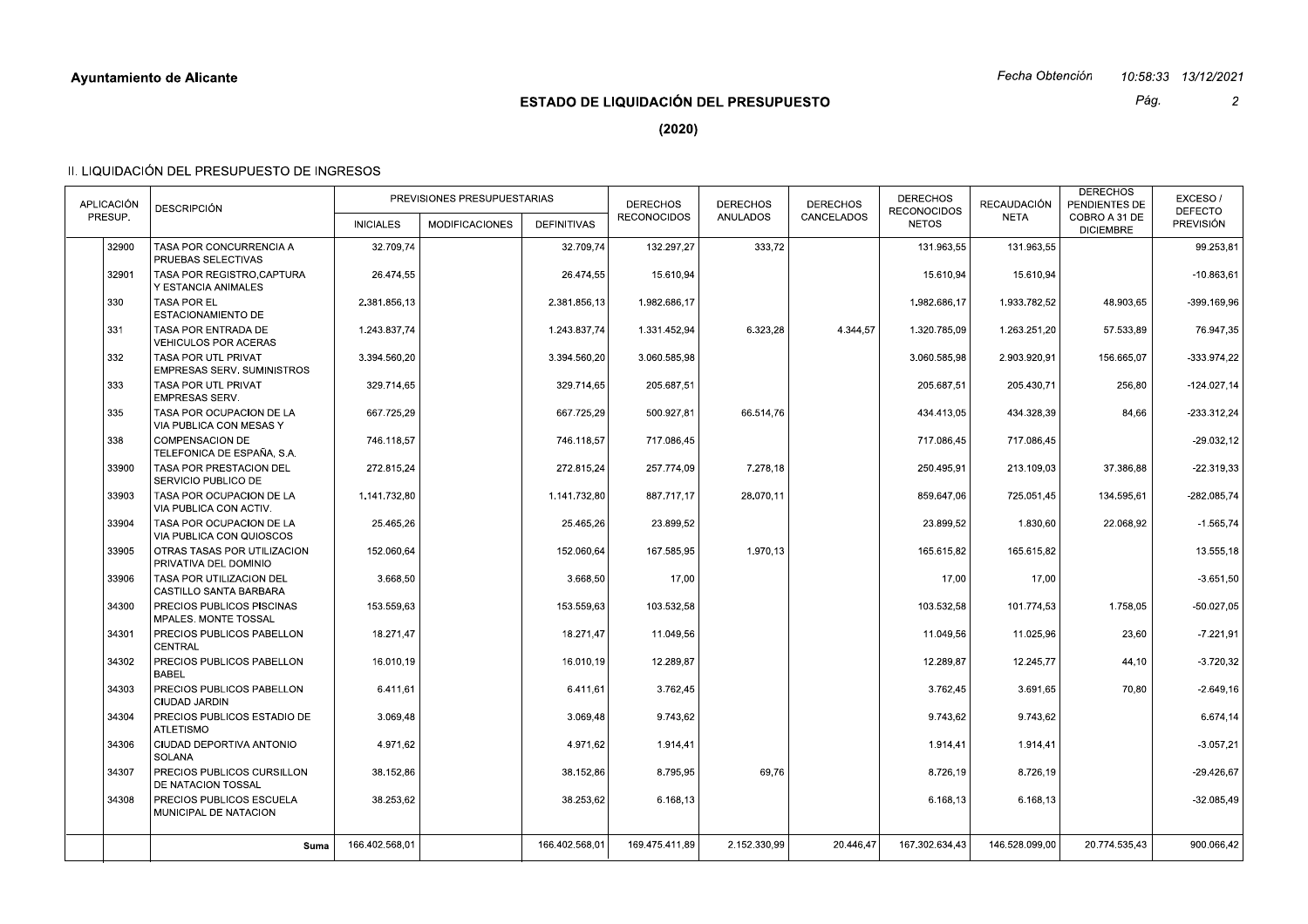**Ayuntamiento de Alicante**

*Fecha Obtención 10:58:33 13/12/2021*

## ESTADO DE LIQUIDACIÓN DEL PRESUPUESTO

**(2020)**

### II. LIQUIDACIÓN DEL PRESUPUESTO DE INGRESOS

| APLICACIÓN PRESUP. | | DESCRIPCIÓN | PREVISIONES PRESUPUESTARIAS | | | DERECHOS RECONOCIDOS | DERECHOS ANULADOS | DERECHOS CANCELADOS | DERECHOS RECONOCIDOS NETOS | RECAUDACIÓN NETA | DERECHOS PENDIENTES DE COBRO A 31 DE DICIEMBRE | EXCESO / DEFECTO PREVISIÓN |
|---|---|---|---|---|---|---|---|---|---|---|---|---|
| | | | INICIALES | MODIFICACIONES | DEFINITIVAS | | | | | | | |
| | 32900 | TASA POR CONCURRENCIA A PRUEBAS SELECTIVAS | 32.709,74 | | 32.709,74 | 132.297,27 | 333,72 | | 131.963,55 | 131.963,55 | | 99.253,81 |
| | 32901 | TASA POR REGISTRO,CAPTURA Y ESTANCIA ANIMALES | 26.474,55 | | 26.474,55 | 15.610,94 | | | 15.610,94 | 15.610,94 | | -10.863,61 |
| | 330 | TASA POR EL ESTACIONAMIENTO DE | 2.381.856,13 | | 2.381.856,13 | 1.982.686,17 | | | 1.982.686,17 | 1.933.782,52 | 48.903,65 | -399.169,96 |
| | 331 | TASA POR ENTRADA DE VEHICULOS POR ACERAS | 1.243.837,74 | | 1.243.837,74 | 1.331.452,94 | 6.323,28 | 4.344,57 | 1.320.785,09 | 1.263.251,20 | 57.533,89 | 76.947,35 |
| | 332 | TASA POR UTL PRIVAT EMPRESAS SERV. SUMINISTROS | 3.394.560,20 | | 3.394.560,20 | 3.060.585,98 | | | 3.060.585,98 | 2.903.920,91 | 156.665,07 | -333.974,22 |
| | 333 | TASA POR UTL PRIVAT EMPRESAS SERV. | 329.714,65 | | 329.714,65 | 205.687,51 | | | 205.687,51 | 205.430,71 | 256,80 | -124.027,14 |
| | 335 | TASA POR OCUPACION DE LA VIA PUBLICA CON MESAS Y | 667.725,29 | | 667.725,29 | 500.927,81 | 66.514,76 | | 434.413,05 | 434.328,39 | 84,66 | -233.312,24 |
| | 338 | COMPENSACION DE TELEFONICA DE ESPAÑA, S.A. | 746.118,57 | | 746.118,57 | 717.086,45 | | | 717.086,45 | 717.086,45 | | -29.032,12 |
| | 33900 | TASA POR PRESTACION DEL SERVICIO PUBLICO DE | 272.815,24 | | 272.815,24 | 257.774,09 | 7.278,18 | | 250.495,91 | 213.109,03 | 37.386,88 | -22.319,33 |
| | 33903 | TASA POR OCUPACION DE LA VIA PUBLICA CON ACTIV. | 1.141.732,80 | | 1.141.732,80 | 887.717,17 | 28.070,11 | | 859.647,06 | 725.051,45 | 134.595,61 | -282.085,74 |
| | 33904 | TASA POR OCUPACION DE LA VIA PUBLICA CON QUIOSCOS | 25.465,26 | | 25.465,26 | 23.899,52 | | | 23.899,52 | 1.830,60 | 22.068,92 | -1.565,74 |
| | 33905 | OTRAS TASAS POR UTILIZACION PRIVATIVA DEL DOMINIO | 152.060,64 | | 152.060,64 | 167.585,95 | 1.970,13 | | 165.615,82 | 165.615,82 | | 13.555,18 |
| | 33906 | TASA POR UTILIZACION DEL CASTILLO SANTA BARBARA | 3.668,50 | | 3.668,50 | 17,00 | | | 17,00 | 17,00 | | -3.651,50 |
| | 34300 | PRECIOS PUBLICOS PISCINAS MPALES. MONTE TOSSAL | 153.559,63 | | 153.559,63 | 103.532,58 | | | 103.532,58 | 101.774,53 | 1.758,05 | -50.027,05 |
| | 34301 | PRECIOS PUBLICOS PABELLON CENTRAL | 18.271,47 | | 18.271,47 | 11.049,56 | | | 11.049,56 | 11.025,96 | 23,60 | -7.221,91 |
| | 34302 | PRECIOS PUBLICOS PABELLON BABEL | 16.010,19 | | 16.010,19 | 12.289,87 | | | 12.289,87 | 12.245,77 | 44,10 | -3.720,32 |
| | 34303 | PRECIOS PUBLICOS PABELLON CIUDAD JARDIN | 6.411,61 | | 6.411,61 | 3.762,45 | | | 3.762,45 | 3.691,65 | 70,80 | -2.649,16 |
| | 34304 | PRECIOS PUBLICOS ESTADIO DE ATLETISMO | 3.069,48 | | 3.069,48 | 9.743,62 | | | 9.743,62 | 9.743,62 | | 6.674,14 |
| | 34306 | CIUDAD DEPORTIVA ANTONIO SOLANA | 4.971,62 | | 4.971,62 | 1.914,41 | | | 1.914,41 | 1.914,41 | | -3.057,21 |
| | 34307 | PRECIOS PUBLICOS CURSILLON DE NATACION TOSSAL | 38.152,86 | | 38.152,86 | 8.795,95 | 69,76 | | 8.726,19 | 8.726,19 | | -29.426,67 |
| | 34308 | PRECIOS PUBLICOS ESCUELA MUNICIPAL DE NATACION | 38.253,62 | | 38.253,62 | 6.168,13 | | | 6.168,13 | 6.168,13 | | -32.085,49 |
| | | **Suma** | 166.402.568,01 | | 166.402.568,01 | 169.475.411,89 | 2.152.330,99 | 20.446,47 | 167.302.634,43 | 146.528.099,00 | 20.774.535,43 | 900.066,42 |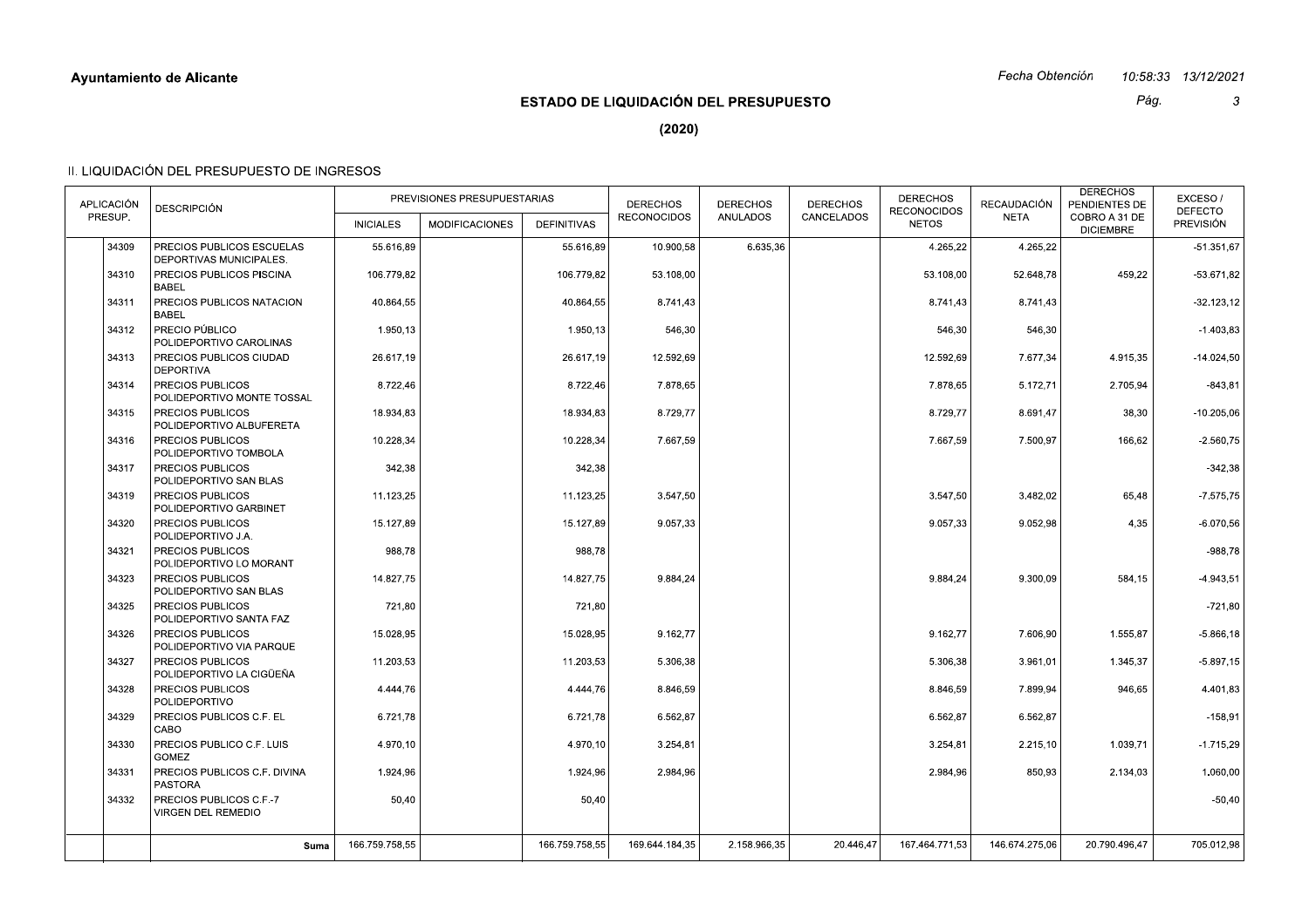**Ayuntamiento de Alicante**

*Fecha Obtención 10:58:33 13/12/2021*

## ESTADO DE LIQUIDACIÓN DEL PRESUPUESTO

### (2020)

II. LIQUIDACIÓN DEL PRESUPUESTO DE INGRESOS

| APLICACIÓN PRESUP. | | DESCRIPCIÓN | PREVISIONES PRESUPUESTARIAS | | | DERECHOS RECONOCIDOS | DERECHOS ANULADOS | DERECHOS CANCELADOS | DERECHOS RECONOCIDOS NETOS | RECAUDACIÓN NETA | DERECHOS PENDIENTES DE COBRO A 31 DE DICIEMBRE | EXCESO / DEFECTO PREVISIÓN |
|---|---|---|---|---|---|---|---|---|---|---|---|---|
| | | | INICIALES | MODIFICACIONES | DEFINITIVAS | | | | | | | |
| | 34309 | PRECIOS PUBLICOS ESCUELAS DEPORTIVAS MUNICIPALES. | 55.616,89 | | 55.616,89 | 10.900,58 | 6.635,36 | | 4.265,22 | 4.265,22 | | -51.351,67 |
| | 34310 | PRECIOS PUBLICOS PISCINA BABEL | 106.779,82 | | 106.779,82 | 53.108,00 | | | 53.108,00 | 52.648,78 | 459,22 | -53.671,82 |
| | 34311 | PRECIOS PUBLICOS NATACION BABEL | 40.864,55 | | 40.864,55 | 8.741,43 | | | 8.741,43 | 8.741,43 | | -32.123,12 |
| | 34312 | PRECIO PÚBLICO POLIDEPORTIVO CAROLINAS | 1.950,13 | | 1.950,13 | 546,30 | | | 546,30 | 546,30 | | -1.403,83 |
| | 34313 | PRECIOS PUBLICOS CIUDAD DEPORTIVA | 26.617,19 | | 26.617,19 | 12.592,69 | | | 12.592,69 | 7.677,34 | 4.915,35 | -14.024,50 |
| | 34314 | PRECIOS PUBLICOS POLIDEPORTIVO MONTE TOSSAL | 8.722,46 | | 8.722,46 | 7.878,65 | | | 7.878,65 | 5.172,71 | 2.705,94 | -843,81 |
| | 34315 | PRECIOS PUBLICOS POLIDEPORTIVO ALBUFERETA | 18.934,83 | | 18.934,83 | 8.729,77 | | | 8.729,77 | 8.691,47 | 38,30 | -10.205,06 |
| | 34316 | PRECIOS PUBLICOS POLIDEPORTIVO TOMBOLA | 10.228,34 | | 10.228,34 | 7.667,59 | | | 7.667,59 | 7.500,97 | 166,62 | -2.560,75 |
| | 34317 | PRECIOS PUBLICOS POLIDEPORTIVO SAN BLAS | 342,38 | | 342,38 | | | | | | | -342,38 |
| | 34319 | PRECIOS PUBLICOS POLIDEPORTIVO GARBINET | 11.123,25 | | 11.123,25 | 3.547,50 | | | 3.547,50 | 3.482,02 | 65,48 | -7.575,75 |
| | 34320 | PRECIOS PUBLICOS POLIDEPORTIVO J.A. | 15.127,89 | | 15.127,89 | 9.057,33 | | | 9.057,33 | 9.052,98 | 4,35 | -6.070,56 |
| | 34321 | PRECIOS PUBLICOS POLIDEPORTIVO LO MORANT | 988,78 | | 988,78 | | | | | | | -988,78 |
| | 34323 | PRECIOS PUBLICOS POLIDEPORTIVO SAN BLAS | 14.827,75 | | 14.827,75 | 9.884,24 | | | 9.884,24 | 9.300,09 | 584,15 | -4.943,51 |
| | 34325 | PRECIOS PUBLICOS POLIDEPORTIVO SANTA FAZ | 721,80 | | 721,80 | | | | | | | -721,80 |
| | 34326 | PRECIOS PUBLICOS POLIDEPORTIVO VIA PARQUE | 15.028,95 | | 15.028,95 | 9.162,77 | | | 9.162,77 | 7.606,90 | 1.555,87 | -5.866,18 |
| | 34327 | PRECIOS PUBLICOS POLIDEPORTIVO LA CIGÜEÑA | 11.203,53 | | 11.203,53 | 5.306,38 | | | 5.306,38 | 3.961,01 | 1.345,37 | -5.897,15 |
| | 34328 | PRECIOS PUBLICOS POLIDEPORTIVO | 4.444,76 | | 4.444,76 | 8.846,59 | | | 8.846,59 | 7.899,94 | 946,65 | 4.401,83 |
| | 34329 | PRECIOS PUBLICOS C.F. EL CABO | 6.721,78 | | 6.721,78 | 6.562,87 | | | 6.562,87 | 6.562,87 | | -158,91 |
| | 34330 | PRECIOS PUBLICO C.F. LUIS GOMEZ | 4.970,10 | | 4.970,10 | 3.254,81 | | | 3.254,81 | 2.215,10 | 1.039,71 | -1.715,29 |
| | 34331 | PRECIOS PUBLICOS C.F. DIVINA PASTORA | 1.924,96 | | 1.924,96 | 2.984,96 | | | 2.984,96 | 850,93 | 2.134,03 | 1.060,00 |
| | 34332 | PRECIOS PUBLICOS C.F.-7 VIRGEN DEL REMEDIO | 50,40 | | 50,40 | | | | | | | -50,40 |
| | | **Suma** | 166.759.758,55 | | 166.759.758,55 | 169.644.184,35 | 2.158.966,35 | 20.446,47 | 167.464.771,53 | 146.674.275,06 | 20.790.496,47 | 705.012,98 |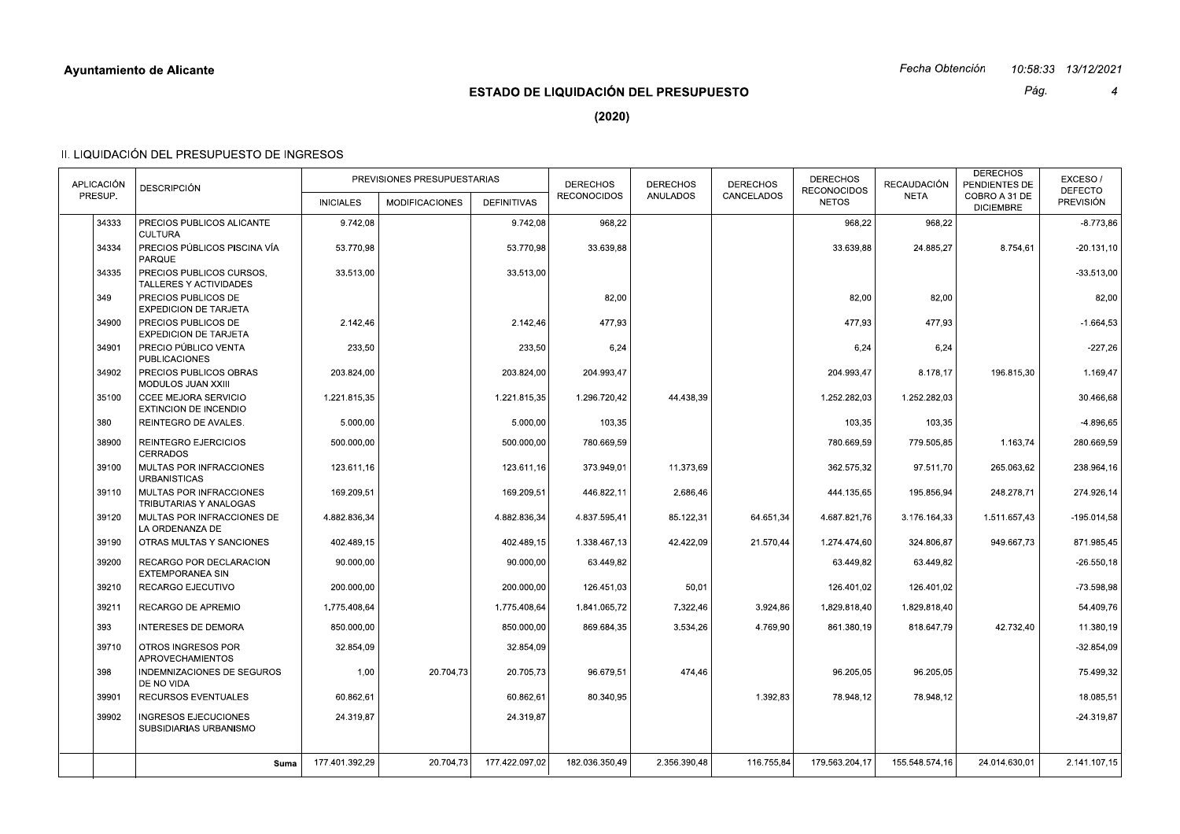**Ayuntamiento de Alicante**

*Fecha Obtención 10:58:33 13/12/2021*

## ESTADO DE LIQUIDACIÓN DEL PRESUPUESTO

## (2020)

### II. LIQUIDACIÓN DEL PRESUPUESTO DE INGRESOS

| APLICACIÓN PRESUP. | | DESCRIPCIÓN | PREVISIONES PRESUPUESTARIAS | | | DERECHOS RECONOCIDOS | DERECHOS ANULADOS | DERECHOS CANCELADOS | DERECHOS RECONOCIDOS NETOS | RECAUDACIÓN NETA | DERECHOS PENDIENTES DE COBRO A 31 DE DICIEMBRE | EXCESO / DEFECTO PREVISIÓN |
|---|---|---|---|---|---|---|---|---|---|---|---|---|
| | | | INICIALES | MODIFICACIONES | DEFINITIVAS | | | | | | | |
| | 34333 | PRECIOS PUBLICOS ALICANTE CULTURA | 9.742,08 | | 9.742,08 | 968,22 | | | 968,22 | 968,22 | | -8.773,86 |
| | 34334 | PRECIOS PÚBLICOS PISCINA VÍA PARQUE | 53.770,98 | | 53.770,98 | 33.639,88 | | | 33.639,88 | 24.885,27 | 8.754,61 | -20.131,10 |
| | 34335 | PRECIOS PUBLICOS CURSOS, TALLERES Y ACTIVIDADES | 33.513,00 | | 33.513,00 | | | | | | | -33.513,00 |
| | 349 | PRECIOS PUBLICOS DE EXPEDICION DE TARJETA | | | | 82,00 | | | 82,00 | 82,00 | | 82,00 |
| | 34900 | PRECIOS PUBLICOS DE EXPEDICION DE TARJETA | 2.142,46 | | 2.142,46 | 477,93 | | | 477,93 | 477,93 | | -1.664,53 |
| | 34901 | PRECIO PÚBLICO VENTA PUBLICACIONES | 233,50 | | 233,50 | 6,24 | | | 6,24 | 6,24 | | -227,26 |
| | 34902 | PRECIOS PUBLICOS OBRAS MODULOS JUAN XXIII | 203.824,00 | | 203.824,00 | 204.993,47 | | | 204.993,47 | 8.178,17 | 196.815,30 | 1.169,47 |
| | 35100 | CCEE MEJORA SERVICIO EXTINCION DE INCENDIO | 1.221.815,35 | | 1.221.815,35 | 1.296.720,42 | 44.438,39 | | 1.252.282,03 | 1.252.282,03 | | 30.466,68 |
| | 380 | REINTEGRO DE AVALES. | 5.000,00 | | 5.000,00 | 103,35 | | | 103,35 | 103,35 | | -4.896,65 |
| | 38900 | REINTEGRO EJERCICIOS CERRADOS | 500.000,00 | | 500.000,00 | 780.669,59 | | | 780.669,59 | 779.505,85 | 1.163,74 | 280.669,59 |
| | 39100 | MULTAS POR INFRACCIONES URBANISTICAS | 123.611,16 | | 123.611,16 | 373.949,01 | 11.373,69 | | 362.575,32 | 97.511,70 | 265.063,62 | 238.964,16 |
| | 39110 | MULTAS POR INFRACCIONES TRIBUTARIAS Y ANALOGAS | 169.209,51 | | 169.209,51 | 446.822,11 | 2.686,46 | | 444.135,65 | 195.856,94 | 248.278,71 | 274.926,14 |
| | 39120 | MULTAS POR INFRACCIONES DE LA ORDENANZA DE | 4.882.836,34 | | 4.882.836,34 | 4.837.595,41 | 85.122,31 | 64.651,34 | 4.687.821,76 | 3.176.164,33 | 1.511.657,43 | -195.014,58 |
| | 39190 | OTRAS MULTAS Y SANCIONES | 402.489,15 | | 402.489,15 | 1.338.467,13 | 42.422,09 | 21.570,44 | 1.274.474,60 | 324.806,87 | 949.667,73 | 871.985,45 |
| | 39200 | RECARGO POR DECLARACION EXTEMPORANEA SIN | 90.000,00 | | 90.000,00 | 63.449,82 | | | 63.449,82 | 63.449,82 | | -26.550,18 |
| | 39210 | RECARGO EJECUTIVO | 200.000,00 | | 200.000,00 | 126.451,03 | 50,01 | | 126.401,02 | 126.401,02 | | -73.598,98 |
| | 39211 | RECARGO DE APREMIO | 1.775.408,64 | | 1.775.408,64 | 1.841.065,72 | 7.322,46 | 3.924,86 | 1.829.818,40 | 1.829.818,40 | | 54.409,76 |
| | 393 | INTERESES DE DEMORA | 850.000,00 | | 850.000,00 | 869.684,35 | 3.534,26 | 4.769,90 | 861.380,19 | 818.647,79 | 42.732,40 | 11.380,19 |
| | 39710 | OTROS INGRESOS POR APROVECHAMIENTOS | 32.854,09 | | 32.854,09 | | | | | | | -32.854,09 |
| | 398 | INDEMNIZACIONES DE SEGUROS DE NO VIDA | 1,00 | 20.704,73 | 20.705,73 | 96.679,51 | 474,46 | | 96.205,05 | 96.205,05 | | 75.499,32 |
| | 39901 | RECURSOS EVENTUALES | 60.862,61 | | 60.862,61 | 80.340,95 | | 1.392,83 | 78.948,12 | 78.948,12 | | 18.085,51 |
| | 39902 | INGRESOS EJECUCIONES SUBSIDIARIAS URBANISMO | 24.319,87 | | 24.319,87 | | | | | | | -24.319,87 |
| | | **Suma** | 177.401.392,29 | 20.704,73 | 177.422.097,02 | 182.036.350,49 | 2.356.390,48 | 116.755,84 | 179.563.204,17 | 155.548.574,16 | 24.014.630,01 | 2.141.107,15 |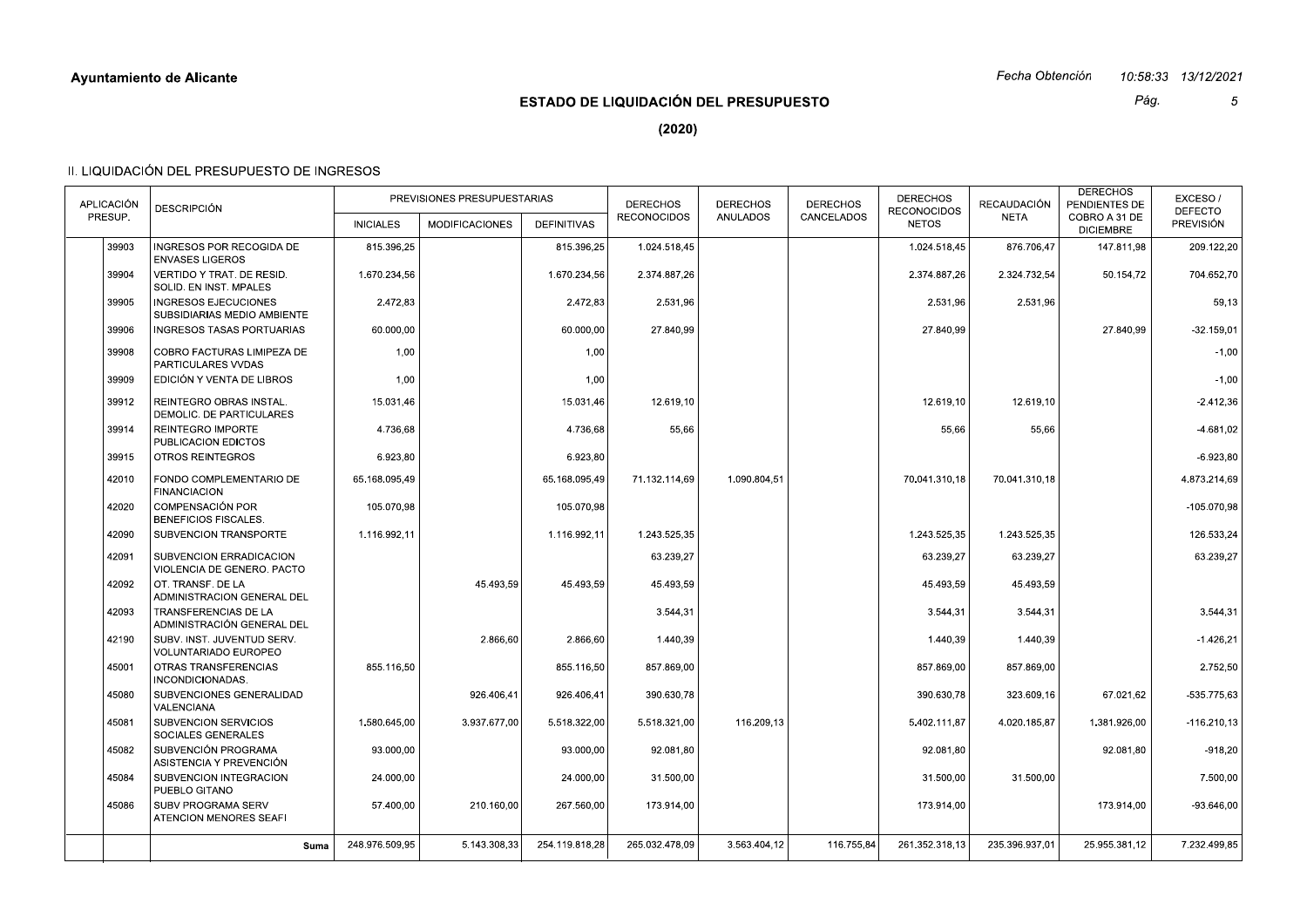**Ayuntamiento de Alicante**

*Fecha Obtención 10:58:33 13/12/2021*

## ESTADO DE LIQUIDACIÓN DEL PRESUPUESTO

## (2020)

### II. LIQUIDACIÓN DEL PRESUPUESTO DE INGRESOS

| APLICACIÓN PRESUP. | | DESCRIPCIÓN | PREVISIONES PRESUPUESTARIAS | | | DERECHOS RECONOCIDOS | DERECHOS ANULADOS | DERECHOS CANCELADOS | DERECHOS RECONOCIDOS NETOS | RECAUDACIÓN NETA | DERECHOS PENDIENTES DE COBRO A 31 DE DICIEMBRE | EXCESO / DEFECTO PREVISIÓN |
|---|---|---|---|---|---|---|---|---|---|---|---|---|
| | | | INICIALES | MODIFICACIONES | DEFINITIVAS | | | | | | | |
| | 39903 | INGRESOS POR RECOGIDA DE ENVASES LIGEROS | 815.396,25 | | 815.396,25 | 1.024.518,45 | | | 1.024.518,45 | 876.706,47 | 147.811,98 | 209.122,20 |
| | 39904 | VERTIDO Y TRAT. DE RESID. SOLID. EN INST. MPALES | 1.670.234,56 | | 1.670.234,56 | 2.374.887,26 | | | 2.374.887,26 | 2.324.732,54 | 50.154,72 | 704.652,70 |
| | 39905 | INGRESOS EJECUCIONES SUBSIDIARIAS MEDIO AMBIENTE | 2.472,83 | | 2.472,83 | 2.531,96 | | | 2.531,96 | 2.531,96 | | 59,13 |
| | 39906 | INGRESOS TASAS PORTUARIAS | 60.000,00 | | 60.000,00 | 27.840,99 | | | 27.840,99 | | 27.840,99 | -32.159,01 |
| | 39908 | COBRO FACTURAS LIMIPEZA DE PARTICULARES VVDAS | 1,00 | | 1,00 | | | | | | | -1,00 |
| | 39909 | EDICIÓN Y VENTA DE LIBROS | 1,00 | | 1,00 | | | | | | | -1,00 |
| | 39912 | REINTEGRO OBRAS INSTAL. DEMOLIC. DE PARTICULARES | 15.031,46 | | 15.031,46 | 12.619,10 | | | 12.619,10 | 12.619,10 | | -2.412,36 |
| | 39914 | REINTEGRO IMPORTE PUBLICACION EDICTOS | 4.736,68 | | 4.736,68 | 55,66 | | | 55,66 | 55,66 | | -4.681,02 |
| | 39915 | OTROS REINTEGROS | 6.923,80 | | 6.923,80 | | | | | | | -6.923,80 |
| | 42010 | FONDO COMPLEMENTARIO DE FINANCIACION | 65.168.095,49 | | 65.168.095,49 | 71.132.114,69 | 1.090.804,51 | | 70.041.310,18 | 70.041.310,18 | | 4.873.214,69 |
| | 42020 | COMPENSACIÓN POR BENEFICIOS FISCALES. | 105.070,98 | | 105.070,98 | | | | | | | -105.070,98 |
| | 42090 | SUBVENCION TRANSPORTE | 1.116.992,11 | | 1.116.992,11 | 1.243.525,35 | | | 1.243.525,35 | 1.243.525,35 | | 126.533,24 |
| | 42091 | SUBVENCION ERRADICACION VIOLENCIA DE GENERO. PACTO | | | | 63.239,27 | | | 63.239,27 | 63.239,27 | | 63.239,27 |
| | 42092 | OT. TRANSF. DE LA ADMINISTRACION GENERAL DEL | | 45.493,59 | 45.493,59 | 45.493,59 | | | 45.493,59 | 45.493,59 | | |
| | 42093 | TRANSFERENCIAS DE LA ADMINISTRACIÓN GENERAL DEL | | | | 3.544,31 | | | 3.544,31 | 3.544,31 | | 3.544,31 |
| | 42190 | SUBV. INST. JUVENTUD SERV. VOLUNTARIADO EUROPEO | | 2.866,60 | 2.866,60 | 1.440,39 | | | 1.440,39 | 1.440,39 | | -1.426,21 |
| | 45001 | OTRAS TRANSFERENCIAS INCONDICIONADAS. | 855.116,50 | | 855.116,50 | 857.869,00 | | | 857.869,00 | 857.869,00 | | 2.752,50 |
| | 45080 | SUBVENCIONES GENERALIDAD VALENCIANA | | 926.406,41 | 926.406,41 | 390.630,78 | | | 390.630,78 | 323.609,16 | 67.021,62 | -535.775,63 |
| | 45081 | SUBVENCION SERVICIOS SOCIALES GENERALES | 1.580.645,00 | 3.937.677,00 | 5.518.322,00 | 5.518.321,00 | 116.209,13 | | 5.402.111,87 | 4.020.185,87 | 1.381.926,00 | -116.210,13 |
| | 45082 | SUBVENCIÓN PROGRAMA ASISTENCIA Y PREVENCIÓN | 93.000,00 | | 93.000,00 | 92.081,80 | | | 92.081,80 | | 92.081,80 | -918,20 |
| | 45084 | SUBVENCION INTEGRACION PUEBLO GITANO | 24.000,00 | | 24.000,00 | 31.500,00 | | | 31.500,00 | 31.500,00 | | 7.500,00 |
| | 45086 | SUBV PROGRAMA SERV ATENCION MENORES SEAFI | 57.400,00 | 210.160,00 | 267.560,00 | 173.914,00 | | | 173.914,00 | | 173.914,00 | -93.646,00 |
| | | **Suma** | 248.976.509,95 | 5.143.308,33 | 254.119.818,28 | 265.032.478,09 | 3.563.404,12 | 116.755,84 | 261.352.318,13 | 235.396.937,01 | 25.955.381,12 | 7.232.499,85 |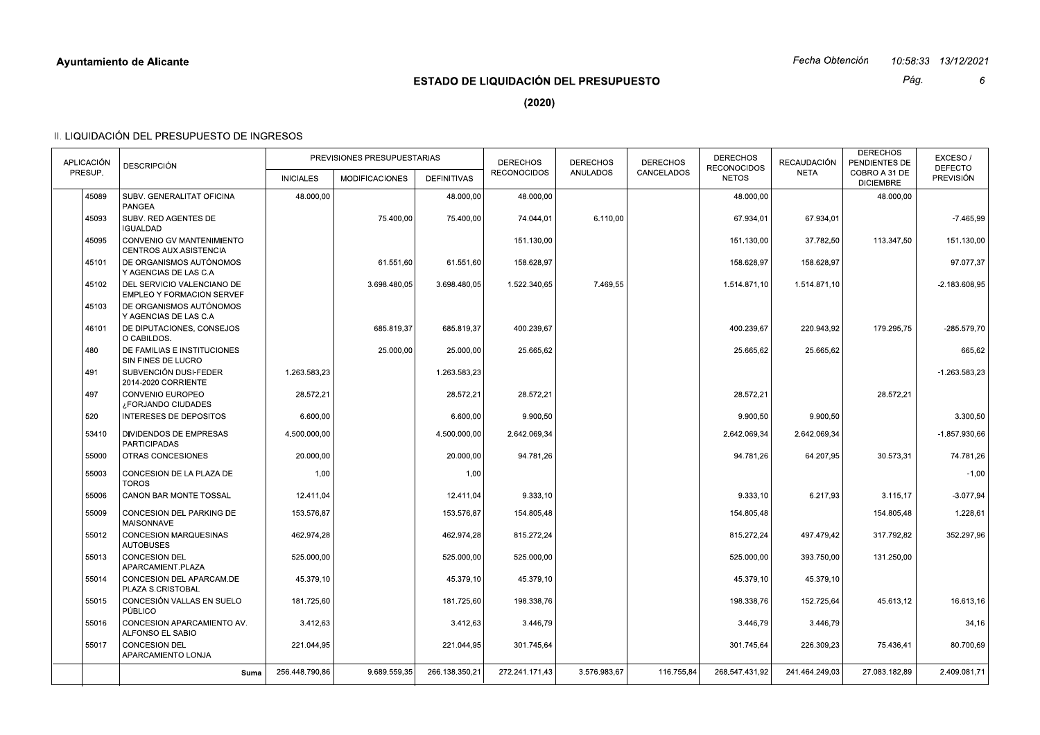**Ayuntamiento de Alicante**

## ESTADO DE LIQUIDACIÓN DEL PRESUPUESTO

**(2020)**

### II. LIQUIDACIÓN DEL PRESUPUESTO DE INGRESOS

| APLICACIÓN PRESUP. | | DESCRIPCIÓN | PREVISIONES PRESUPUESTARIAS | | | DERECHOS RECONOCIDOS | DERECHOS ANULADOS | DERECHOS CANCELADOS | DERECHOS RECONOCIDOS NETOS | RECAUDACIÓN NETA | DERECHOS PENDIENTES DE COBRO A 31 DE DICIEMBRE | EXCESO / DEFECTO PREVISIÓN |
|---|---|---|---|---|---|---|---|---|---|---|---|---|
| | | | INICIALES | MODIFICACIONES | DEFINITIVAS | | | | | | | |
| | 45089 | SUBV. GENERALITAT OFICINA PANGEA | 48.000,00 | | 48.000,00 | 48.000,00 | | | 48.000,00 | | 48.000,00 | |
| | 45093 | SUBV. RED AGENTES DE IGUALDAD | | 75.400,00 | 75.400,00 | 74.044,01 | 6.110,00 | | 67.934,01 | 67.934,01 | | -7.465,99 |
| | 45095 | CONVENIO GV MANTENIMIENTO CENTROS AUX.ASISTENCIA | | | | 151.130,00 | | | 151.130,00 | 37.782,50 | 113.347,50 | 151.130,00 |
| | 45101 | DE ORGANISMOS AUTÓNOMOS Y AGENCIAS DE LAS C.A | | 61.551,60 | 61.551,60 | 158.628,97 | | | 158.628,97 | 158.628,97 | | 97.077,37 |
| | 45102 | DEL SERVICIO VALENCIANO DE EMPLEO Y FORMACION SERVEF | | 3.698.480,05 | 3.698.480,05 | 1.522.340,65 | 7.469,55 | | 1.514.871,10 | 1.514.871,10 | | -2.183.608,95 |
| | 45103 | DE ORGANISMOS AUTÓNOMOS Y AGENCIAS DE LAS C.A | | | | | | | | | | |
| | 46101 | DE DIPUTACIONES, CONSEJOS O CABILDOS. | | 685.819,37 | 685.819,37 | 400.239,67 | | | 400.239,67 | 220.943,92 | 179.295,75 | -285.579,70 |
| | 480 | DE FAMILIAS E INSTITUCIONES SIN FINES DE LUCRO | | 25.000,00 | 25.000,00 | 25.665,62 | | | 25.665,62 | 25.665,62 | | 665,62 |
| | 491 | SUBVENCIÓN DUSI-FEDER 2014-2020 CORRIENTE | 1.263.583,23 | | 1.263.583,23 | | | | | | | -1.263.583,23 |
| | 497 | CONVENIO EUROPEO ¿FORJANDO CIUDADES | 28.572,21 | | 28.572,21 | 28.572,21 | | | 28.572,21 | | 28.572,21 | |
| | 520 | INTERESES DE DEPOSITOS | 6.600,00 | | 6.600,00 | 9.900,50 | | | 9.900,50 | 9.900,50 | | 3.300,50 |
| | 53410 | DIVIDENDOS DE EMPRESAS PARTICIPADAS | 4.500.000,00 | | 4.500.000,00 | 2.642.069,34 | | | 2.642.069,34 | 2.642.069,34 | | -1.857.930,66 |
| | 55000 | OTRAS CONCESIONES | 20.000,00 | | 20.000,00 | 94.781,26 | | | 94.781,26 | 64.207,95 | 30.573,31 | 74.781,26 |
| | 55003 | CONCESION DE LA PLAZA DE TOROS | 1,00 | | 1,00 | | | | | | | -1,00 |
| | 55006 | CANON BAR MONTE TOSSAL | 12.411,04 | | 12.411,04 | 9.333,10 | | | 9.333,10 | 6.217,93 | 3.115,17 | -3.077,94 |
| | 55009 | CONCESION DEL PARKING DE MAISONNAVE | 153.576,87 | | 153.576,87 | 154.805,48 | | | 154.805,48 | | 154.805,48 | 1.228,61 |
| | 55012 | CONCESION MARQUESINAS AUTOBUSES | 462.974,28 | | 462.974,28 | 815.272,24 | | | 815.272,24 | 497.479,42 | 317.792,82 | 352.297,96 |
| | 55013 | CONCESION DEL APARCAMIENT.PLAZA | 525.000,00 | | 525.000,00 | 525.000,00 | | | 525.000,00 | 393.750,00 | 131.250,00 | |
| | 55014 | CONCESION DEL APARCAM.DE PLAZA S.CRISTOBAL | 45.379,10 | | 45.379,10 | 45.379,10 | | | 45.379,10 | 45.379,10 | | |
| | 55015 | CONCESIÓN VALLAS EN SUELO PÚBLICO | 181.725,60 | | 181.725,60 | 198.338,76 | | | 198.338,76 | 152.725,64 | 45.613,12 | 16.613,16 |
| | 55016 | CONCESION APARCAMIENTO AV. ALFONSO EL SABIO | 3.412,63 | | 3.412,63 | 3.446,79 | | | 3.446,79 | 3.446,79 | | 34,16 |
| | 55017 | CONCESION DEL APARCAMIENTO LONJA | 221.044,95 | | 221.044,95 | 301.745,64 | | | 301.745,64 | 226.309,23 | 75.436,41 | 80.700,69 |
| | | **Suma** | 256.448.790,86 | 9.689.559,35 | 266.138.350,21 | 272.241.171,43 | 3.576.983,67 | 116.755,84 | 268.547.431,92 | 241.464.249,03 | 27.083.182,89 | 2.409.081,71 |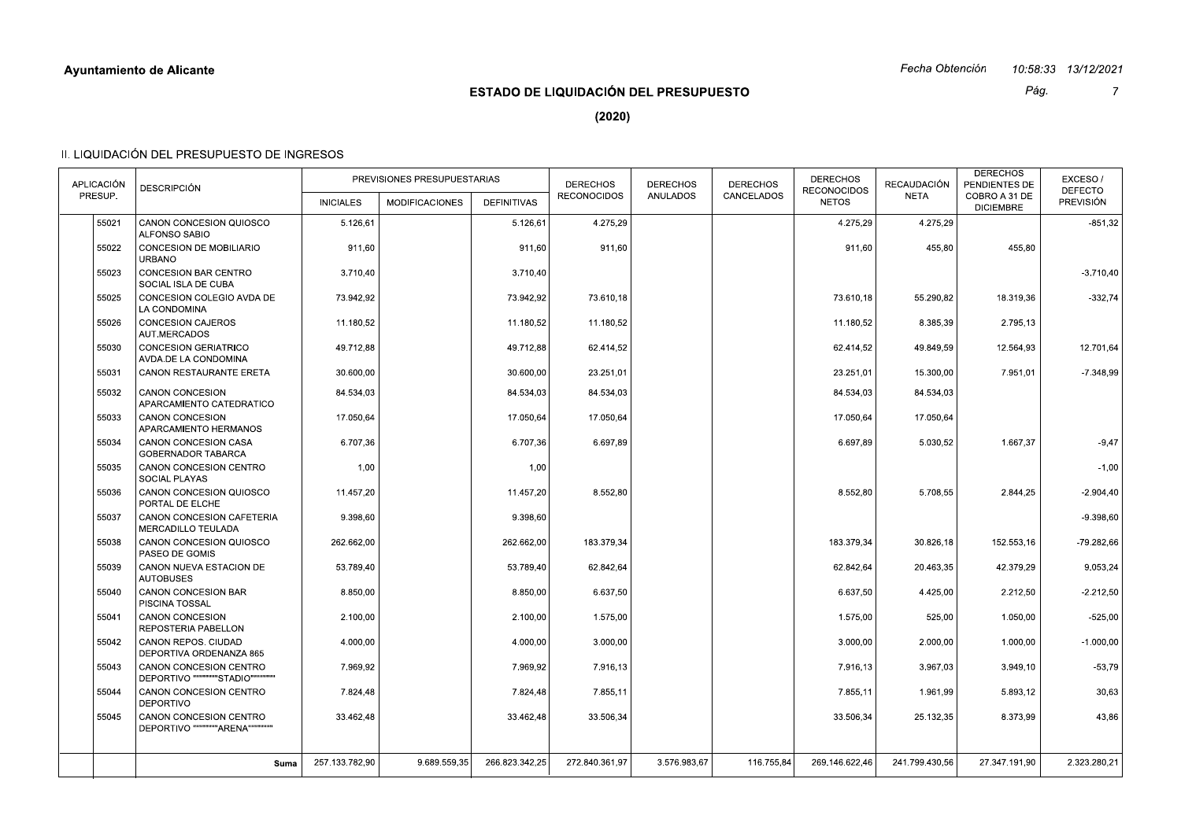Ayuntamiento de Alicante

Fecha Obtención 10:58:33 13/12/2021

# ESTADO DE LIQUIDACIÓN DEL PRESUPUESTO

## (2020)

### II. LIQUIDACIÓN DEL PRESUPUESTO DE INGRESOS

| APLICACIÓN PRESUP. | | DESCRIPCIÓN | PREVISIONES PRESUPUESTARIAS | | | DERECHOS RECONOCIDOS | DERECHOS ANULADOS | DERECHOS CANCELADOS | DERECHOS RECONOCIDOS NETOS | RECAUDACIÓN NETA | DERECHOS PENDIENTES DE COBRO A 31 DE DICIEMBRE | EXCESO / DEFECTO PREVISIÓN |
|---|---|---|---|---|---|---|---|---|---|---|---|---|
| | | | INICIALES | MODIFICACIONES | DEFINITIVAS | | | | | | | |
| | 55021 | CANON CONCESION QUIOSCO ALFONSO SABIO | 5.126,61 | | 5.126,61 | 4.275,29 | | | 4.275,29 | 4.275,29 | | -851,32 |
| | 55022 | CONCESION DE MOBILIARIO URBANO | 911,60 | | 911,60 | 911,60 | | | 911,60 | 455,80 | 455,80 | |
| | 55023 | CONCESION BAR CENTRO SOCIAL ISLA DE CUBA | 3.710,40 | | 3.710,40 | | | | | | | -3.710,40 |
| | 55025 | CONCESION COLEGIO AVDA DE LA CONDOMINA | 73.942,92 | | 73.942,92 | 73.610,18 | | | 73.610,18 | 55.290,82 | 18.319,36 | -332,74 |
| | 55026 | CONCESION CAJEROS AUT.MERCADOS | 11.180,52 | | 11.180,52 | 11.180,52 | | | 11.180,52 | 8.385,39 | 2.795,13 | |
| | 55030 | CONCESION GERIATRICO AVDA.DE LA CONDOMINA | 49.712,88 | | 49.712,88 | 62.414,52 | | | 62.414,52 | 49.849,59 | 12.564,93 | 12.701,64 |
| | 55031 | CANON RESTAURANTE ERETA | 30.600,00 | | 30.600,00 | 23.251,01 | | | 23.251,01 | 15.300,00 | 7.951,01 | -7.348,99 |
| | 55032 | CANON CONCESION APARCAMIENTO CATEDRATICO | 84.534,03 | | 84.534,03 | 84.534,03 | | | 84.534,03 | 84.534,03 | | |
| | 55033 | CANON CONCESION APARCAMIENTO HERMANOS | 17.050,64 | | 17.050,64 | 17.050,64 | | | 17.050,64 | 17.050,64 | | |
| | 55034 | CANON CONCESION CASA GOBERNADOR TABARCA | 6.707,36 | | 6.707,36 | 6.697,89 | | | 6.697,89 | 5.030,52 | 1.667,37 | -9,47 |
| | 55035 | CANON CONCESION CENTRO SOCIAL PLAYAS | 1,00 | | 1,00 | | | | | | | -1,00 |
| | 55036 | CANON CONCESION QUIOSCO PORTAL DE ELCHE | 11.457,20 | | 11.457,20 | 8.552,80 | | | 8.552,80 | 5.708,55 | 2.844,25 | -2.904,40 |
| | 55037 | CANON CONCESION CAFETERIA MERCADILLO TEULADA | 9.398,60 | | 9.398,60 | | | | | | | -9.398,60 |
| | 55038 | CANON CONCESION QUIOSCO PASEO DE GOMIS | 262.662,00 | | 262.662,00 | 183.379,34 | | | 183.379,34 | 30.826,18 | 152.553,16 | -79.282,66 |
| | 55039 | CANON NUEVA ESTACION DE AUTOBUSES | 53.789,40 | | 53.789,40 | 62.842,64 | | | 62.842,64 | 20.463,35 | 42.379,29 | 9.053,24 |
| | 55040 | CANON CONCESION BAR PISCINA TOSSAL | 8.850,00 | | 8.850,00 | 6.637,50 | | | 6.637,50 | 4.425,00 | 2.212,50 | -2.212,50 |
| | 55041 | CANON CONCESION REPOSTERIA PABELLON | 2.100,00 | | 2.100,00 | 1.575,00 | | | 1.575,00 | 525,00 | 1.050,00 | -525,00 |
| | 55042 | CANON REPOS. CIUDAD DEPORTIVA ORDENANZA 865 | 4.000,00 | | 4.000,00 | 3.000,00 | | | 3.000,00 | 2.000,00 | 1.000,00 | -1.000,00 |
| | 55043 | CANON CONCESION CENTRO DEPORTIVO """""""""STADIO""""""""" | 7.969,92 | | 7.969,92 | 7.916,13 | | | 7.916,13 | 3.967,03 | 3.949,10 | -53,79 |
| | 55044 | CANON CONCESION CENTRO DEPORTIVO | 7.824,48 | | 7.824,48 | 7.855,11 | | | 7.855,11 | 1.961,99 | 5.893,12 | 30,63 |
| | 55045 | CANON CONCESION CENTRO DEPORTIVO """""""""ARENA""""""""" | 33.462,48 | | 33.462,48 | 33.506,34 | | | 33.506,34 | 25.132,35 | 8.373,99 | 43,86 |
| | | **Suma** | 257.133.782,90 | 9.689.559,35 | 266.823.342,25 | 272.840.361,97 | 3.576.983,67 | 116.755,84 | 269.146.622,46 | 241.799.430,56 | 27.347.191,90 | 2.323.280,21 |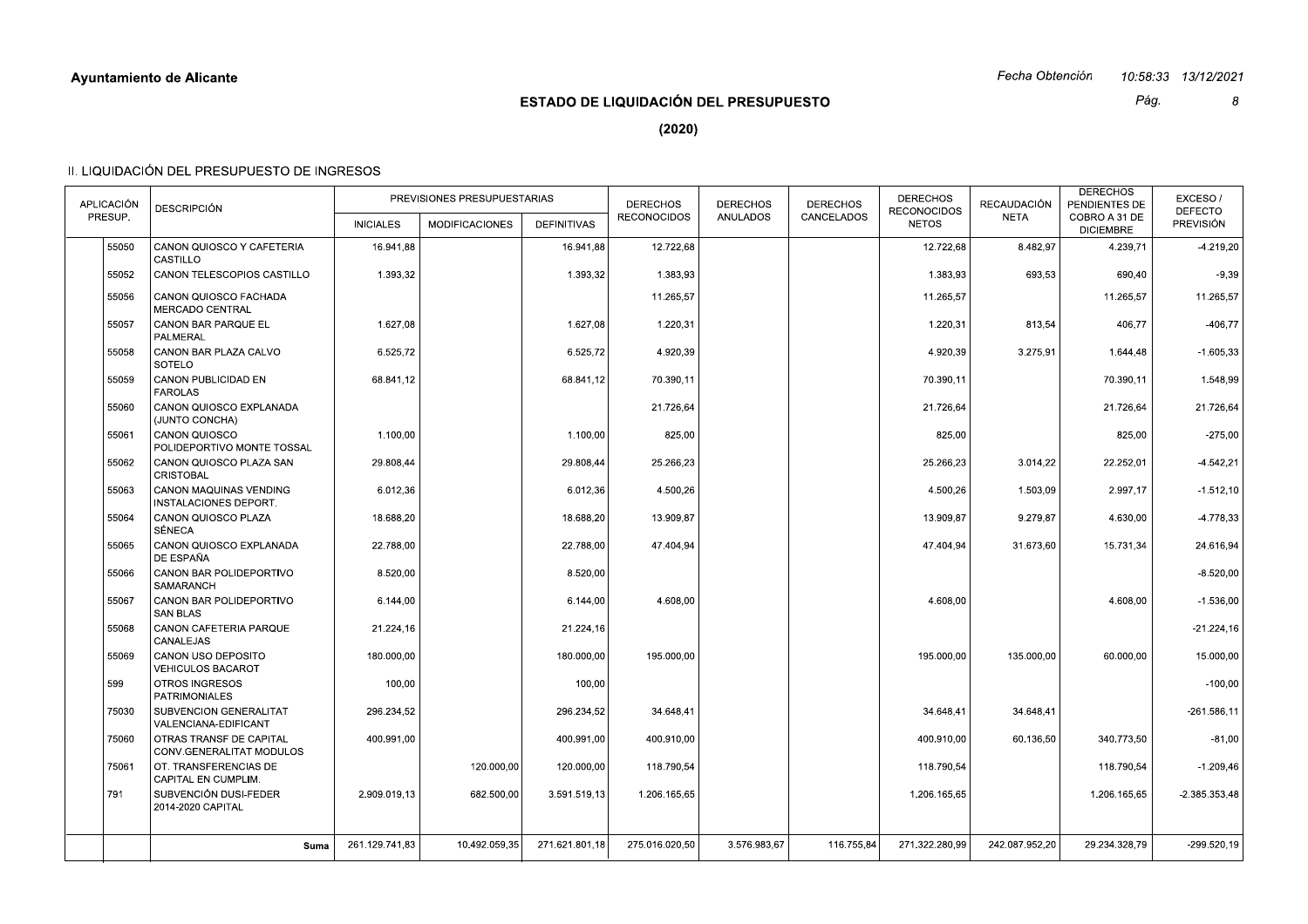**Ayuntamiento de Alicante**

*Fecha Obtención 10:58:33 13/12/2021*

## ESTADO DE LIQUIDACIÓN DEL PRESUPUESTO

**(2020)**

### II. LIQUIDACIÓN DEL PRESUPUESTO DE INGRESOS

| APLICACIÓN PRESUP. | | DESCRIPCIÓN | PREVISIONES PRESUPUESTARIAS | | | DERECHOS RECONOCIDOS | DERECHOS ANULADOS | DERECHOS CANCELADOS | DERECHOS RECONOCIDOS NETOS | RECAUDACIÓN NETA | DERECHOS PENDIENTES DE COBRO A 31 DE DICIEMBRE | EXCESO / DEFECTO PREVISIÓN |
|---|---|---|---|---|---|---|---|---|---|---|---|---|
| | | | INICIALES | MODIFICACIONES | DEFINITIVAS | | | | | | | |
| | 55050 | CANON QUIOSCO Y CAFETERIA CASTILLO | 16.941,88 | | 16.941,88 | 12.722,68 | | | 12.722,68 | 8.482,97 | 4.239,71 | -4.219,20 |
| | 55052 | CANON TELESCOPIOS CASTILLO | 1.393,32 | | 1.393,32 | 1.383,93 | | | 1.383,93 | 693,53 | 690,40 | -9,39 |
| | 55056 | CANON QUIOSCO FACHADA MERCADO CENTRAL | | | | 11.265,57 | | | 11.265,57 | | 11.265,57 | 11.265,57 |
| | 55057 | CANON BAR PARQUE EL PALMERAL | 1.627,08 | | 1.627,08 | 1.220,31 | | | 1.220,31 | 813,54 | 406,77 | -406,77 |
| | 55058 | CANON BAR PLAZA CALVO SOTELO | 6.525,72 | | 6.525,72 | 4.920,39 | | | 4.920,39 | 3.275,91 | 1.644,48 | -1.605,33 |
| | 55059 | CANON PUBLICIDAD EN FAROLAS | 68.841,12 | | 68.841,12 | 70.390,11 | | | 70.390,11 | | 70.390,11 | 1.548,99 |
| | 55060 | CANON QUIOSCO EXPLANADA (JUNTO CONCHA) | | | | 21.726,64 | | | 21.726,64 | | 21.726,64 | 21.726,64 |
| | 55061 | CANON QUIOSCO POLIDEPORTIVO MONTE TOSSAL | 1.100,00 | | 1.100,00 | 825,00 | | | 825,00 | | 825,00 | -275,00 |
| | 55062 | CANON QUIOSCO PLAZA SAN CRISTOBAL | 29.808,44 | | 29.808,44 | 25.266,23 | | | 25.266,23 | 3.014,22 | 22.252,01 | -4.542,21 |
| | 55063 | CANON MAQUINAS VENDING INSTALACIONES DEPORT. | 6.012,36 | | 6.012,36 | 4.500,26 | | | 4.500,26 | 1.503,09 | 2.997,17 | -1.512,10 |
| | 55064 | CANON QUIOSCO PLAZA SÉNECA | 18.688,20 | | 18.688,20 | 13.909,87 | | | 13.909,87 | 9.279,87 | 4.630,00 | -4.778,33 |
| | 55065 | CANON QUIOSCO EXPLANADA DE ESPAÑA | 22.788,00 | | 22.788,00 | 47.404,94 | | | 47.404,94 | 31.673,60 | 15.731,34 | 24.616,94 |
| | 55066 | CANON BAR POLIDEPORTIVO SAMARANCH | 8.520,00 | | 8.520,00 | | | | | | | -8.520,00 |
| | 55067 | CANON BAR POLIDEPORTIVO SAN BLAS | 6.144,00 | | 6.144,00 | 4.608,00 | | | 4.608,00 | | 4.608,00 | -1.536,00 |
| | 55068 | CANON CAFETERIA PARQUE CANALEJAS | 21.224,16 | | 21.224,16 | | | | | | | -21.224,16 |
| | 55069 | CANON USO DEPOSITO VEHICULOS BACAROT | 180.000,00 | | 180.000,00 | 195.000,00 | | | 195.000,00 | 135.000,00 | 60.000,00 | 15.000,00 |
| | 599 | OTROS INGRESOS PATRIMONIALES | 100,00 | | 100,00 | | | | | | | -100,00 |
| | 75030 | SUBVENCION GENERALITAT VALENCIANA-EDIFICANT | 296.234,52 | | 296.234,52 | 34.648,41 | | | 34.648,41 | 34.648,41 | | -261.586,11 |
| | 75060 | OTRAS TRANSF DE CAPITAL CONV.GENERALITAT MODULOS | 400.991,00 | | 400.991,00 | 400.910,00 | | | 400.910,00 | 60.136,50 | 340.773,50 | -81,00 |
| | 75061 | OT. TRANSFERENCIAS DE CAPITAL EN CUMPLIM. | | 120.000,00 | 120.000,00 | 118.790,54 | | | 118.790,54 | | 118.790,54 | -1.209,46 |
| | 791 | SUBVENCIÓN DUSI-FEDER 2014-2020 CAPITAL | 2.909.019,13 | 682.500,00 | 3.591.519,13 | 1.206.165,65 | | | 1.206.165,65 | | 1.206.165,65 | -2.385.353,48 |
| | | **Suma** | 261.129.741,83 | 10.492.059,35 | 271.621.801,18 | 275.016.020,50 | 3.576.983,67 | 116.755,84 | 271.322.280,99 | 242.087.952,20 | 29.234.328,79 | -299.520,19 |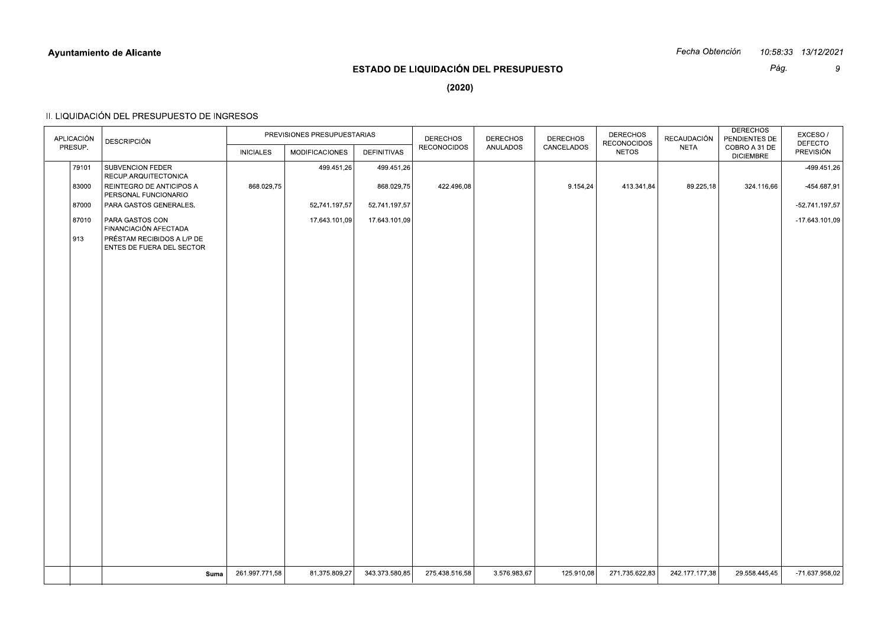**Ayuntamiento de Alicante**

*Fecha Obtención 10:58:33 13/12/2021*

## ESTADO DE LIQUIDACIÓN DEL PRESUPUESTO

## (2020)

### II. LIQUIDACIÓN DEL PRESUPUESTO DE INGRESOS

| APLICACIÓN PRESUP. | | DESCRIPCIÓN | PREVISIONES PRESUPUESTARIAS | | | DERECHOS RECONOCIDOS | DERECHOS ANULADOS | DERECHOS CANCELADOS | DERECHOS RECONOCIDOS NETOS | RECAUDACIÓN NETA | DERECHOS PENDIENTES DE COBRO A 31 DE DICIEMBRE | EXCESO / DEFECTO PREVISIÓN |
|---|---|---|---|---|---|---|---|---|---|---|---|---|
| | | | INICIALES | MODIFICACIONES | DEFINITIVAS | | | | | | | |
| | 79101 | SUBVENCION FEDER RECUP.ARQUITECTONICA | | 499.451,26 | 499.451,26 | | | | | | | -499.451,26 |
| | 83000 | REINTEGRO DE ANTICIPOS A PERSONAL FUNCIONARIO | 868.029,75 | | 868.029,75 | 422.496,08 | | 9.154,24 | 413.341,84 | 89.225,18 | 324.116,66 | -454.687,91 |
| | 87000 | PARA GASTOS GENERALES. | | 52.741.197,57 | 52.741.197,57 | | | | | | | -52.741.197,57 |
| | 87010 | PARA GASTOS CON FINANCIACIÓN AFECTADA | | 17.643.101,09 | 17.643.101,09 | | | | | | | -17.643.101,09 |
| | 913 | PRÉSTAM RECIBIDOS A L/P DE ENTES DE FUERA DEL SECTOR | | | | | | | | | | |
| | | **Suma** | 261.997.771,58 | 81.375.809,27 | 343.373.580,85 | 275.438.516,58 | 3.576.983,67 | 125.910,08 | 271.735.622,83 | 242.177.177,38 | 29.558.445,45 | -71.637.958,02 |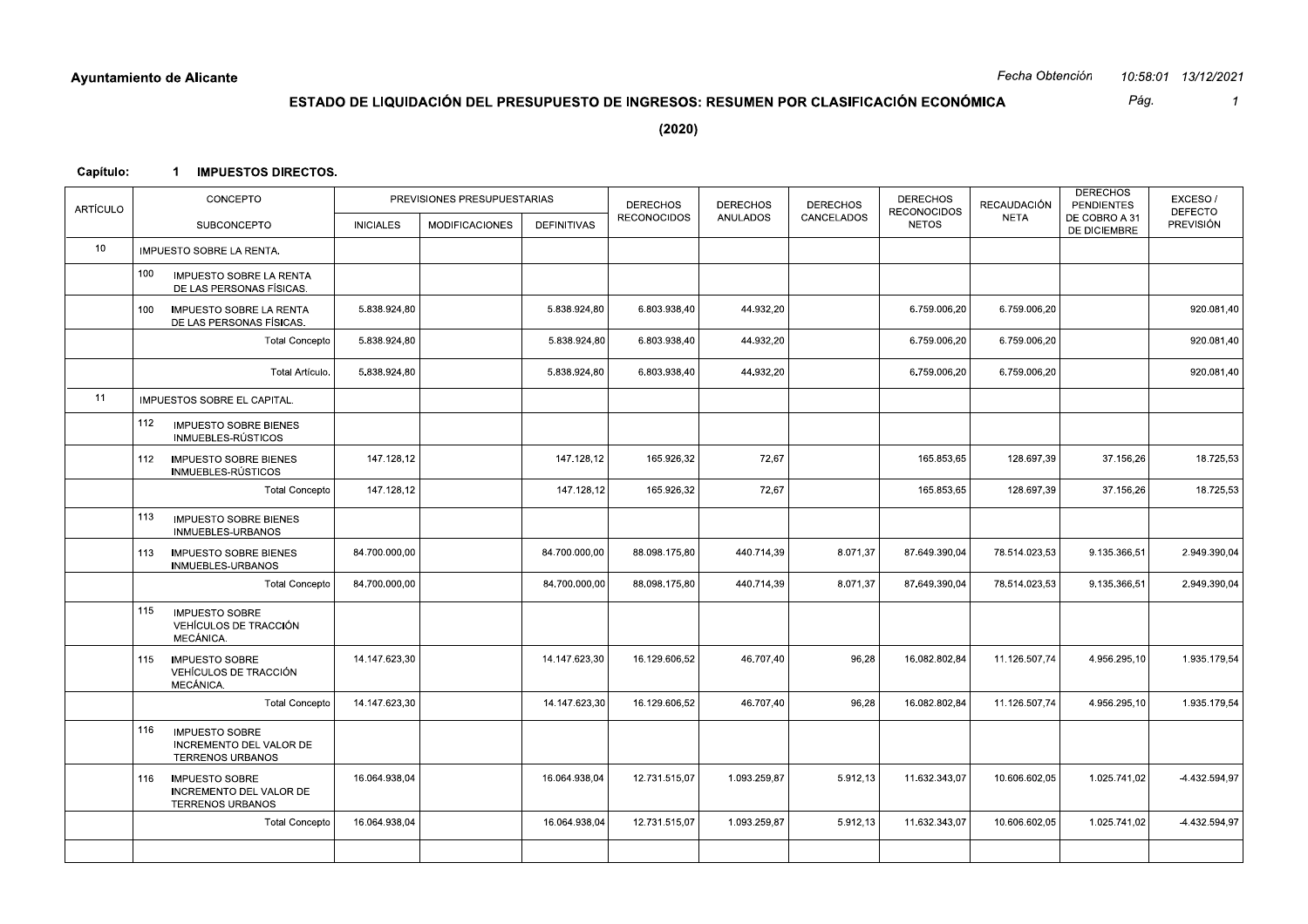**Ayuntamiento de Alicante**

*Fecha Obtención 10:58:01 13/12/2021*

## ESTADO DE LIQUIDACIÓN DEL PRESUPUESTO DE INGRESOS: RESUMEN POR CLASIFICACIÓN ECONÓMICA

**(2020)**

**Capítulo: 1 IMPUESTOS DIRECTOS.**

| ARTÍCULO | CONCEPTO / SUBCONCEPTO | PREVISIONES PRESUPUESTARIAS INICIALES | MODIFICACIONES | DEFINITIVAS | DERECHOS RECONOCIDOS | DERECHOS ANULADOS | DERECHOS CANCELADOS | DERECHOS RECONOCIDOS NETOS | RECAUDACIÓN NETA | DERECHOS PENDIENTES DE COBRO A 31 DE DICIEMBRE | EXCESO / DEFECTO PREVISIÓN |
|---|---|---|---|---|---|---|---|---|---|---|---|
| 10 | IMPUESTO SOBRE LA RENTA. | | | | | | | | | | |
| | 100 IMPUESTO SOBRE LA RENTA DE LAS PERSONAS FÍSICAS. | | | | | | | | | | |
| | 100 IMPUESTO SOBRE LA RENTA DE LAS PERSONAS FÍSICAS. | 5.838.924,80 | | 5.838.924,80 | 6.803.938,40 | 44.932,20 | | 6.759.006,20 | 6.759.006,20 | | 920.081,40 |
| | Total Concepto | 5.838.924,80 | | 5.838.924,80 | 6.803.938,40 | 44.932,20 | | 6.759.006,20 | 6.759.006,20 | | 920.081,40 |
| | Total Artículo. | 5.838.924,80 | | 5.838.924,80 | 6.803.938,40 | 44.932,20 | | 6.759.006,20 | 6.759.006,20 | | 920.081,40 |
| 11 | IMPUESTOS SOBRE EL CAPITAL. | | | | | | | | | | |
| | 112 IMPUESTO SOBRE BIENES INMUEBLES-RÚSTICOS | | | | | | | | | | |
| | 112 IMPUESTO SOBRE BIENES INMUEBLES-RÚSTICOS | 147.128,12 | | 147.128,12 | 165.926,32 | 72,67 | | 165.853,65 | 128.697,39 | 37.156,26 | 18.725,53 |
| | Total Concepto | 147.128,12 | | 147.128,12 | 165.926,32 | 72,67 | | 165.853,65 | 128.697,39 | 37.156,26 | 18.725,53 |
| | 113 IMPUESTO SOBRE BIENES INMUEBLES-URBANOS | | | | | | | | | | |
| | 113 IMPUESTO SOBRE BIENES INMUEBLES-URBANOS | 84.700.000,00 | | 84.700.000,00 | 88.098.175,80 | 440.714,39 | 8.071,37 | 87.649.390,04 | 78.514.023,53 | 9.135.366,51 | 2.949.390,04 |
| | Total Concepto | 84.700.000,00 | | 84.700.000,00 | 88.098.175,80 | 440.714,39 | 8.071,37 | 87.649.390,04 | 78.514.023,53 | 9.135.366,51 | 2.949.390,04 |
| | 115 IMPUESTO SOBRE VEHÍCULOS DE TRACCIÓN MECÁNICA. | | | | | | | | | | |
| | 115 IMPUESTO SOBRE VEHÍCULOS DE TRACCIÓN MECÁNICA. | 14.147.623,30 | | 14.147.623,30 | 16.129.606,52 | 46.707,40 | 96,28 | 16.082.802,84 | 11.126.507,74 | 4.956.295,10 | 1.935.179,54 |
| | Total Concepto | 14.147.623,30 | | 14.147.623,30 | 16.129.606,52 | 46.707,40 | 96,28 | 16.082.802,84 | 11.126.507,74 | 4.956.295,10 | 1.935.179,54 |
| | 116 IMPUESTO SOBRE INCREMENTO DEL VALOR DE TERRENOS URBANOS | | | | | | | | | | |
| | 116 IMPUESTO SOBRE INCREMENTO DEL VALOR DE TERRENOS URBANOS | 16.064.938,04 | | 16.064.938,04 | 12.731.515,07 | 1.093.259,87 | 5.912,13 | 11.632.343,07 | 10.606.602,05 | 1.025.741,02 | -4.432.594,97 |
| | Total Concepto | 16.064.938,04 | | 16.064.938,04 | 12.731.515,07 | 1.093.259,87 | 5.912,13 | 11.632.343,07 | 10.606.602,05 | 1.025.741,02 | -4.432.594,97 |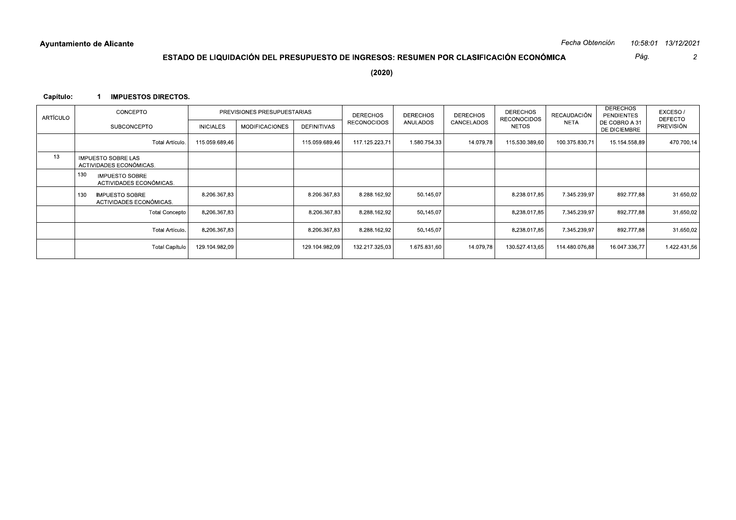**Ayuntamiento de Alicante**

*Fecha Obtención* *10:58:01 13/12/2021*

## ESTADO DE LIQUIDACIÓN DEL PRESUPUESTO DE INGRESOS: RESUMEN POR CLASIFICACIÓN ECONÓMICA

**(2020)**

**Capítulo: 1 IMPUESTOS DIRECTOS.**

| ARTÍCULO | CONCEPTO / SUBCONCEPTO | PREVISIONES PRESUPUESTARIAS | | | DERECHOS RECONOCIDOS | DERECHOS ANULADOS | DERECHOS CANCELADOS | DERECHOS RECONOCIDOS NETOS | RECAUDACIÓN NETA | DERECHOS PENDIENTES DE COBRO A 31 DE DICIEMBRE | EXCESO / DEFECTO PREVISIÓN |
|---|---|---|---|---|---|---|---|---|---|---|---|
| | | INICIALES | MODIFICACIONES | DEFINITIVAS | | | | | | | |
| | Total Artículo. | 115.059.689,46 | | 115.059.689,46 | 117.125.223,71 | 1.580.754,33 | 14.079,78 | 115.530.389,60 | 100.375.830,71 | 15.154.558,89 | 470.700,14 |
| 13 | IMPUESTO SOBRE LAS ACTIVIDADES ECONÓMICAS. | | | | | | | | | | |
| | 130 IMPUESTO SOBRE ACTIVIDADES ECONÓMICAS. | | | | | | | | | | |
| | 130 IMPUESTO SOBRE ACTIVIDADES ECONÓMICAS. | 8.206.367,83 | | 8.206.367,83 | 8.288.162,92 | 50.145,07 | | 8.238.017,85 | 7.345.239,97 | 892.777,88 | 31.650,02 |
| | Total Concepto | 8.206.367,83 | | 8.206.367,83 | 8.288.162,92 | 50.145,07 | | 8.238.017,85 | 7.345.239,97 | 892.777,88 | 31.650,02 |
| | Total Artículo. | 8.206.367,83 | | 8.206.367,83 | 8.288.162,92 | 50.145,07 | | 8.238.017,85 | 7.345.239,97 | 892.777,88 | 31.650,02 |
| | Total Capítulo | 129.104.982,09 | | 129.104.982,09 | 132.217.325,03 | 1.675.831,60 | 14.079,78 | 130.527.413,65 | 114.480.076,88 | 16.047.336,77 | 1.422.431,56 |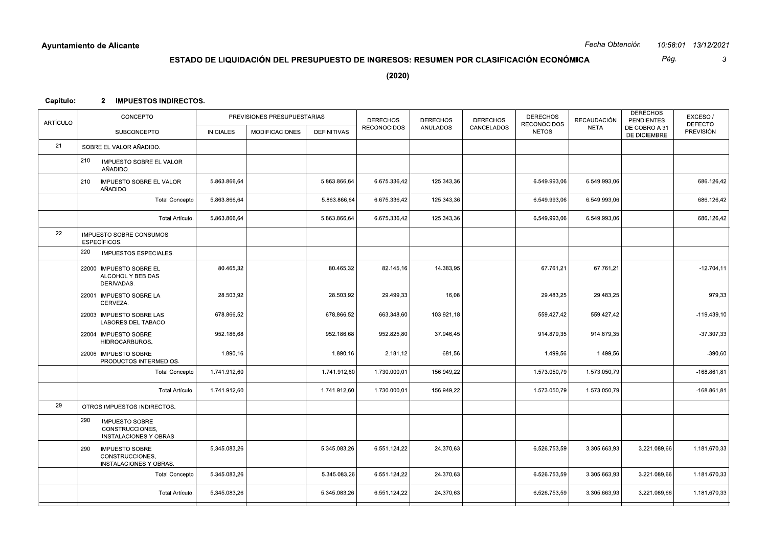**Ayuntamiento de Alicante**

Fecha Obtención 10:58:01 13/12/2021

## ESTADO DE LIQUIDACIÓN DEL PRESUPUESTO DE INGRESOS: RESUMEN POR CLASIFICACIÓN ECONÓMICA

**(2020)**

**Capítulo: 2 IMPUESTOS INDIRECTOS.**

| ARTÍCULO | CONCEPTO / SUBCONCEPTO | PREVISIONES PRESUPUESTARIAS INICIALES | MODIFICACIONES | DEFINITIVAS | DERECHOS RECONOCIDOS | DERECHOS ANULADOS | DERECHOS CANCELADOS | DERECHOS RECONOCIDOS NETOS | RECAUDACIÓN NETA | DERECHOS PENDIENTES DE COBRO A 31 DE DICIEMBRE | EXCESO / DEFECTO PREVISIÓN |
|---|---|---|---|---|---|---|---|---|---|---|---|
| 21 | SOBRE EL VALOR AÑADIDO. | | | | | | | | | | |
| | 210 IMPUESTO SOBRE EL VALOR AÑADIDO. | | | | | | | | | | |
| | 210 IMPUESTO SOBRE EL VALOR AÑADIDO. | 5.863.866,64 | | 5.863.866,64 | 6.675.336,42 | 125.343,36 | | 6.549.993,06 | 6.549.993,06 | | 686.126,42 |
| | Total Concepto | 5.863.866,64 | | 5.863.866,64 | 6.675.336,42 | 125.343,36 | | 6.549.993,06 | 6.549.993,06 | | 686.126,42 |
| | Total Artículo. | 5.863.866,64 | | 5.863.866,64 | 6.675.336,42 | 125.343,36 | | 6.549.993,06 | 6.549.993,06 | | 686.126,42 |
| 22 | IMPUESTO SOBRE CONSUMOS ESPECÍFICOS. | | | | | | | | | | |
| | 220 IMPUESTOS ESPECIALES. | | | | | | | | | | |
| | 22000 IMPUESTO SOBRE EL ALCOHOL Y BEBIDAS DERIVADAS. | 80.465,32 | | 80.465,32 | 82.145,16 | 14.383,95 | | 67.761,21 | 67.761,21 | | -12.704,11 |
| | 22001 IMPUESTO SOBRE LA CERVEZA. | 28.503,92 | | 28.503,92 | 29.499,33 | 16,08 | | 29.483,25 | 29.483,25 | | 979,33 |
| | 22003 IMPUESTO SOBRE LAS LABORES DEL TABACO. | 678.866,52 | | 678.866,52 | 663.348,60 | 103.921,18 | | 559.427,42 | 559.427,42 | | -119.439,10 |
| | 22004 IMPUESTO SOBRE HIDROCARBUROS. | 952.186,68 | | 952.186,68 | 952.825,80 | 37.946,45 | | 914.879,35 | 914.879,35 | | -37.307,33 |
| | 22006 IMPUESTO SOBRE PRODUCTOS INTERMEDIOS. | 1.890,16 | | 1.890,16 | 2.181,12 | 681,56 | | 1.499,56 | 1.499,56 | | -390,60 |
| | Total Concepto | 1.741.912,60 | | 1.741.912,60 | 1.730.000,01 | 156.949,22 | | 1.573.050,79 | 1.573.050,79 | | -168.861,81 |
| | Total Artículo. | 1.741.912,60 | | 1.741.912,60 | 1.730.000,01 | 156.949,22 | | 1.573.050,79 | 1.573.050,79 | | -168.861,81 |
| 29 | OTROS IMPUESTOS INDIRECTOS. | | | | | | | | | | |
| | 290 IMPUESTO SOBRE CONSTRUCCIONES, INSTALACIONES Y OBRAS. | | | | | | | | | | |
| | 290 IMPUESTO SOBRE CONSTRUCCIONES, INSTALACIONES Y OBRAS. | 5.345.083,26 | | 5.345.083,26 | 6.551.124,22 | 24.370,63 | | 6.526.753,59 | 3.305.663,93 | 3.221.089,66 | 1.181.670,33 |
| | Total Concepto | 5.345.083,26 | | 5.345.083,26 | 6.551.124,22 | 24.370,63 | | 6.526.753,59 | 3.305.663,93 | 3.221.089,66 | 1.181.670,33 |
| | Total Artículo. | 5.345.083,26 | | 5.345.083,26 | 6.551.124,22 | 24.370,63 | | 6.526.753,59 | 3.305.663,93 | 3.221.089,66 | 1.181.670,33 |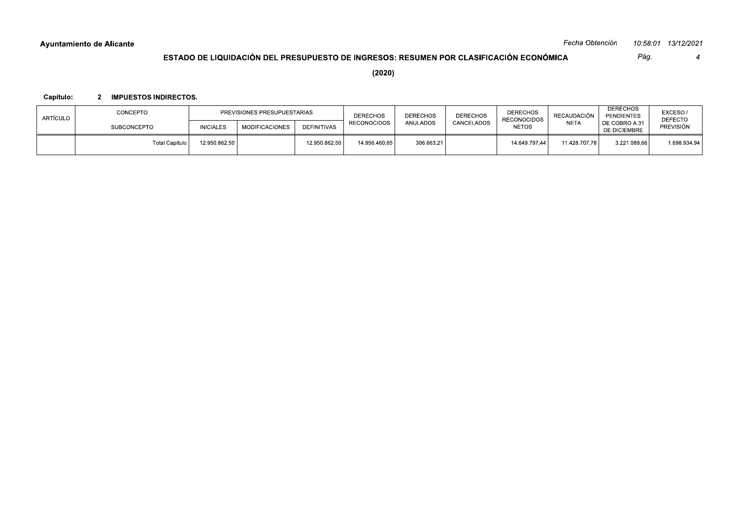**Ayuntamiento de Alicante**

## ESTADO DE LIQUIDACIÓN DEL PRESUPUESTO DE INGRESOS: RESUMEN POR CLASIFICACIÓN ECONÓMICA

**(2020)**

**Capítulo: 2 IMPUESTOS INDIRECTOS.**

| ARTÍCULO | CONCEPTO | PREVISIONES PRESUPUESTARIAS | | | DERECHOS RECONOCIDOS | DERECHOS ANULADOS | DERECHOS CANCELADOS | DERECHOS RECONOCIDOS NETOS | RECAUDACIÓN NETA | DERECHOS PENDIENTES DE COBRO A 31 DE DICIEMBRE | EXCESO / DEFECTO PREVISIÓN |
|---|---|---|---|---|---|---|---|---|---|---|---|
| | SUBCONCEPTO | INICIALES | MODIFICACIONES | DEFINITIVAS | | | | | | | |
| | Total Capítulo | 12.950.862,50 | | 12.950.862,50 | 14.956.460,65 | 306.663,21 | | 14.649.797,44 | 11.428.707,78 | 3.221.089,66 | 1.698.934,94 |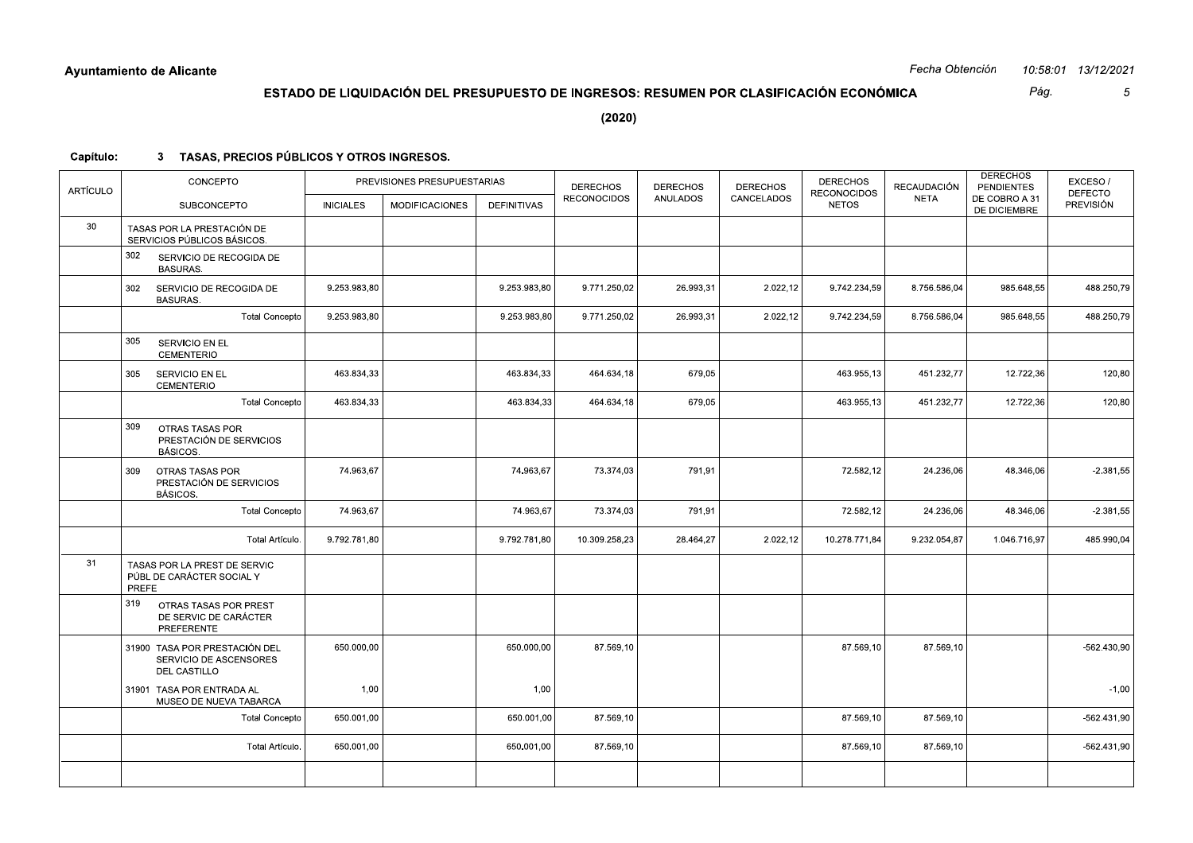**Ayuntamiento de Alicante**

Fecha Obtención 10:58:01 13/12/2021

## ESTADO DE LIQUIDACIÓN DEL PRESUPUESTO DE INGRESOS: RESUMEN POR CLASIFICACIÓN ECONÓMICA

**(2020)**

**Capítulo: 3 TASAS, PRECIOS PÚBLICOS Y OTROS INGRESOS.**

| ARTÍCULO | CONCEPTO / SUBCONCEPTO | PREVISIONES PRESUPUESTARIAS INICIALES | MODIFICACIONES | DEFINITIVAS | DERECHOS RECONOCIDOS | DERECHOS ANULADOS | DERECHOS CANCELADOS | DERECHOS RECONOCIDOS NETOS | RECAUDACIÓN NETA | DERECHOS PENDIENTES DE COBRO A 31 DE DICIEMBRE | EXCESO / DEFECTO PREVISIÓN |
|---|---|---|---|---|---|---|---|---|---|---|---|
| 30 | TASAS POR LA PRESTACIÓN DE SERVICIOS PÚBLICOS BÁSICOS. | | | | | | | | | | |
| | 302 SERVICIO DE RECOGIDA DE BASURAS. | | | | | | | | | | |
| | 302 SERVICIO DE RECOGIDA DE BASURAS. | 9.253.983,80 | | 9.253.983,80 | 9.771.250,02 | 26.993,31 | 2.022,12 | 9.742.234,59 | 8.756.586,04 | 985.648,55 | 488.250,79 |
| | Total Concepto | 9.253.983,80 | | 9.253.983,80 | 9.771.250,02 | 26.993,31 | 2.022,12 | 9.742.234,59 | 8.756.586,04 | 985.648,55 | 488.250,79 |
| | 305 SERVICIO EN EL CEMENTERIO | | | | | | | | | | |
| | 305 SERVICIO EN EL CEMENTERIO | 463.834,33 | | 463.834,33 | 464.634,18 | 679,05 | | 463.955,13 | 451.232,77 | 12.722,36 | 120,80 |
| | Total Concepto | 463.834,33 | | 463.834,33 | 464.634,18 | 679,05 | | 463.955,13 | 451.232,77 | 12.722,36 | 120,80 |
| | 309 OTRAS TASAS POR PRESTACIÓN DE SERVICIOS BÁSICOS. | | | | | | | | | | |
| | 309 OTRAS TASAS POR PRESTACIÓN DE SERVICIOS BÁSICOS. | 74.963,67 | | 74.963,67 | 73.374,03 | 791,91 | | 72.582,12 | 24.236,06 | 48.346,06 | -2.381,55 |
| | Total Concepto | 74.963,67 | | 74.963,67 | 73.374,03 | 791,91 | | 72.582,12 | 24.236,06 | 48.346,06 | -2.381,55 |
| | Total Artículo. | 9.792.781,80 | | 9.792.781,80 | 10.309.258,23 | 28.464,27 | 2.022,12 | 10.278.771,84 | 9.232.054,87 | 1.046.716,97 | 485.990,04 |
| 31 | TASAS POR LA PREST DE SERVIC PÚBL DE CARÁCTER SOCIAL Y PREFE | | | | | | | | | | |
| | 319 OTRAS TASAS POR PREST DE SERVIC DE CARÁCTER PREFERENTE | | | | | | | | | | |
| | 31900 TASA POR PRESTACIÓN DEL SERVICIO DE ASCENSORES DEL CASTILLO | 650.000,00 | | 650.000,00 | 87.569,10 | | | 87.569,10 | 87.569,10 | | -562.430,90 |
| | 31901 TASA POR ENTRADA AL MUSEO DE NUEVA TABARCA | 1,00 | | 1,00 | | | | | | | -1,00 |
| | Total Concepto | 650.001,00 | | 650.001,00 | 87.569,10 | | | 87.569,10 | 87.569,10 | | -562.431,90 |
| | Total Artículo. | 650.001,00 | | 650.001,00 | 87.569,10 | | | 87.569,10 | 87.569,10 | | -562.431,90 |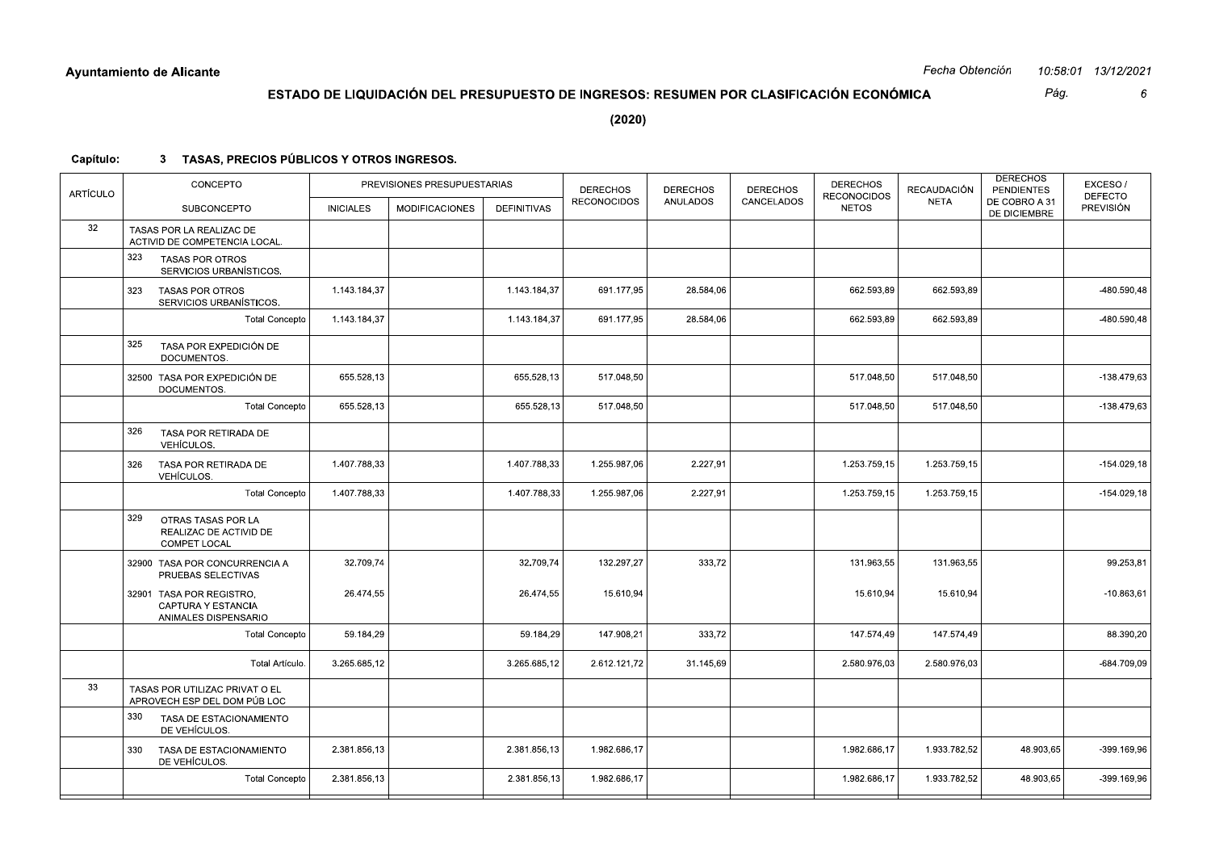**Ayuntamiento de Alicante**

*Fecha Obtención 10:58:01 13/12/2021*

## ESTADO DE LIQUIDACIÓN DEL PRESUPUESTO DE INGRESOS: RESUMEN POR CLASIFICACIÓN ECONÓMICA

**(2020)**

**Capítulo: 3 TASAS, PRECIOS PÚBLICOS Y OTROS INGRESOS.**

| ARTÍCULO | CONCEPTO / SUBCONCEPTO | PREVISIONES PRESUPUESTARIAS | | | DERECHOS RECONOCIDOS | DERECHOS ANULADOS | DERECHOS CANCELADOS | DERECHOS RECONOCIDOS NETOS | RECAUDACIÓN NETA | DERECHOS PENDIENTES DE COBRO A 31 DE DICIEMBRE | EXCESO / DEFECTO PREVISIÓN |
|---|---|---|---|---|---|---|---|---|---|---|---|
| | | INICIALES | MODIFICACIONES | DEFINITIVAS | | | | | | | |
| 32 | TASAS POR LA REALIZAC DE ACTIVID DE COMPETENCIA LOCAL. | | | | | | | | | | |
| | 323 TASAS POR OTROS SERVICIOS URBANÍSTICOS. | | | | | | | | | | |
| | 323 TASAS POR OTROS SERVICIOS URBANÍSTICOS. | 1.143.184,37 | | 1.143.184,37 | 691.177,95 | 28.584,06 | | 662.593,89 | 662.593,89 | | -480.590,48 |
| | Total Concepto | 1.143.184,37 | | 1.143.184,37 | 691.177,95 | 28.584,06 | | 662.593,89 | 662.593,89 | | -480.590,48 |
| | 325 TASA POR EXPEDICIÓN DE DOCUMENTOS. | | | | | | | | | | |
| | 32500 TASA POR EXPEDICIÓN DE DOCUMENTOS. | 655.528,13 | | 655.528,13 | 517.048,50 | | | 517.048,50 | 517.048,50 | | -138.479,63 |
| | Total Concepto | 655.528,13 | | 655.528,13 | 517.048,50 | | | 517.048,50 | 517.048,50 | | -138.479,63 |
| | 326 TASA POR RETIRADA DE VEHÍCULOS. | | | | | | | | | | |
| | 326 TASA POR RETIRADA DE VEHÍCULOS. | 1.407.788,33 | | 1.407.788,33 | 1.255.987,06 | 2.227,91 | | 1.253.759,15 | 1.253.759,15 | | -154.029,18 |
| | Total Concepto | 1.407.788,33 | | 1.407.788,33 | 1.255.987,06 | 2.227,91 | | 1.253.759,15 | 1.253.759,15 | | -154.029,18 |
| | 329 OTRAS TASAS POR LA REALIZAC DE ACTIVID DE COMPET LOCAL | | | | | | | | | | |
| | 32900 TASA POR CONCURRENCIA A PRUEBAS SELECTIVAS | 32.709,74 | | 32.709,74 | 132.297,27 | 333,72 | | 131.963,55 | 131.963,55 | | 99.253,81 |
| | 32901 TASA POR REGISTRO, CAPTURA Y ESTANCIA ANIMALES DISPENSARIO | 26.474,55 | | 26.474,55 | 15.610,94 | | | 15.610,94 | 15.610,94 | | -10.863,61 |
| | Total Concepto | 59.184,29 | | 59.184,29 | 147.908,21 | 333,72 | | 147.574,49 | 147.574,49 | | 88.390,20 |
| | Total Artículo. | 3.265.685,12 | | 3.265.685,12 | 2.612.121,72 | 31.145,69 | | 2.580.976,03 | 2.580.976,03 | | -684.709,09 |
| 33 | TASAS POR UTILIZAC PRIVAT O EL APROVECH ESP DEL DOM PÚB LOC | | | | | | | | | | |
| | 330 TASA DE ESTACIONAMIENTO DE VEHÍCULOS. | | | | | | | | | | |
| | 330 TASA DE ESTACIONAMIENTO DE VEHÍCULOS. | 2.381.856,13 | | 2.381.856,13 | 1.982.686,17 | | | 1.982.686,17 | 1.933.782,52 | 48.903,65 | -399.169,96 |
| | Total Concepto | 2.381.856,13 | | 2.381.856,13 | 1.982.686,17 | | | 1.982.686,17 | 1.933.782,52 | 48.903,65 | -399.169,96 |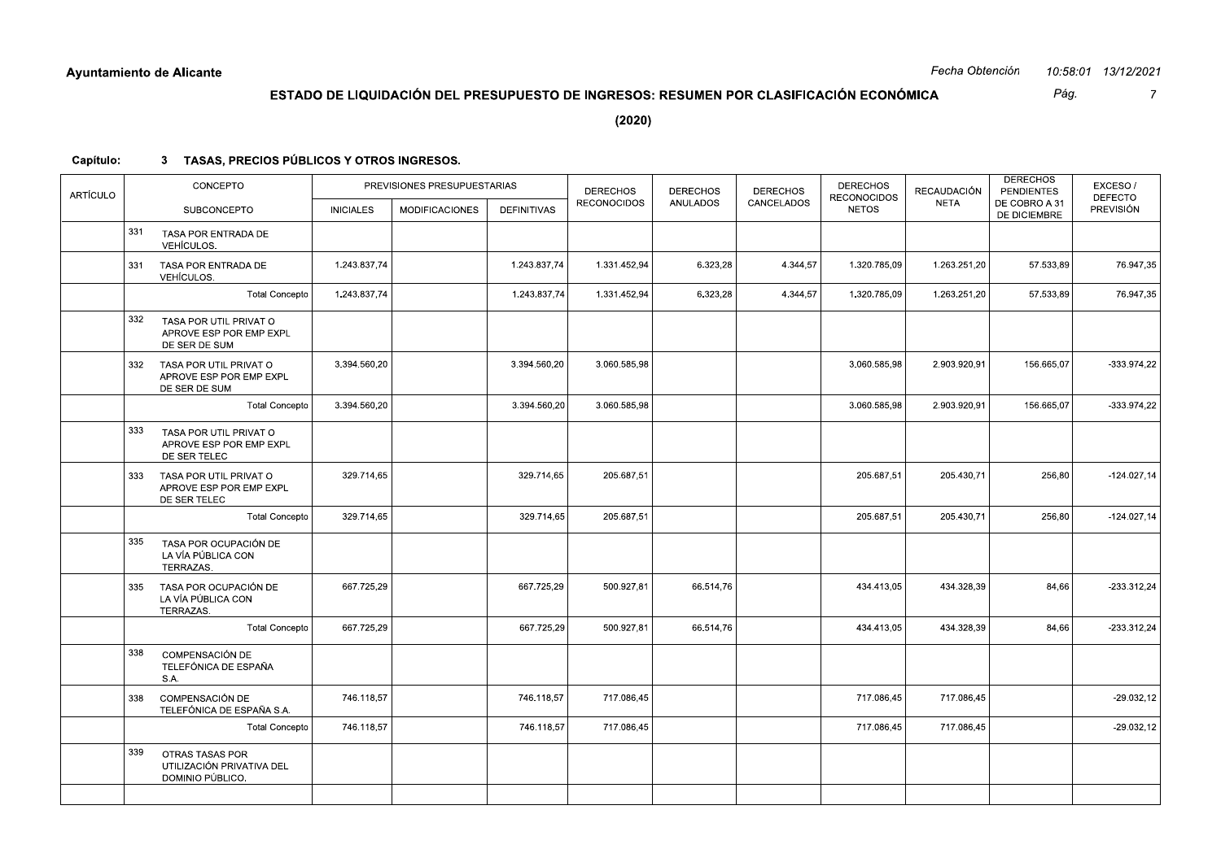**Ayuntamiento de Alicante**

Fecha Obtención 10:58:01 13/12/2021

## ESTADO DE LIQUIDACIÓN DEL PRESUPUESTO DE INGRESOS: RESUMEN POR CLASIFICACIÓN ECONÓMICA

**(2020)**

**Capítulo: 3 TASAS, PRECIOS PÚBLICOS Y OTROS INGRESOS.**

| ARTÍCULO | CONCEPTO / SUBCONCEPTO | PREVISIONES PRESUPUESTARIAS INICIALES | MODIFICACIONES | DEFINITIVAS | DERECHOS RECONOCIDOS | DERECHOS ANULADOS | DERECHOS CANCELADOS | DERECHOS RECONOCIDOS NETOS | RECAUDACIÓN NETA | DERECHOS PENDIENTES DE COBRO A 31 DE DICIEMBRE | EXCESO / DEFECTO PREVISIÓN |
|---|---|---|---|---|---|---|---|---|---|---|---|
| | 331 TASA POR ENTRADA DE VEHÍCULOS. | | | | | | | | | | |
| | 331 TASA POR ENTRADA DE VEHÍCULOS. | 1.243.837,74 | | 1.243.837,74 | 1.331.452,94 | 6.323,28 | 4.344,57 | 1.320.785,09 | 1.263.251,20 | 57.533,89 | 76.947,35 |
| | Total Concepto | 1.243.837,74 | | 1.243.837,74 | 1.331.452,94 | 6.323,28 | 4.344,57 | 1.320.785,09 | 1.263.251,20 | 57.533,89 | 76.947,35 |
| | 332 TASA POR UTIL PRIVAT O APROVE ESP POR EMP EXPL DE SER DE SUM | | | | | | | | | | |
| | 332 TASA POR UTIL PRIVAT O APROVE ESP POR EMP EXPL DE SER DE SUM | 3.394.560,20 | | 3.394.560,20 | 3.060.585,98 | | | 3.060.585,98 | 2.903.920,91 | 156.665,07 | -333.974,22 |
| | Total Concepto | 3.394.560,20 | | 3.394.560,20 | 3.060.585,98 | | | 3.060.585,98 | 2.903.920,91 | 156.665,07 | -333.974,22 |
| | 333 TASA POR UTIL PRIVAT O APROVE ESP POR EMP EXPL DE SER TELEC | | | | | | | | | | |
| | 333 TASA POR UTIL PRIVAT O APROVE ESP POR EMP EXPL DE SER TELEC | 329.714,65 | | 329.714,65 | 205.687,51 | | | 205.687,51 | 205.430,71 | 256,80 | -124.027,14 |
| | Total Concepto | 329.714,65 | | 329.714,65 | 205.687,51 | | | 205.687,51 | 205.430,71 | 256,80 | -124.027,14 |
| | 335 TASA POR OCUPACIÓN DE LA VÍA PÚBLICA CON TERRAZAS. | | | | | | | | | | |
| | 335 TASA POR OCUPACIÓN DE LA VÍA PÚBLICA CON TERRAZAS. | 667.725,29 | | 667.725,29 | 500.927,81 | 66.514,76 | | 434.413,05 | 434.328,39 | 84,66 | -233.312,24 |
| | Total Concepto | 667.725,29 | | 667.725,29 | 500.927,81 | 66.514,76 | | 434.413,05 | 434.328,39 | 84,66 | -233.312,24 |
| | 338 COMPENSACIÓN DE TELEFÓNICA DE ESPAÑA S.A. | | | | | | | | | | |
| | 338 COMPENSACIÓN DE TELEFÓNICA DE ESPAÑA S.A. | 746.118,57 | | 746.118,57 | 717.086,45 | | | 717.086,45 | 717.086,45 | | -29.032,12 |
| | Total Concepto | 746.118,57 | | 746.118,57 | 717.086,45 | | | 717.086,45 | 717.086,45 | | -29.032,12 |
| | 339 OTRAS TASAS POR UTILIZACIÓN PRIVATIVA DEL DOMINIO PÚBLICO. | | | | | | | | | | |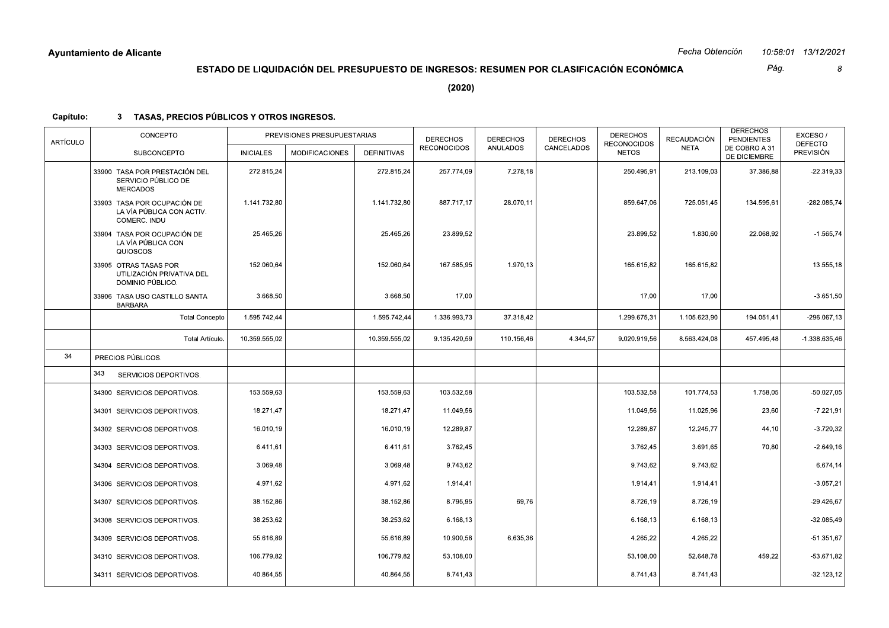**Ayuntamiento de Alicante**

Fecha Obtención 10:58:01 13/12/2021

## ESTADO DE LIQUIDACIÓN DEL PRESUPUESTO DE INGRESOS: RESUMEN POR CLASIFICACIÓN ECONÓMICA

**(2020)**

**Capítulo: 3 TASAS, PRECIOS PÚBLICOS Y OTROS INGRESOS.**

| ARTÍCULO | CONCEPTO / SUBCONCEPTO | PREVISIONES PRESUPUESTARIAS INICIALES | MODIFICACIONES | DEFINITIVAS | DERECHOS RECONOCIDOS | DERECHOS ANULADOS | DERECHOS CANCELADOS | DERECHOS RECONOCIDOS NETOS | RECAUDACIÓN NETA | DERECHOS PENDIENTES DE COBRO A 31 DE DICIEMBRE | EXCESO / DEFECTO PREVISIÓN |
|---|---|---|---|---|---|---|---|---|---|---|---|
| | 33900 TASA POR PRESTACIÓN DEL SERVICIO PÚBLICO DE MERCADOS | 272.815,24 | | 272.815,24 | 257.774,09 | 7.278,18 | | 250.495,91 | 213.109,03 | 37.386,88 | -22.319,33 |
| | 33903 TASA POR OCUPACIÓN DE LA VÍA PÚBLICA CON ACTIV. COMERC. INDU | 1.141.732,80 | | 1.141.732,80 | 887.717,17 | 28.070,11 | | 859.647,06 | 725.051,45 | 134.595,61 | -282.085,74 |
| | 33904 TASA POR OCUPACIÓN DE LA VÍA PÚBLICA CON QUIOSCOS | 25.465,26 | | 25.465,26 | 23.899,52 | | | 23.899,52 | 1.830,60 | 22.068,92 | -1.565,74 |
| | 33905 OTRAS TASAS POR UTILIZACIÓN PRIVATIVA DEL DOMINIO PÚBLICO. | 152.060,64 | | 152.060,64 | 167.585,95 | 1.970,13 | | 165.615,82 | 165.615,82 | | 13.555,18 |
| | 33906 TASA USO CASTILLO SANTA BARBARA | 3.668,50 | | 3.668,50 | 17,00 | | | 17,00 | 17,00 | | -3.651,50 |
| | Total Concepto | 1.595.742,44 | | 1.595.742,44 | 1.336.993,73 | 37.318,42 | | 1.299.675,31 | 1.105.623,90 | 194.051,41 | -296.067,13 |
| | Total Artículo. | 10.359.555,02 | | 10.359.555,02 | 9.135.420,59 | 110.156,46 | 4.344,57 | 9.020.919,56 | 8.563.424,08 | 457.495,48 | -1.338.635,46 |
| 34 | PRECIOS PÚBLICOS. | | | | | | | | | | |
| | 343 SERVICIOS DEPORTIVOS. | | | | | | | | | | |
| | 34300 SERVICIOS DEPORTIVOS. | 153.559,63 | | 153.559,63 | 103.532,58 | | | 103.532,58 | 101.774,53 | 1.758,05 | -50.027,05 |
| | 34301 SERVICIOS DEPORTIVOS. | 18.271,47 | | 18.271,47 | 11.049,56 | | | 11.049,56 | 11.025,96 | 23,60 | -7.221,91 |
| | 34302 SERVICIOS DEPORTIVOS. | 16.010,19 | | 16.010,19 | 12.289,87 | | | 12.289,87 | 12.245,77 | 44,10 | -3.720,32 |
| | 34303 SERVICIOS DEPORTIVOS. | 6.411,61 | | 6.411,61 | 3.762,45 | | | 3.762,45 | 3.691,65 | 70,80 | -2.649,16 |
| | 34304 SERVICIOS DEPORTIVOS. | 3.069,48 | | 3.069,48 | 9.743,62 | | | 9.743,62 | 9.743,62 | | 6.674,14 |
| | 34306 SERVICIOS DEPORTIVOS. | 4.971,62 | | 4.971,62 | 1.914,41 | | | 1.914,41 | 1.914,41 | | -3.057,21 |
| | 34307 SERVICIOS DEPORTIVOS. | 38.152,86 | | 38.152,86 | 8.795,95 | 69,76 | | 8.726,19 | 8.726,19 | | -29.426,67 |
| | 34308 SERVICIOS DEPORTIVOS. | 38.253,62 | | 38.253,62 | 6.168,13 | | | 6.168,13 | 6.168,13 | | -32.085,49 |
| | 34309 SERVICIOS DEPORTIVOS. | 55.616,89 | | 55.616,89 | 10.900,58 | 6.635,36 | | 4.265,22 | 4.265,22 | | -51.351,67 |
| | 34310 SERVICIOS DEPORTIVOS. | 106.779,82 | | 106.779,82 | 53.108,00 | | | 53.108,00 | 52.648,78 | 459,22 | -53.671,82 |
| | 34311 SERVICIOS DEPORTIVOS. | 40.864,55 | | 40.864,55 | 8.741,43 | | | 8.741,43 | 8.741,43 | | -32.123,12 |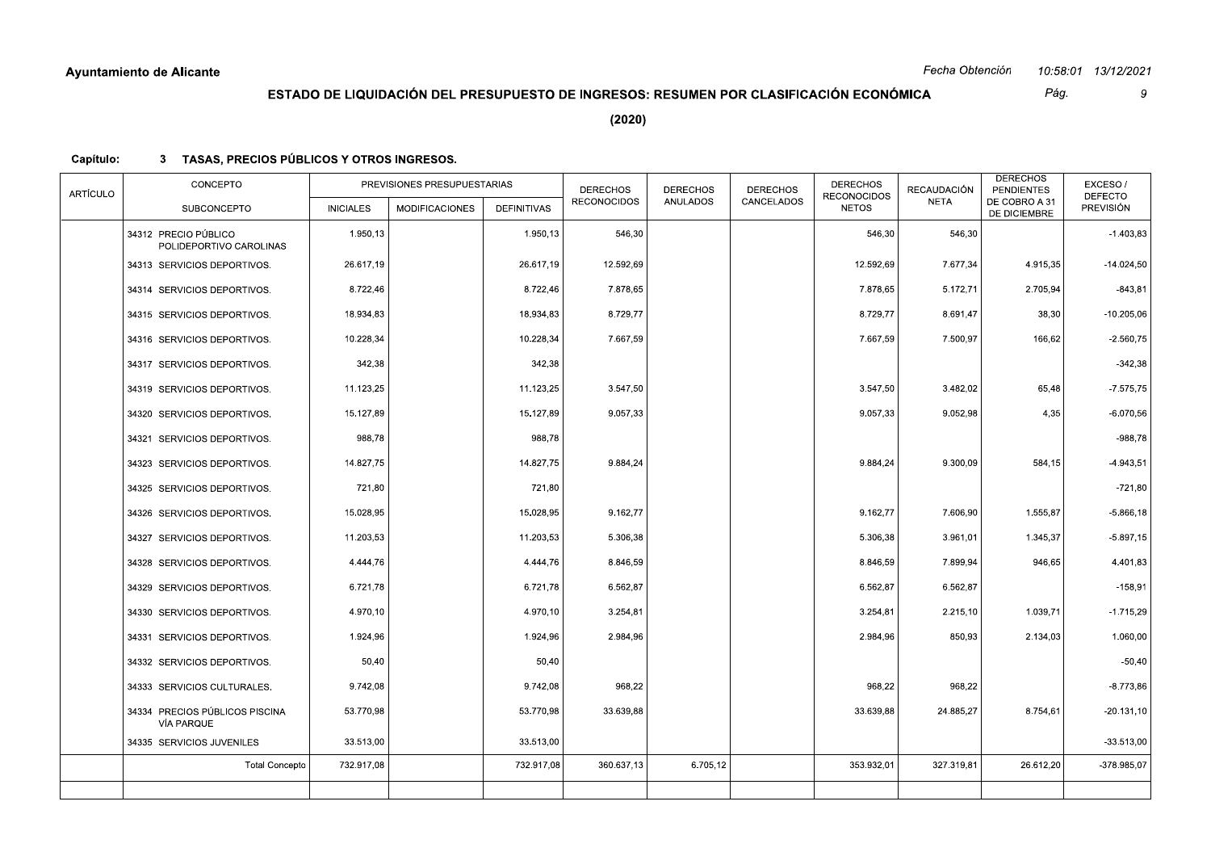**Ayuntamiento de Alicante**

*Fecha Obtención 10:58:01 13/12/2021*

## ESTADO DE LIQUIDACIÓN DEL PRESUPUESTO DE INGRESOS: RESUMEN POR CLASIFICACIÓN ECONÓMICA

**(2020)**

**Capítulo: 3 TASAS, PRECIOS PÚBLICOS Y OTROS INGRESOS.**

| ARTÍCULO | CONCEPTO / SUBCONCEPTO | PREVISIONES PRESUPUESTARIAS INICIALES | MODIFICACIONES | DEFINITIVAS | DERECHOS RECONOCIDOS | DERECHOS ANULADOS | DERECHOS CANCELADOS | DERECHOS RECONOCIDOS NETOS | RECAUDACIÓN NETA | DERECHOS PENDIENTES DE COBRO A 31 DE DICIEMBRE | EXCESO / DEFECTO PREVISIÓN |
|---|---|---|---|---|---|---|---|---|---|---|---|
| | 34312 PRECIO PÚBLICO POLIDEPORTIVO CAROLINAS | 1.950,13 | | 1.950,13 | 546,30 | | | 546,30 | 546,30 | | -1.403,83 |
| | 34313 SERVICIOS DEPORTIVOS. | 26.617,19 | | 26.617,19 | 12.592,69 | | | 12.592,69 | 7.677,34 | 4.915,35 | -14.024,50 |
| | 34314 SERVICIOS DEPORTIVOS. | 8.722,46 | | 8.722,46 | 7.878,65 | | | 7.878,65 | 5.172,71 | 2.705,94 | -843,81 |
| | 34315 SERVICIOS DEPORTIVOS. | 18.934,83 | | 18.934,83 | 8.729,77 | | | 8.729,77 | 8.691,47 | 38,30 | -10.205,06 |
| | 34316 SERVICIOS DEPORTIVOS. | 10.228,34 | | 10.228,34 | 7.667,59 | | | 7.667,59 | 7.500,97 | 166,62 | -2.560,75 |
| | 34317 SERVICIOS DEPORTIVOS. | 342,38 | | 342,38 | | | | | | | -342,38 |
| | 34319 SERVICIOS DEPORTIVOS. | 11.123,25 | | 11.123,25 | 3.547,50 | | | 3.547,50 | 3.482,02 | 65,48 | -7.575,75 |
| | 34320 SERVICIOS DEPORTIVOS. | 15.127,89 | | 15.127,89 | 9.057,33 | | | 9.057,33 | 9.052,98 | 4,35 | -6.070,56 |
| | 34321 SERVICIOS DEPORTIVOS. | 988,78 | | 988,78 | | | | | | | -988,78 |
| | 34323 SERVICIOS DEPORTIVOS. | 14.827,75 | | 14.827,75 | 9.884,24 | | | 9.884,24 | 9.300,09 | 584,15 | -4.943,51 |
| | 34325 SERVICIOS DEPORTIVOS. | 721,80 | | 721,80 | | | | | | | -721,80 |
| | 34326 SERVICIOS DEPORTIVOS. | 15.028,95 | | 15.028,95 | 9.162,77 | | | 9.162,77 | 7.606,90 | 1.555,87 | -5.866,18 |
| | 34327 SERVICIOS DEPORTIVOS. | 11.203,53 | | 11.203,53 | 5.306,38 | | | 5.306,38 | 3.961,01 | 1.345,37 | -5.897,15 |
| | 34328 SERVICIOS DEPORTIVOS. | 4.444,76 | | 4.444,76 | 8.846,59 | | | 8.846,59 | 7.899,94 | 946,65 | 4.401,83 |
| | 34329 SERVICIOS DEPORTIVOS. | 6.721,78 | | 6.721,78 | 6.562,87 | | | 6.562,87 | 6.562,87 | | -158,91 |
| | 34330 SERVICIOS DEPORTIVOS. | 4.970,10 | | 4.970,10 | 3.254,81 | | | 3.254,81 | 2.215,10 | 1.039,71 | -1.715,29 |
| | 34331 SERVICIOS DEPORTIVOS. | 1.924,96 | | 1.924,96 | 2.984,96 | | | 2.984,96 | 850,93 | 2.134,03 | 1.060,00 |
| | 34332 SERVICIOS DEPORTIVOS. | 50,40 | | 50,40 | | | | | | | -50,40 |
| | 34333 SERVICIOS CULTURALES. | 9.742,08 | | 9.742,08 | 968,22 | | | 968,22 | 968,22 | | -8.773,86 |
| | 34334 PRECIOS PÚBLICOS PISCINA VÍA PARQUE | 53.770,98 | | 53.770,98 | 33.639,88 | | | 33.639,88 | 24.885,27 | 8.754,61 | -20.131,10 |
| | 34335 SERVICIOS JUVENILES | 33.513,00 | | 33.513,00 | | | | | | | -33.513,00 |
| | Total Concepto | 732.917,08 | | 732.917,08 | 360.637,13 | 6.705,12 | | 353.932,01 | 327.319,81 | 26.612,20 | -378.985,07 |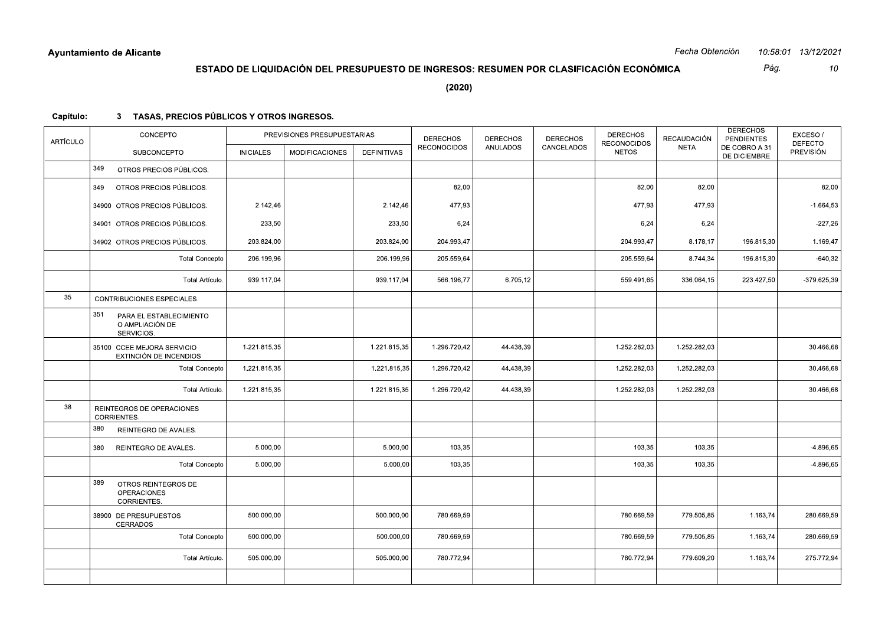**Ayuntamiento de Alicante**

*Fecha Obtención 10:58:01 13/12/2021*

## ESTADO DE LIQUIDACIÓN DEL PRESUPUESTO DE INGRESOS: RESUMEN POR CLASIFICACIÓN ECONÓMICA

**(2020)**

**Capítulo: 3 TASAS, PRECIOS PÚBLICOS Y OTROS INGRESOS.**

| ARTÍCULO | CONCEPTO / SUBCONCEPTO | PREVISIONES PRESUPUESTARIAS INICIALES | MODIFICACIONES | DEFINITIVAS | DERECHOS RECONOCIDOS | DERECHOS ANULADOS | DERECHOS CANCELADOS | DERECHOS RECONOCIDOS NETOS | RECAUDACIÓN NETA | DERECHOS PENDIENTES DE COBRO A 31 DE DICIEMBRE | EXCESO / DEFECTO PREVISIÓN |
|---|---|---|---|---|---|---|---|---|---|---|---|
| | 349 OTROS PRECIOS PÚBLICOS. | | | | | | | | | | |
| | 349 OTROS PRECIOS PÚBLICOS. | | | | 82,00 | | | 82,00 | 82,00 | | 82,00 |
| | 34900 OTROS PRECIOS PÚBLICOS. | 2.142,46 | | 2.142,46 | 477,93 | | | 477,93 | 477,93 | | -1.664,53 |
| | 34901 OTROS PRECIOS PÚBLICOS. | 233,50 | | 233,50 | 6,24 | | | 6,24 | 6,24 | | -227,26 |
| | 34902 OTROS PRECIOS PÚBLICOS. | 203.824,00 | | 203.824,00 | 204.993,47 | | | 204.993,47 | 8.178,17 | 196.815,30 | 1.169,47 |
| | Total Concepto | 206.199,96 | | 206.199,96 | 205.559,64 | | | 205.559,64 | 8.744,34 | 196.815,30 | -640,32 |
| | Total Artículo. | 939.117,04 | | 939.117,04 | 566.196,77 | 6.705,12 | | 559.491,65 | 336.064,15 | 223.427,50 | -379.625,39 |
| 35 | CONTRIBUCIONES ESPECIALES. | | | | | | | | | | |
| | 351 PARA EL ESTABLECIMIENTO O AMPLIACIÓN DE SERVICIOS. | | | | | | | | | | |
| | 35100 CCEE MEJORA SERVICIO EXTINCIÓN DE INCENDIOS | 1.221.815,35 | | 1.221.815,35 | 1.296.720,42 | 44.438,39 | | 1.252.282,03 | 1.252.282,03 | | 30.466,68 |
| | Total Concepto | 1.221.815,35 | | 1.221.815,35 | 1.296.720,42 | 44.438,39 | | 1.252.282,03 | 1.252.282,03 | | 30.466,68 |
| | Total Artículo. | 1.221.815,35 | | 1.221.815,35 | 1.296.720,42 | 44.438,39 | | 1.252.282,03 | 1.252.282,03 | | 30.466,68 |
| 38 | REINTEGROS DE OPERACIONES CORRIENTES. | | | | | | | | | | |
| | 380 REINTEGRO DE AVALES. | | | | | | | | | | |
| | 380 REINTEGRO DE AVALES. | 5.000,00 | | 5.000,00 | 103,35 | | | 103,35 | 103,35 | | -4.896,65 |
| | Total Concepto | 5.000,00 | | 5.000,00 | 103,35 | | | 103,35 | 103,35 | | -4.896,65 |
| | 389 OTROS REINTEGROS DE OPERACIONES CORRIENTES. | | | | | | | | | | |
| | 38900 DE PRESUPUESTOS CERRADOS | 500.000,00 | | 500.000,00 | 780.669,59 | | | 780.669,59 | 779.505,85 | 1.163,74 | 280.669,59 |
| | Total Concepto | 500.000,00 | | 500.000,00 | 780.669,59 | | | 780.669,59 | 779.505,85 | 1.163,74 | 280.669,59 |
| | Total Artículo. | 505.000,00 | | 505.000,00 | 780.772,94 | | | 780.772,94 | 779.609,20 | 1.163,74 | 275.772,94 |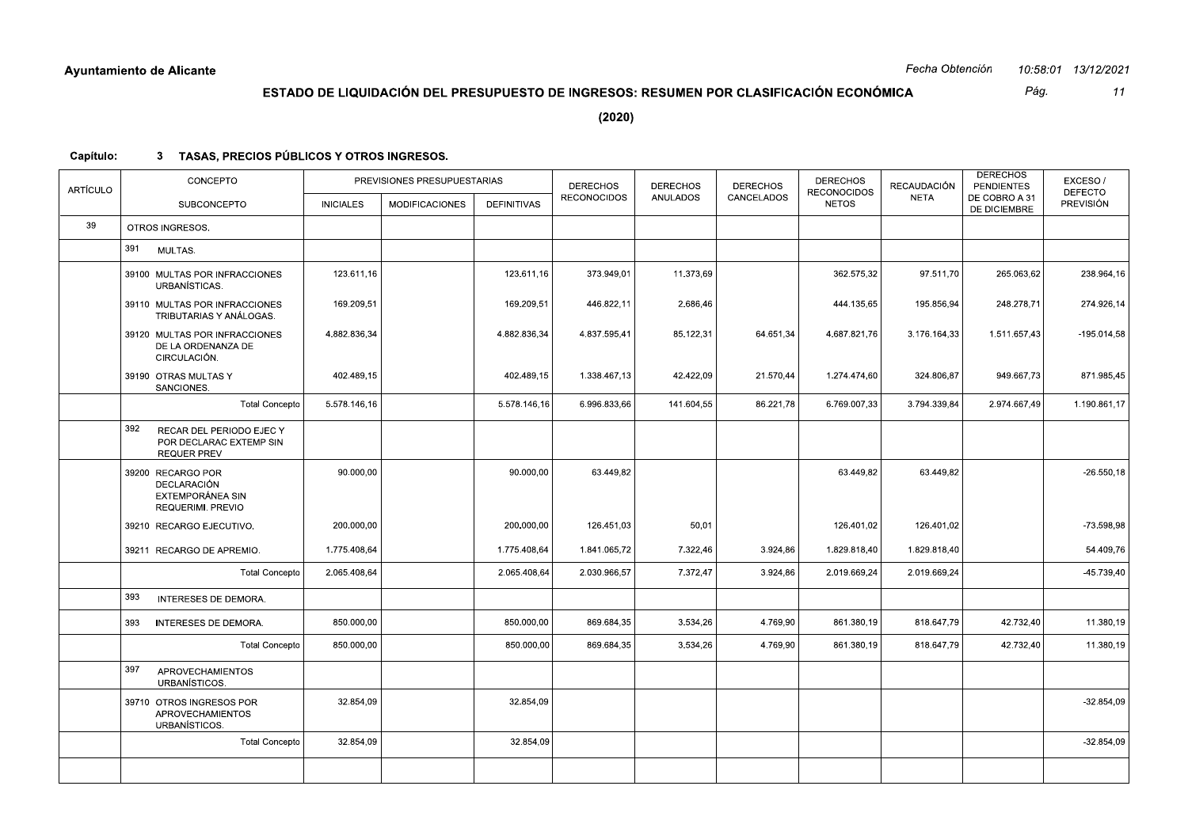**Ayuntamiento de Alicante**

## ESTADO DE LIQUIDACIÓN DEL PRESUPUESTO DE INGRESOS: RESUMEN POR CLASIFICACIÓN ECONÓMICA

**(2020)**

**Capítulo: 3 TASAS, PRECIOS PÚBLICOS Y OTROS INGRESOS.**

| ARTÍCULO | CONCEPTO / SUBCONCEPTO | PREVISIONES PRESUPUESTARIAS INICIALES | MODIFICACIONES | DEFINITIVAS | DERECHOS RECONOCIDOS | DERECHOS ANULADOS | DERECHOS CANCELADOS | DERECHOS RECONOCIDOS NETOS | RECAUDACIÓN NETA | DERECHOS PENDIENTES DE COBRO A 31 DE DICIEMBRE | EXCESO / DEFECTO PREVISIÓN |
|---|---|---|---|---|---|---|---|---|---|---|---|
| 39 | OTROS INGRESOS. | | | | | | | | | | |
| | 391 MULTAS. | | | | | | | | | | |
| | 39100 MULTAS POR INFRACCIONES URBANÍSTICAS. | 123.611,16 | | 123.611,16 | 373.949,01 | 11.373,69 | | 362.575,32 | 97.511,70 | 265.063,62 | 238.964,16 |
| | 39110 MULTAS POR INFRACCIONES TRIBUTARIAS Y ANÁLOGAS. | 169.209,51 | | 169.209,51 | 446.822,11 | 2.686,46 | | 444.135,65 | 195.856,94 | 248.278,71 | 274.926,14 |
| | 39120 MULTAS POR INFRACCIONES DE LA ORDENANZA DE CIRCULACIÓN. | 4.882.836,34 | | 4.882.836,34 | 4.837.595,41 | 85.122,31 | 64.651,34 | 4.687.821,76 | 3.176.164,33 | 1.511.657,43 | -195.014,58 |
| | 39190 OTRAS MULTAS Y SANCIONES. | 402.489,15 | | 402.489,15 | 1.338.467,13 | 42.422,09 | 21.570,44 | 1.274.474,60 | 324.806,87 | 949.667,73 | 871.985,45 |
| | Total Concepto | 5.578.146,16 | | 5.578.146,16 | 6.996.833,66 | 141.604,55 | 86.221,78 | 6.769.007,33 | 3.794.339,84 | 2.974.667,49 | 1.190.861,17 |
| | 392 RECAR DEL PERIODO EJEC Y POR DECLARAC EXTEMP SIN REQUER PREV | | | | | | | | | | |
| | 39200 RECARGO POR DECLARACIÓN EXTEMPORÁNEA SIN REQUERIMI. PREVIO | 90.000,00 | | 90.000,00 | 63.449,82 | | | 63.449,82 | 63.449,82 | | -26.550,18 |
| | 39210 RECARGO EJECUTIVO. | 200.000,00 | | 200.000,00 | 126.451,03 | 50,01 | | 126.401,02 | 126.401,02 | | -73.598,98 |
| | 39211 RECARGO DE APREMIO. | 1.775.408,64 | | 1.775.408,64 | 1.841.065,72 | 7.322,46 | 3.924,86 | 1.829.818,40 | 1.829.818,40 | | 54.409,76 |
| | Total Concepto | 2.065.408,64 | | 2.065.408,64 | 2.030.966,57 | 7.372,47 | 3.924,86 | 2.019.669,24 | 2.019.669,24 | | -45.739,40 |
| | 393 INTERESES DE DEMORA. | | | | | | | | | | |
| | 393 INTERESES DE DEMORA. | 850.000,00 | | 850.000,00 | 869.684,35 | 3.534,26 | 4.769,90 | 861.380,19 | 818.647,79 | 42.732,40 | 11.380,19 |
| | Total Concepto | 850.000,00 | | 850.000,00 | 869.684,35 | 3.534,26 | 4.769,90 | 861.380,19 | 818.647,79 | 42.732,40 | 11.380,19 |
| | 397 APROVECHAMIENTOS URBANÍSTICOS. | | | | | | | | | | |
| | 39710 OTROS INGRESOS POR APROVECHAMIENTOS URBANÍSTICOS. | 32.854,09 | | 32.854,09 | | | | | | | -32.854,09 |
| | Total Concepto | 32.854,09 | | 32.854,09 | | | | | | | -32.854,09 |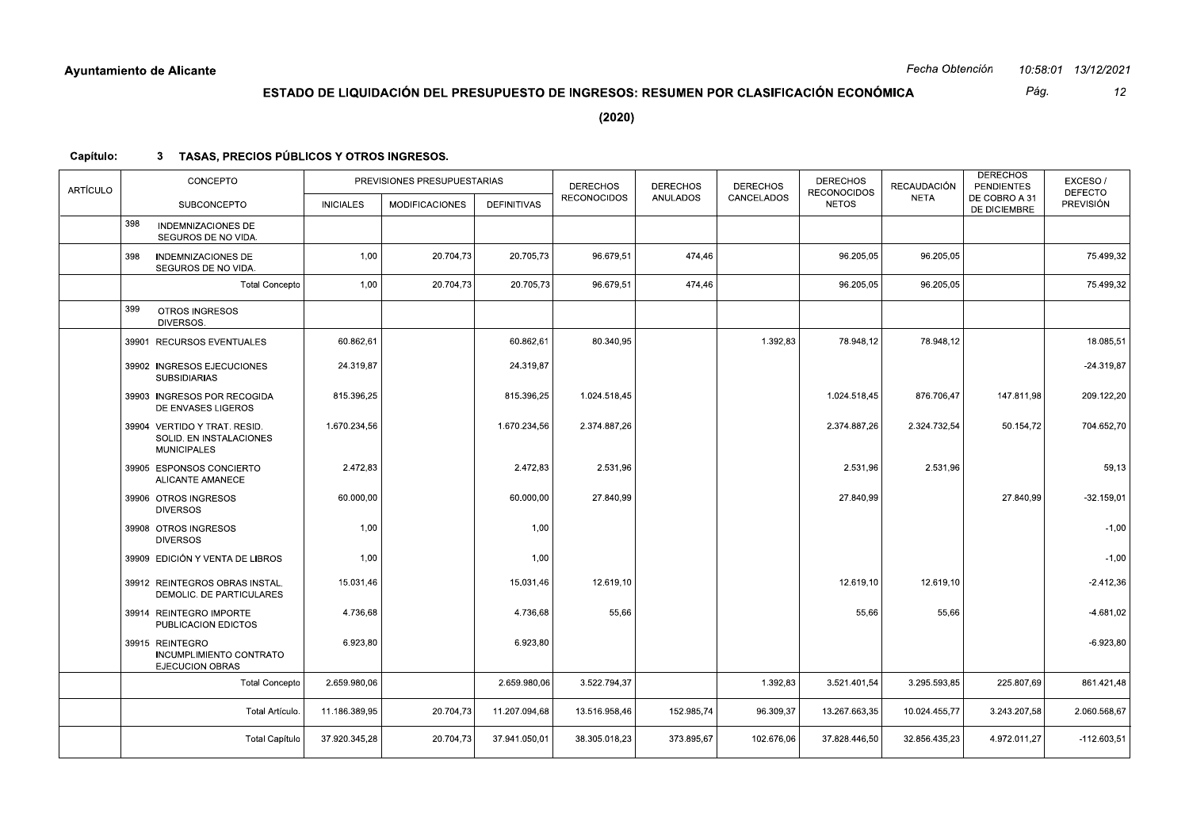**Ayuntamiento de Alicante**

Fecha Obtención 10:58:01 13/12/2021

## ESTADO DE LIQUIDACIÓN DEL PRESUPUESTO DE INGRESOS: RESUMEN POR CLASIFICACIÓN ECONÓMICA

**(2020)**

**Capítulo: 3 TASAS, PRECIOS PÚBLICOS Y OTROS INGRESOS.**

| ARTÍCULO | CONCEPTO / SUBCONCEPTO | PREVISIONES PRESUPUESTARIAS INICIALES | MODIFICACIONES | DEFINITIVAS | DERECHOS RECONOCIDOS | DERECHOS ANULADOS | DERECHOS CANCELADOS | DERECHOS RECONOCIDOS NETOS | RECAUDACIÓN NETA | DERECHOS PENDIENTES DE COBRO A 31 DE DICIEMBRE | EXCESO / DEFECTO PREVISIÓN |
|---|---|---|---|---|---|---|---|---|---|---|---|
| | 398 INDEMNIZACIONES DE SEGUROS DE NO VIDA. | | | | | | | | | | |
| | 398 INDEMNIZACIONES DE SEGUROS DE NO VIDA. | 1,00 | 20.704,73 | 20.705,73 | 96.679,51 | 474,46 | | 96.205,05 | 96.205,05 | | 75.499,32 |
| | Total Concepto | 1,00 | 20.704,73 | 20.705,73 | 96.679,51 | 474,46 | | 96.205,05 | 96.205,05 | | 75.499,32 |
| | 399 OTROS INGRESOS DIVERSOS. | | | | | | | | | | |
| | 39901 RECURSOS EVENTUALES | 60.862,61 | | 60.862,61 | 80.340,95 | | 1.392,83 | 78.948,12 | 78.948,12 | | 18.085,51 |
| | 39902 INGRESOS EJECUCIONES SUBSIDIARIAS | 24.319,87 | | 24.319,87 | | | | | | | -24.319,87 |
| | 39903 INGRESOS POR RECOGIDA DE ENVASES LIGEROS | 815.396,25 | | 815.396,25 | 1.024.518,45 | | | 1.024.518,45 | 876.706,47 | 147.811,98 | 209.122,20 |
| | 39904 VERTIDO Y TRAT. RESID. SOLID. EN INSTALACIONES MUNICIPALES | 1.670.234,56 | | 1.670.234,56 | 2.374.887,26 | | | 2.374.887,26 | 2.324.732,54 | 50.154,72 | 704.652,70 |
| | 39905 ESPONSOS CONCIERTO ALICANTE AMANECE | 2.472,83 | | 2.472,83 | 2.531,96 | | | 2.531,96 | 2.531,96 | | 59,13 |
| | 39906 OTROS INGRESOS DIVERSOS | 60.000,00 | | 60.000,00 | 27.840,99 | | | 27.840,99 | | 27.840,99 | -32.159,01 |
| | 39908 OTROS INGRESOS DIVERSOS | 1,00 | | 1,00 | | | | | | | -1,00 |
| | 39909 EDICIÓN Y VENTA DE LIBROS | 1,00 | | 1,00 | | | | | | | -1,00 |
| | 39912 REINTEGROS OBRAS INSTAL. DEMOLIC. DE PARTICULARES | 15.031,46 | | 15.031,46 | 12.619,10 | | | 12.619,10 | 12.619,10 | | -2.412,36 |
| | 39914 REINTEGRO IMPORTE PUBLICACION EDICTOS | 4.736,68 | | 4.736,68 | 55,66 | | | 55,66 | 55,66 | | -4.681,02 |
| | 39915 REINTEGRO INCUMPLIMIENTO CONTRATO EJECUCION OBRAS | 6.923,80 | | 6.923,80 | | | | | | | -6.923,80 |
| | Total Concepto | 2.659.980,06 | | 2.659.980,06 | 3.522.794,37 | | 1.392,83 | 3.521.401,54 | 3.295.593,85 | 225.807,69 | 861.421,48 |
| | Total Artículo. | 11.186.389,95 | 20.704,73 | 11.207.094,68 | 13.516.958,46 | 152.985,74 | 96.309,37 | 13.267.663,35 | 10.024.455,77 | 3.243.207,58 | 2.060.568,67 |
| | Total Capítulo | 37.920.345,28 | 20.704,73 | 37.941.050,01 | 38.305.018,23 | 373.895,67 | 102.676,06 | 37.828.446,50 | 32.856.435,23 | 4.972.011,27 | -112.603,51 |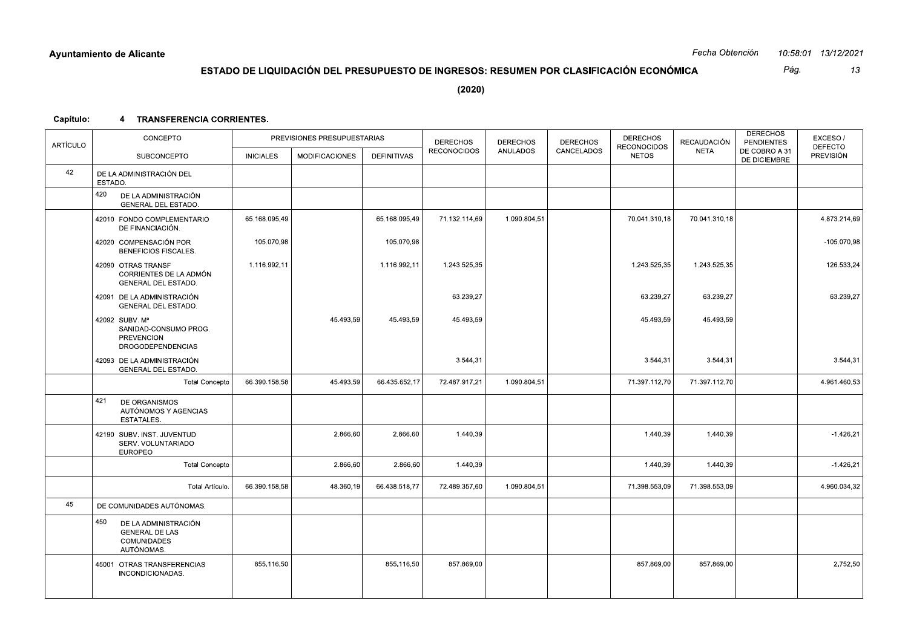**Ayuntamiento de Alicante**

## ESTADO DE LIQUIDACIÓN DEL PRESUPUESTO DE INGRESOS: RESUMEN POR CLASIFICACIÓN ECONÓMICA

**(2020)**

**Capítulo: 4 TRANSFERENCIA CORRIENTES.**

| ARTÍCULO | CONCEPTO / SUBCONCEPTO | PREVISIONES PRESUPUESTARIAS INICIALES | MODIFICACIONES | DEFINITIVAS | DERECHOS RECONOCIDOS | DERECHOS ANULADOS | DERECHOS CANCELADOS | DERECHOS RECONOCIDOS NETOS | RECAUDACIÓN NETA | DERECHOS PENDIENTES DE COBRO A 31 DE DICIEMBRE | EXCESO / DEFECTO PREVISIÓN |
|---|---|---|---|---|---|---|---|---|---|---|---|
| 42 | DE LA ADMINISTRACIÓN DEL ESTADO. | | | | | | | | | | |
| | 420 DE LA ADMINISTRACIÓN GENERAL DEL ESTADO. | | | | | | | | | | |
| | 42010 FONDO COMPLEMENTARIO DE FINANCIACIÓN. | 65.168.095,49 | | 65.168.095,49 | 71.132.114,69 | 1.090.804,51 | | 70.041.310,18 | 70.041.310,18 | | 4.873.214,69 |
| | 42020 COMPENSACIÓN POR BENEFICIOS FISCALES. | 105.070,98 | | 105.070,98 | | | | | | | -105.070,98 |
| | 42090 OTRAS TRANSF CORRIENTES DE LA ADMÓN GENERAL DEL ESTADO. | 1.116.992,11 | | 1.116.992,11 | 1.243.525,35 | | | 1.243.525,35 | 1.243.525,35 | | 126.533,24 |
| | 42091 DE LA ADMINISTRACIÓN GENERAL DEL ESTADO. | | | | 63.239,27 | | | 63.239,27 | 63.239,27 | | 63.239,27 |
| | 42092 SUBV. Mº SANIDAD-CONSUMO PROG. PREVENCION DROGODEPENDENCIAS | | 45.493,59 | 45.493,59 | 45.493,59 | | | 45.493,59 | 45.493,59 | | |
| | 42093 DE LA ADMINISTRACIÓN GENERAL DEL ESTADO. | | | | 3.544,31 | | | 3.544,31 | 3.544,31 | | 3.544,31 |
| | Total Concepto | 66.390.158,58 | 45.493,59 | 66.435.652,17 | 72.487.917,21 | 1.090.804,51 | | 71.397.112,70 | 71.397.112,70 | | 4.961.460,53 |
| | 421 DE ORGANISMOS AUTÓNOMOS Y AGENCIAS ESTATALES. | | | | | | | | | | |
| | 42190 SUBV. INST. JUVENTUD SERV. VOLUNTARIADO EUROPEO | | 2.866,60 | 2.866,60 | 1.440,39 | | | 1.440,39 | 1.440,39 | | -1.426,21 |
| | Total Concepto | | 2.866,60 | 2.866,60 | 1.440,39 | | | 1.440,39 | 1.440,39 | | -1.426,21 |
| | Total Artículo. | 66.390.158,58 | 48.360,19 | 66.438.518,77 | 72.489.357,60 | 1.090.804,51 | | 71.398.553,09 | 71.398.553,09 | | 4.960.034,32 |
| 45 | DE COMUNIDADES AUTÓNOMAS. | | | | | | | | | | |
| | 450 DE LA ADMINISTRACIÓN GENERAL DE LAS COMUNIDADES AUTÓNOMAS. | | | | | | | | | | |
| | 45001 OTRAS TRANSFERENCIAS INCONDICIONADAS. | 855.116,50 | | 855.116,50 | 857.869,00 | | | 857.869,00 | 857.869,00 | | 2.752,50 |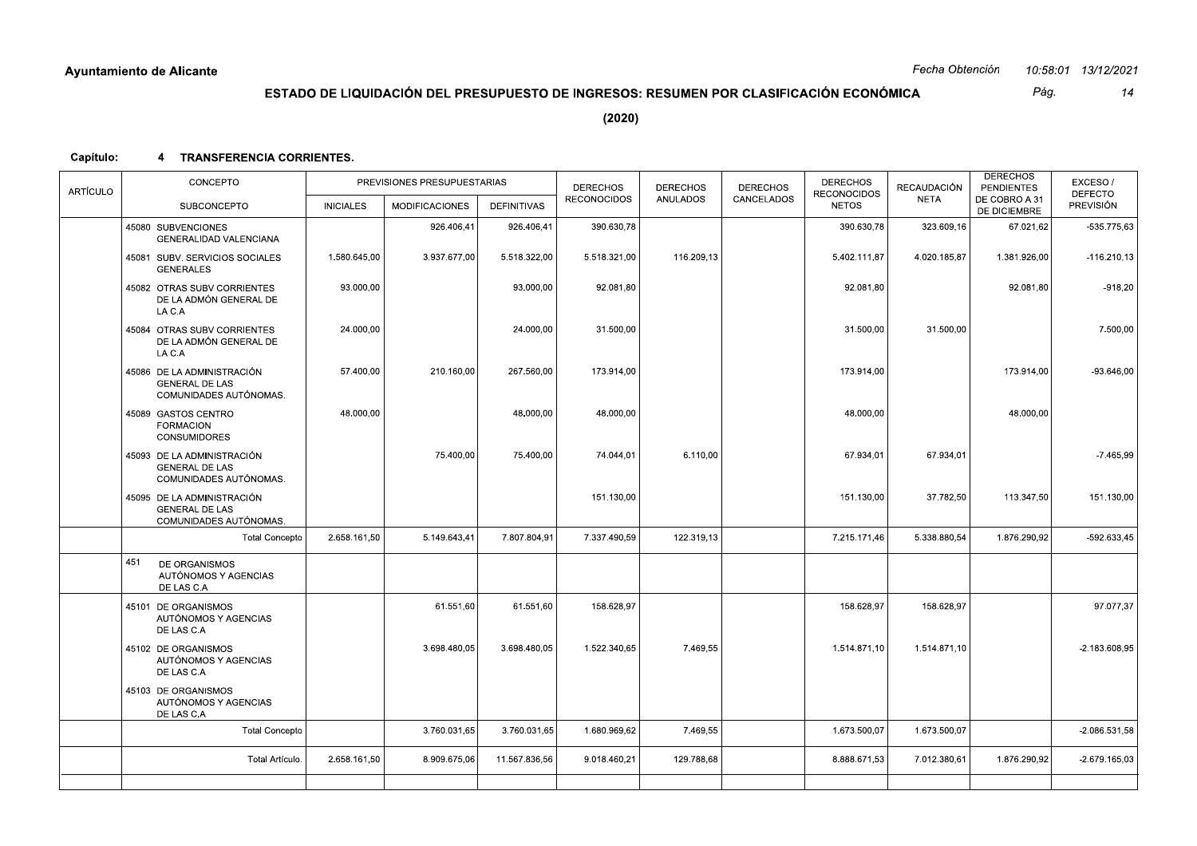**Ayuntamiento de Alicante**

Fecha Obtención 10:58:01 13/12/2021

## ESTADO DE LIQUIDACIÓN DEL PRESUPUESTO DE INGRESOS: RESUMEN POR CLASIFICACIÓN ECONÓMICA

**(2020)**

**Capítulo: 4 TRANSFERENCIA CORRIENTES.**

| ARTÍCULO | CONCEPTO / SUBCONCEPTO | PREVISIONES PRESUPUESTARIAS INICIALES | MODIFICACIONES | DEFINITIVAS | DERECHOS RECONOCIDOS | DERECHOS ANULADOS | DERECHOS CANCELADOS | DERECHOS RECONOCIDOS NETOS | RECAUDACIÓN NETA | DERECHOS PENDIENTES DE COBRO A 31 DE DICIEMBRE | EXCESO / DEFECTO PREVISIÓN |
|---|---|---|---|---|---|---|---|---|---|---|---|
| | 45080 SUBVENCIONES GENERALIDAD VALENCIANA | | 926.406,41 | 926.406,41 | 390.630,78 | | | 390.630,78 | 323.609,16 | 67.021,62 | -535.775,63 |
| | 45081 SUBV. SERVICIOS SOCIALES GENERALES | 1.580.645,00 | 3.937.677,00 | 5.518.322,00 | 5.518.321,00 | 116.209,13 | | 5.402.111,87 | 4.020.185,87 | 1.381.926,00 | -116.210,13 |
| | 45082 OTRAS SUBV CORRIENTES DE LA ADMÓN GENERAL DE LA C.A | 93.000,00 | | 93.000,00 | 92.081,80 | | | 92.081,80 | | 92.081,80 | -918,20 |
| | 45084 OTRAS SUBV CORRIENTES DE LA ADMÓN GENERAL DE LA C.A | 24.000,00 | | 24.000,00 | 31.500,00 | | | 31.500,00 | 31.500,00 | | 7.500,00 |
| | 45086 DE LA ADMINISTRACIÓN GENERAL DE LAS COMUNIDADES AUTÓNOMAS. | 57.400,00 | 210.160,00 | 267.560,00 | 173.914,00 | | | 173.914,00 | | 173.914,00 | -93.646,00 |
| | 45089 GASTOS CENTRO FORMACION CONSUMIDORES | 48.000,00 | | 48.000,00 | 48.000,00 | | | 48.000,00 | | 48.000,00 | |
| | 45093 DE LA ADMINISTRACIÓN GENERAL DE LAS COMUNIDADES AUTÓNOMAS. | | 75.400,00 | 75.400,00 | 74.044,01 | 6.110,00 | | 67.934,01 | 67.934,01 | | -7.465,99 |
| | 45095 DE LA ADMINISTRACIÓN GENERAL DE LAS COMUNIDADES AUTÓNOMAS. | | | | 151.130,00 | | | 151.130,00 | 37.782,50 | 113.347,50 | 151.130,00 |
| | Total Concepto | 2.658.161,50 | 5.149.643,41 | 7.807.804,91 | 7.337.490,59 | 122.319,13 | | 7.215.171,46 | 5.338.880,54 | 1.876.290,92 | -592.633,45 |
| | 451 DE ORGANISMOS AUTÓNOMOS Y AGENCIAS DE LAS C.A | | | | | | | | | | |
| | 45101 DE ORGANISMOS AUTÓNOMOS Y AGENCIAS DE LAS C.A | | 61.551,60 | 61.551,60 | 158.628,97 | | | 158.628,97 | 158.628,97 | | 97.077,37 |
| | 45102 DE ORGANISMOS AUTÓNOMOS Y AGENCIAS DE LAS C.A | | 3.698.480,05 | 3.698.480,05 | 1.522.340,65 | 7.469,55 | | 1.514.871,10 | 1.514.871,10 | | -2.183.608,95 |
| | 45103 DE ORGANISMOS AUTÓNOMOS Y AGENCIAS DE LAS C.A | | | | | | | | | | |
| | Total Concepto | | 3.760.031,65 | 3.760.031,65 | 1.680.969,62 | 7.469,55 | | 1.673.500,07 | 1.673.500,07 | | -2.086.531,58 |
| | Total Artículo. | 2.658.161,50 | 8.909.675,06 | 11.567.836,56 | 9.018.460,21 | 129.788,68 | | 8.888.671,53 | 7.012.380,61 | 1.876.290,92 | -2.679.165,03 |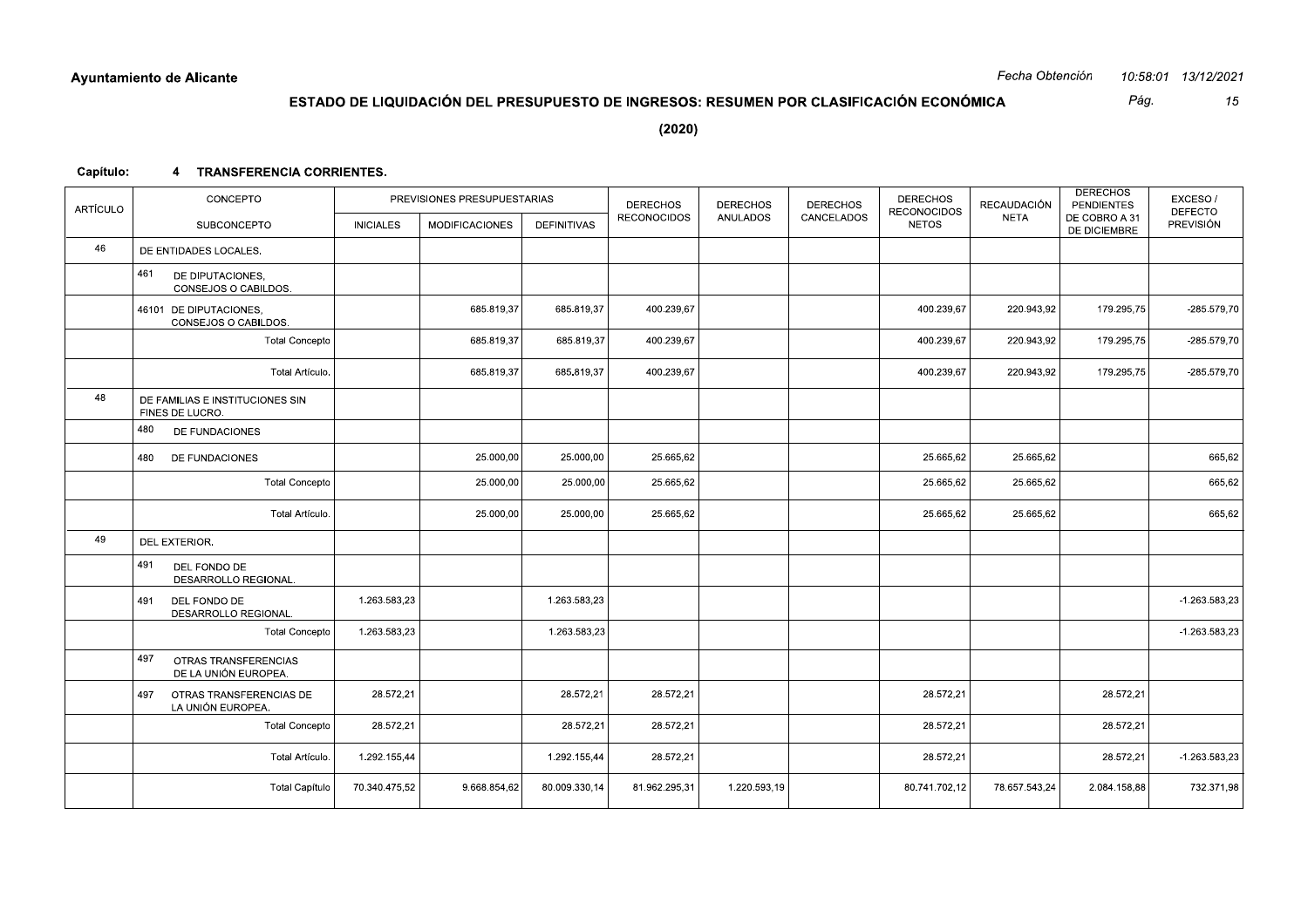**Ayuntamiento de Alicante**

*Fecha Obtención 10:58:01 13/12/2021*

## ESTADO DE LIQUIDACIÓN DEL PRESUPUESTO DE INGRESOS: RESUMEN POR CLASIFICACIÓN ECONÓMICA

**(2020)**

**Capítulo: 4 TRANSFERENCIA CORRIENTES.**

| ARTÍCULO | CONCEPTO / SUBCONCEPTO | PREVISIONES PRESUPUESTARIAS INICIALES | MODIFICACIONES | DEFINITIVAS | DERECHOS RECONOCIDOS | DERECHOS ANULADOS | DERECHOS CANCELADOS | DERECHOS RECONOCIDOS NETOS | RECAUDACIÓN NETA | DERECHOS PENDIENTES DE COBRO A 31 DE DICIEMBRE | EXCESO / DEFECTO PREVISIÓN |
|---|---|---|---|---|---|---|---|---|---|---|---|
| 46 | DE ENTIDADES LOCALES. | | | | | | | | | | |
| | 461 DE DIPUTACIONES, CONSEJOS O CABILDOS. | | | | | | | | | | |
| | 46101 DE DIPUTACIONES, CONSEJOS O CABILDOS. | | 685.819,37 | 685.819,37 | 400.239,67 | | | 400.239,67 | 220.943,92 | 179.295,75 | -285.579,70 |
| | Total Concepto | | 685.819,37 | 685.819,37 | 400.239,67 | | | 400.239,67 | 220.943,92 | 179.295,75 | -285.579,70 |
| | Total Artículo. | | 685.819,37 | 685.819,37 | 400.239,67 | | | 400.239,67 | 220.943,92 | 179.295,75 | -285.579,70 |
| 48 | DE FAMILIAS E INSTITUCIONES SIN FINES DE LUCRO. | | | | | | | | | | |
| | 480 DE FUNDACIONES | | | | | | | | | | |
| | 480 DE FUNDACIONES | | 25.000,00 | 25.000,00 | 25.665,62 | | | 25.665,62 | 25.665,62 | | 665,62 |
| | Total Concepto | | 25.000,00 | 25.000,00 | 25.665,62 | | | 25.665,62 | 25.665,62 | | 665,62 |
| | Total Artículo. | | 25.000,00 | 25.000,00 | 25.665,62 | | | 25.665,62 | 25.665,62 | | 665,62 |
| 49 | DEL EXTERIOR. | | | | | | | | | | |
| | 491 DEL FONDO DE DESARROLLO REGIONAL. | | | | | | | | | | |
| | 491 DEL FONDO DE DESARROLLO REGIONAL. | 1.263.583,23 | | 1.263.583,23 | | | | | | | -1.263.583,23 |
| | Total Concepto | 1.263.583,23 | | 1.263.583,23 | | | | | | | -1.263.583,23 |
| | 497 OTRAS TRANSFERENCIAS DE LA UNIÓN EUROPEA. | | | | | | | | | | |
| | 497 OTRAS TRANSFERENCIAS DE LA UNIÓN EUROPEA. | 28.572,21 | | 28.572,21 | 28.572,21 | | | 28.572,21 | | 28.572,21 | |
| | Total Concepto | 28.572,21 | | 28.572,21 | 28.572,21 | | | 28.572,21 | | 28.572,21 | |
| | Total Artículo. | 1.292.155,44 | | 1.292.155,44 | 28.572,21 | | | 28.572,21 | | 28.572,21 | -1.263.583,23 |
| | Total Capítulo | 70.340.475,52 | 9.668.854,62 | 80.009.330,14 | 81.962.295,31 | 1.220.593,19 | | 80.741.702,12 | 78.657.543,24 | 2.084.158,88 | 732.371,98 |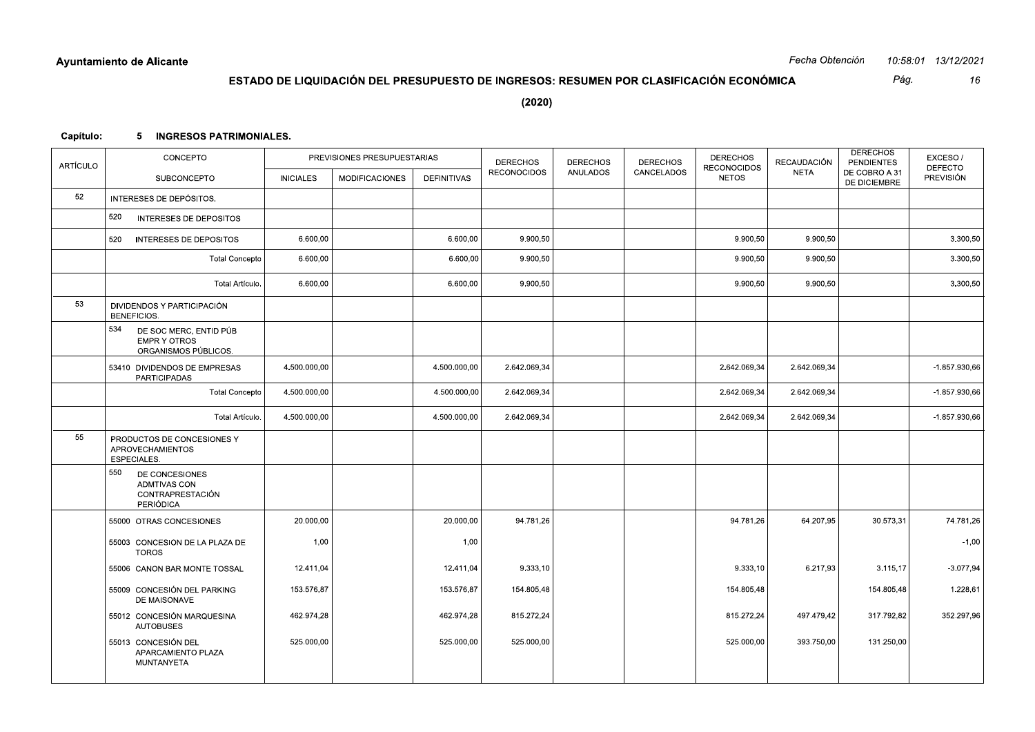**Ayuntamiento de Alicante**

*Fecha Obtención 10:58:01 13/12/2021*

## ESTADO DE LIQUIDACIÓN DEL PRESUPUESTO DE INGRESOS: RESUMEN POR CLASIFICACIÓN ECONÓMICA

**(2020)**

**Capítulo: 5 INGRESOS PATRIMONIALES.**

| ARTÍCULO | CONCEPTO / SUBCONCEPTO | PREVISIONES PRESUPUESTARIAS INICIALES | MODIFICACIONES | DEFINITIVAS | DERECHOS RECONOCIDOS | DERECHOS ANULADOS | DERECHOS CANCELADOS | DERECHOS RECONOCIDOS NETOS | RECAUDACIÓN NETA | DERECHOS PENDIENTES DE COBRO A 31 DE DICIEMBRE | EXCESO / DEFECTO PREVISIÓN |
|---|---|---|---|---|---|---|---|---|---|---|---|
| 52 | INTERESES DE DEPÓSITOS. | | | | | | | | | | |
| | 520 INTERESES DE DEPOSITOS | | | | | | | | | | |
| | 520 INTERESES DE DEPOSITOS | 6.600,00 | | 6.600,00 | 9.900,50 | | | 9.900,50 | 9.900,50 | | 3.300,50 |
| | Total Concepto | 6.600,00 | | 6.600,00 | 9.900,50 | | | 9.900,50 | 9.900,50 | | 3.300,50 |
| | Total Artículo. | 6.600,00 | | 6.600,00 | 9.900,50 | | | 9.900,50 | 9.900,50 | | 3.300,50 |
| 53 | DIVIDENDOS Y PARTICIPACIÓN BENEFICIOS. | | | | | | | | | | |
| | 534 DE SOC MERC, ENTID PÚB EMPR Y OTROS ORGANISMOS PÚBLICOS. | | | | | | | | | | |
| | 53410 DIVIDENDOS DE EMPRESAS PARTICIPADAS | 4.500.000,00 | | 4.500.000,00 | 2.642.069,34 | | | 2.642.069,34 | 2.642.069,34 | | -1.857.930,66 |
| | Total Concepto | 4.500.000,00 | | 4.500.000,00 | 2.642.069,34 | | | 2.642.069,34 | 2.642.069,34 | | -1.857.930,66 |
| | Total Artículo. | 4.500.000,00 | | 4.500.000,00 | 2.642.069,34 | | | 2.642.069,34 | 2.642.069,34 | | -1.857.930,66 |
| 55 | PRODUCTOS DE CONCESIONES Y APROVECHAMIENTOS ESPECIALES. | | | | | | | | | | |
| | 550 DE CONCESIONES ADMTIVAS CON CONTRAPRESTACIÓN PERIÓDICA | | | | | | | | | | |
| | 55000 OTRAS CONCESIONES | 20.000,00 | | 20.000,00 | 94.781,26 | | | 94.781,26 | 64.207,95 | 30.573,31 | 74.781,26 |
| | 55003 CONCESION DE LA PLAZA DE TOROS | 1,00 | | 1,00 | | | | | | | -1,00 |
| | 55006 CANON BAR MONTE TOSSAL | 12.411,04 | | 12.411,04 | 9.333,10 | | | 9.333,10 | 6.217,93 | 3.115,17 | -3.077,94 |
| | 55009 CONCESIÓN DEL PARKING DE MAISONAVE | 153.576,87 | | 153.576,87 | 154.805,48 | | | 154.805,48 | | 154.805,48 | 1.228,61 |
| | 55012 CONCESIÓN MARQUESINA AUTOBUSES | 462.974,28 | | 462.974,28 | 815.272,24 | | | 815.272,24 | 497.479,42 | 317.792,82 | 352.297,96 |
| | 55013 CONCESIÓN DEL APARCAMIENTO PLAZA MUNTANYETA | 525.000,00 | | 525.000,00 | 525.000,00 | | | 525.000,00 | 393.750,00 | 131.250,00 | |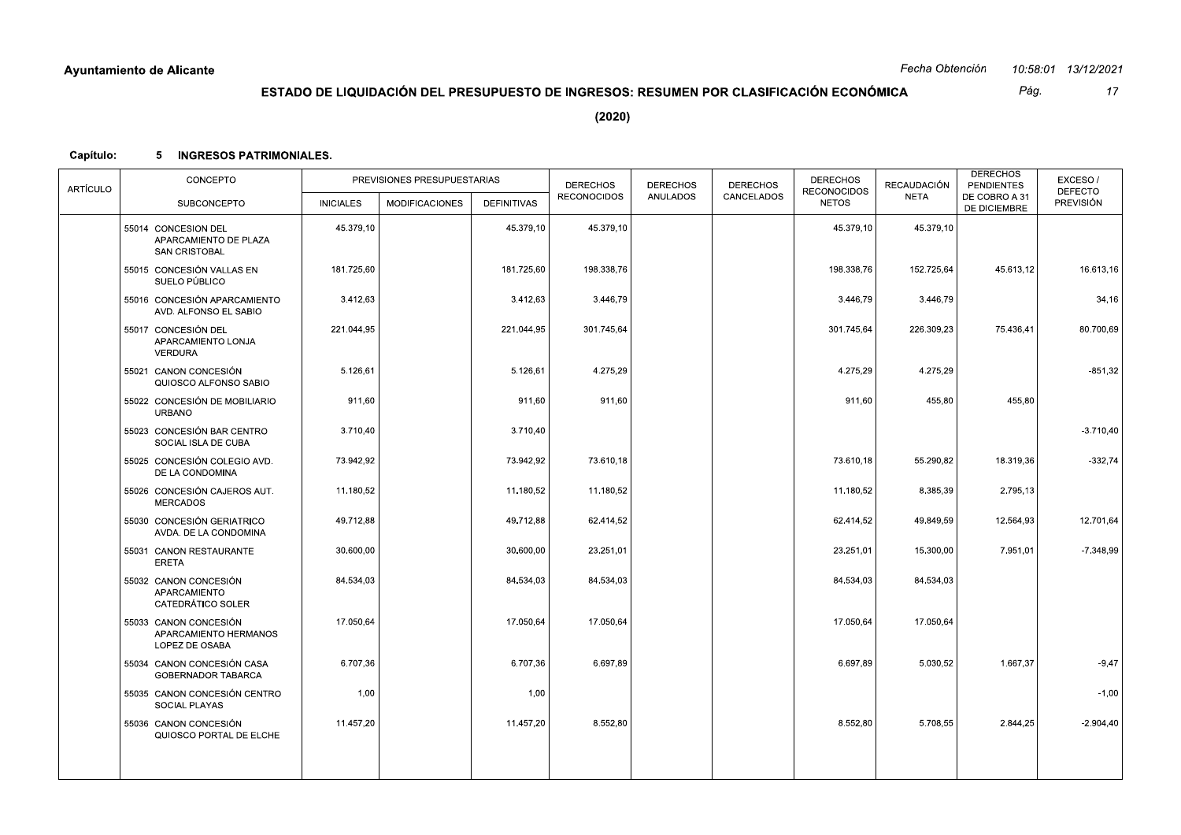**Ayuntamiento de Alicante**

## ESTADO DE LIQUIDACIÓN DEL PRESUPUESTO DE INGRESOS: RESUMEN POR CLASIFICACIÓN ECONÓMICA

**(2020)**

**Capítulo: 5 INGRESOS PATRIMONIALES.**

| ARTÍCULO | CONCEPTO / SUBCONCEPTO | PREVISIONES PRESUPUESTARIAS INICIALES | MODIFICACIONES | DEFINITIVAS | DERECHOS RECONOCIDOS | DERECHOS ANULADOS | DERECHOS CANCELADOS | DERECHOS RECONOCIDOS NETOS | RECAUDACIÓN NETA | DERECHOS PENDIENTES DE COBRO A 31 DE DICIEMBRE | EXCESO / DEFECTO PREVISIÓN |
|---|---|---|---|---|---|---|---|---|---|---|---|
| | 55014 CONCESION DEL APARCAMIENTO DE PLAZA SAN CRISTOBAL | 45.379,10 | | 45.379,10 | 45.379,10 | | | 45.379,10 | 45.379,10 | | |
| | 55015 CONCESIÓN VALLAS EN SUELO PÚBLICO | 181.725,60 | | 181.725,60 | 198.338,76 | | | 198.338,76 | 152.725,64 | 45.613,12 | 16.613,16 |
| | 55016 CONCESIÓN APARCAMIENTO AVD. ALFONSO EL SABIO | 3.412,63 | | 3.412,63 | 3.446,79 | | | 3.446,79 | 3.446,79 | | 34,16 |
| | 55017 CONCESIÓN DEL APARCAMIENTO LONJA VERDURA | 221.044,95 | | 221.044,95 | 301.745,64 | | | 301.745,64 | 226.309,23 | 75.436,41 | 80.700,69 |
| | 55021 CANON CONCESIÓN QUIOSCO ALFONSO SABIO | 5.126,61 | | 5.126,61 | 4.275,29 | | | 4.275,29 | 4.275,29 | | -851,32 |
| | 55022 CONCESIÓN DE MOBILIARIO URBANO | 911,60 | | 911,60 | 911,60 | | | 911,60 | 455,80 | 455,80 | |
| | 55023 CONCESIÓN BAR CENTRO SOCIAL ISLA DE CUBA | 3.710,40 | | 3.710,40 | | | | | | | -3.710,40 |
| | 55025 CONCESIÓN COLEGIO AVD. DE LA CONDOMINA | 73.942,92 | | 73.942,92 | 73.610,18 | | | 73.610,18 | 55.290,82 | 18.319,36 | -332,74 |
| | 55026 CONCESIÓN CAJEROS AUT. MERCADOS | 11.180,52 | | 11.180,52 | 11.180,52 | | | 11.180,52 | 8.385,39 | 2.795,13 | |
| | 55030 CONCESIÓN GERIATRICO AVDA. DE LA CONDOMINA | 49.712,88 | | 49.712,88 | 62.414,52 | | | 62.414,52 | 49.849,59 | 12.564,93 | 12.701,64 |
| | 55031 CANON RESTAURANTE ERETA | 30.600,00 | | 30.600,00 | 23.251,01 | | | 23.251,01 | 15.300,00 | 7.951,01 | -7.348,99 |
| | 55032 CANON CONCESIÓN APARCAMIENTO CATEDRÁTICO SOLER | 84.534,03 | | 84.534,03 | 84.534,03 | | | 84.534,03 | 84.534,03 | | |
| | 55033 CANON CONCESIÓN APARCAMIENTO HERMANOS LOPEZ DE OSABA | 17.050,64 | | 17.050,64 | 17.050,64 | | | 17.050,64 | 17.050,64 | | |
| | 55034 CANON CONCESIÓN CASA GOBERNADOR TABARCA | 6.707,36 | | 6.707,36 | 6.697,89 | | | 6.697,89 | 5.030,52 | 1.667,37 | -9,47 |
| | 55035 CANON CONCESIÓN CENTRO SOCIAL PLAYAS | 1,00 | | 1,00 | | | | | | | -1,00 |
| | 55036 CANON CONCESIÓN QUIOSCO PORTAL DE ELCHE | 11.457,20 | | 11.457,20 | 8.552,80 | | | 8.552,80 | 5.708,55 | 2.844,25 | -2.904,40 |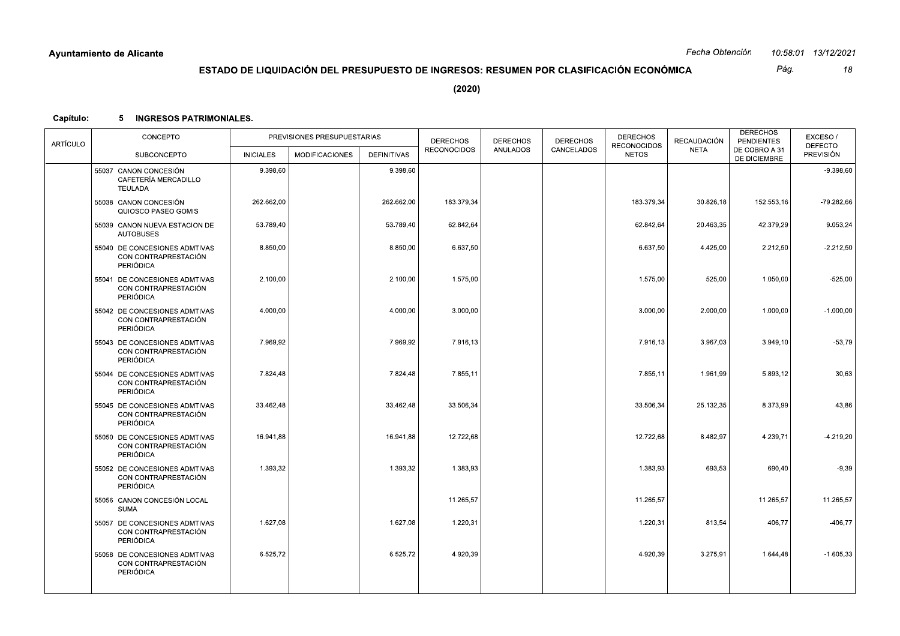**Ayuntamiento de Alicante**

## ESTADO DE LIQUIDACIÓN DEL PRESUPUESTO DE INGRESOS: RESUMEN POR CLASIFICACIÓN ECONÓMICA

**(2020)**

**Capítulo: 5 INGRESOS PATRIMONIALES.**

| ARTÍCULO | CONCEPTO / SUBCONCEPTO | PREVISIONES PRESUPUESTARIAS | | | DERECHOS RECONOCIDOS | DERECHOS ANULADOS | DERECHOS CANCELADOS | DERECHOS RECONOCIDOS NETOS | RECAUDACIÓN NETA | DERECHOS PENDIENTES DE COBRO A 31 DE DICIEMBRE | EXCESO / DEFECTO PREVISIÓN |
|---|---|---|---|---|---|---|---|---|---|---|---|
| | | INICIALES | MODIFICACIONES | DEFINITIVAS | | | | | | | |
| | 55037 CANON CONCESIÓN CAFETERÍA MERCADILLO TEULADA | 9.398,60 | | 9.398,60 | | | | | | | -9.398,60 |
| | 55038 CANON CONCESIÓN QUIOSCO PASEO GOMIS | 262.662,00 | | 262.662,00 | 183.379,34 | | | 183.379,34 | 30.826,18 | 152.553,16 | -79.282,66 |
| | 55039 CANON NUEVA ESTACION DE AUTOBUSES | 53.789,40 | | 53.789,40 | 62.842,64 | | | 62.842,64 | 20.463,35 | 42.379,29 | 9.053,24 |
| | 55040 DE CONCESIONES ADMTIVAS CON CONTRAPRESTACIÓN PERIÓDICA | 8.850,00 | | 8.850,00 | 6.637,50 | | | 6.637,50 | 4.425,00 | 2.212,50 | -2.212,50 |
| | 55041 DE CONCESIONES ADMTIVAS CON CONTRAPRESTACIÓN PERIÓDICA | 2.100,00 | | 2.100,00 | 1.575,00 | | | 1.575,00 | 525,00 | 1.050,00 | -525,00 |
| | 55042 DE CONCESIONES ADMTIVAS CON CONTRAPRESTACIÓN PERIÓDICA | 4.000,00 | | 4.000,00 | 3.000,00 | | | 3.000,00 | 2.000,00 | 1.000,00 | -1.000,00 |
| | 55043 DE CONCESIONES ADMTIVAS CON CONTRAPRESTACIÓN PERIÓDICA | 7.969,92 | | 7.969,92 | 7.916,13 | | | 7.916,13 | 3.967,03 | 3.949,10 | -53,79 |
| | 55044 DE CONCESIONES ADMTIVAS CON CONTRAPRESTACIÓN PERIÓDICA | 7.824,48 | | 7.824,48 | 7.855,11 | | | 7.855,11 | 1.961,99 | 5.893,12 | 30,63 |
| | 55045 DE CONCESIONES ADMTIVAS CON CONTRAPRESTACIÓN PERIÓDICA | 33.462,48 | | 33.462,48 | 33.506,34 | | | 33.506,34 | 25.132,35 | 8.373,99 | 43,86 |
| | 55050 DE CONCESIONES ADMTIVAS CON CONTRAPRESTACIÓN PERIÓDICA | 16.941,88 | | 16.941,88 | 12.722,68 | | | 12.722,68 | 8.482,97 | 4.239,71 | -4.219,20 |
| | 55052 DE CONCESIONES ADMTIVAS CON CONTRAPRESTACIÓN PERIÓDICA | 1.393,32 | | 1.393,32 | 1.383,93 | | | 1.383,93 | 693,53 | 690,40 | -9,39 |
| | 55056 CANON CONCESIÓN LOCAL SUMA | | | | 11.265,57 | | | 11.265,57 | | 11.265,57 | 11.265,57 |
| | 55057 DE CONCESIONES ADMTIVAS CON CONTRAPRESTACIÓN PERIÓDICA | 1.627,08 | | 1.627,08 | 1.220,31 | | | 1.220,31 | 813,54 | 406,77 | -406,77 |
| | 55058 DE CONCESIONES ADMTIVAS CON CONTRAPRESTACIÓN PERIÓDICA | 6.525,72 | | 6.525,72 | 4.920,39 | | | 4.920,39 | 3.275,91 | 1.644,48 | -1.605,33 |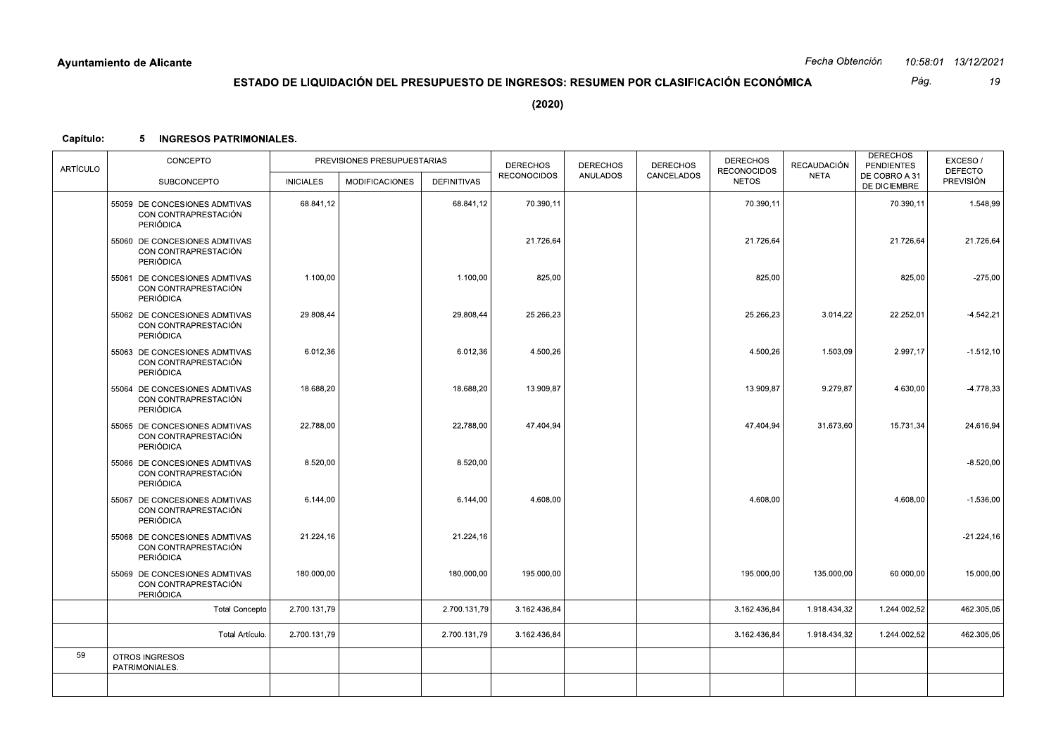Ayuntamiento de Alicante

# ESTADO DE LIQUIDACIÓN DEL PRESUPUESTO DE INGRESOS: RESUMEN POR CLASIFICACIÓN ECONÓMICA

**(2020)**

**Capítulo: 5 INGRESOS PATRIMONIALES.**

| ARTÍCULO | CONCEPTO / SUBCONCEPTO | PREVISIONES PRESUPUESTARIAS INICIALES | MODIFICACIONES | DEFINITIVAS | DERECHOS RECONOCIDOS | DERECHOS ANULADOS | DERECHOS CANCELADOS | DERECHOS RECONOCIDOS NETOS | RECAUDACIÓN NETA | DERECHOS PENDIENTES DE COBRO A 31 DE DICIEMBRE | EXCESO / DEFECTO PREVISIÓN |
|---|---|---|---|---|---|---|---|---|---|---|---|
| | 55059 DE CONCESIONES ADMTIVAS CON CONTRAPRESTACIÓN PERIÓDICA | 68.841,12 | | 68.841,12 | 70.390,11 | | | 70.390,11 | | 70.390,11 | 1.548,99 |
| | 55060 DE CONCESIONES ADMTIVAS CON CONTRAPRESTACIÓN PERIÓDICA | | | | 21.726,64 | | | 21.726,64 | | 21.726,64 | 21.726,64 |
| | 55061 DE CONCESIONES ADMTIVAS CON CONTRAPRESTACIÓN PERIÓDICA | 1.100,00 | | 1.100,00 | 825,00 | | | 825,00 | | 825,00 | -275,00 |
| | 55062 DE CONCESIONES ADMTIVAS CON CONTRAPRESTACIÓN PERIÓDICA | 29.808,44 | | 29.808,44 | 25.266,23 | | | 25.266,23 | 3.014,22 | 22.252,01 | -4.542,21 |
| | 55063 DE CONCESIONES ADMTIVAS CON CONTRAPRESTACIÓN PERIÓDICA | 6.012,36 | | 6.012,36 | 4.500,26 | | | 4.500,26 | 1.503,09 | 2.997,17 | -1.512,10 |
| | 55064 DE CONCESIONES ADMTIVAS CON CONTRAPRESTACIÓN PERIÓDICA | 18.688,20 | | 18.688,20 | 13.909,87 | | | 13.909,87 | 9.279,87 | 4.630,00 | -4.778,33 |
| | 55065 DE CONCESIONES ADMTIVAS CON CONTRAPRESTACIÓN PERIÓDICA | 22.788,00 | | 22.788,00 | 47.404,94 | | | 47.404,94 | 31.673,60 | 15.731,34 | 24.616,94 |
| | 55066 DE CONCESIONES ADMTIVAS CON CONTRAPRESTACIÓN PERIÓDICA | 8.520,00 | | 8.520,00 | | | | | | | -8.520,00 |
| | 55067 DE CONCESIONES ADMTIVAS CON CONTRAPRESTACIÓN PERIÓDICA | 6.144,00 | | 6.144,00 | 4.608,00 | | | 4.608,00 | | 4.608,00 | -1.536,00 |
| | 55068 DE CONCESIONES ADMTIVAS CON CONTRAPRESTACIÓN PERIÓDICA | 21.224,16 | | 21.224,16 | | | | | | | -21.224,16 |
| | 55069 DE CONCESIONES ADMTIVAS CON CONTRAPRESTACIÓN PERIÓDICA | 180.000,00 | | 180.000,00 | 195.000,00 | | | 195.000,00 | 135.000,00 | 60.000,00 | 15.000,00 |
| | Total Concepto | 2.700.131,79 | | 2.700.131,79 | 3.162.436,84 | | | 3.162.436,84 | 1.918.434,32 | 1.244.002,52 | 462.305,05 |
| | Total Artículo. | 2.700.131,79 | | 2.700.131,79 | 3.162.436,84 | | | 3.162.436,84 | 1.918.434,32 | 1.244.002,52 | 462.305,05 |
| 59 | OTROS INGRESOS PATRIMONIALES. | | | | | | | | | | |
| | | | | | | | | | | | |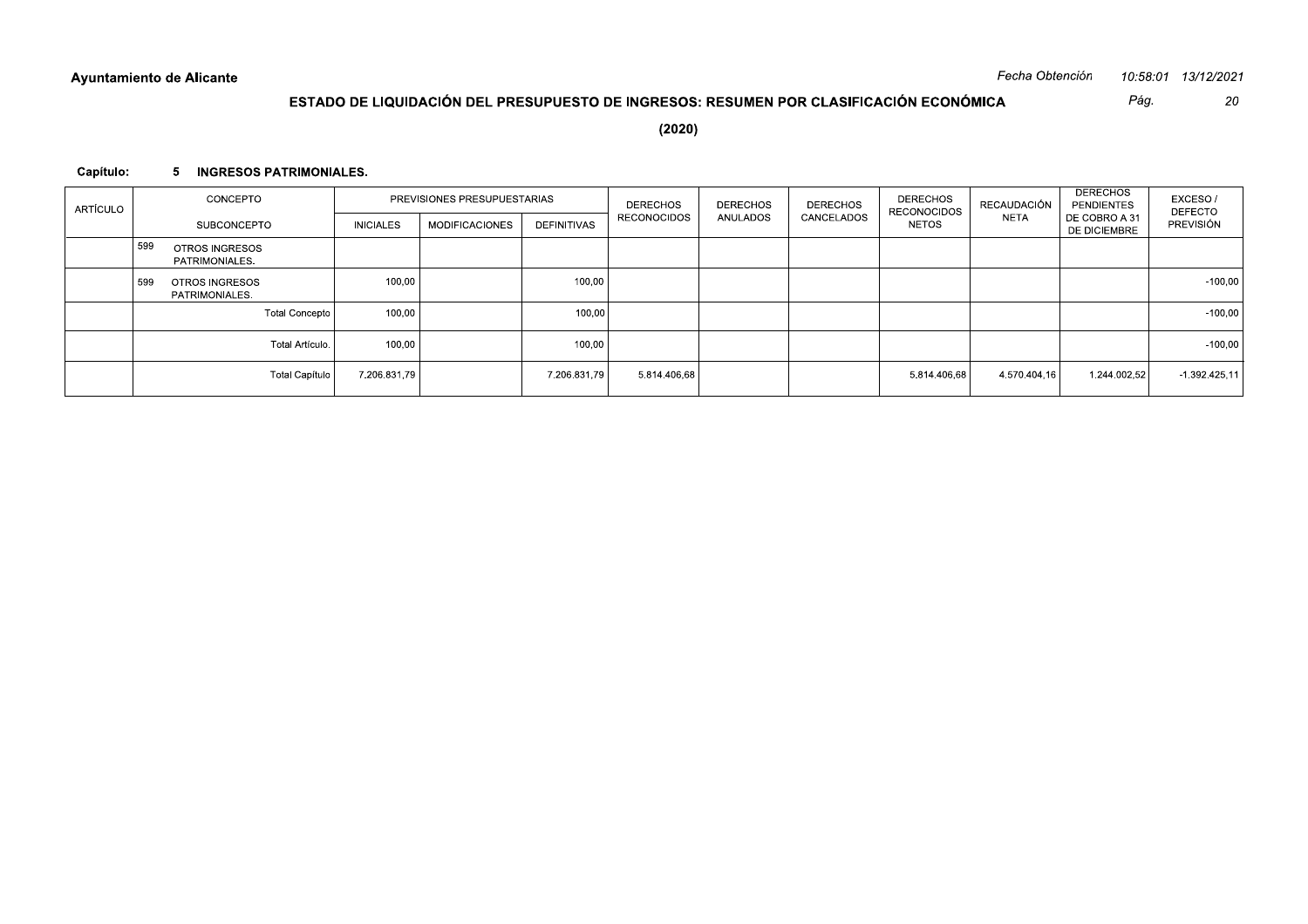**Ayuntamiento de Alicante**

*Fecha Obtención 10:58:01 13/12/2021*

## ESTADO DE LIQUIDACIÓN DEL PRESUPUESTO DE INGRESOS: RESUMEN POR CLASIFICACIÓN ECONÓMICA

**(2020)**

**Capítulo: 5 INGRESOS PATRIMONIALES.**

| ARTÍCULO | CONCEPTO / SUBCONCEPTO | PREVISIONES PRESUPUESTARIAS INICIALES | MODIFICACIONES | DEFINITIVAS | DERECHOS RECONOCIDOS | DERECHOS ANULADOS | DERECHOS CANCELADOS | DERECHOS RECONOCIDOS NETOS | RECAUDACIÓN NETA | DERECHOS PENDIENTES DE COBRO A 31 DE DICIEMBRE | EXCESO / DEFECTO PREVISIÓN |
|---|---|---|---|---|---|---|---|---|---|---|---|
| | 599 OTROS INGRESOS PATRIMONIALES. | | | | | | | | | | |
| | 599 OTROS INGRESOS PATRIMONIALES. | 100,00 | | 100,00 | | | | | | | -100,00 |
| | Total Concepto | 100,00 | | 100,00 | | | | | | | -100,00 |
| | Total Artículo. | 100,00 | | 100,00 | | | | | | | -100,00 |
| | Total Capítulo | 7.206.831,79 | | 7.206.831,79 | 5.814.406,68 | | | 5.814.406,68 | 4.570.404,16 | 1.244.002,52 | -1.392.425,11 |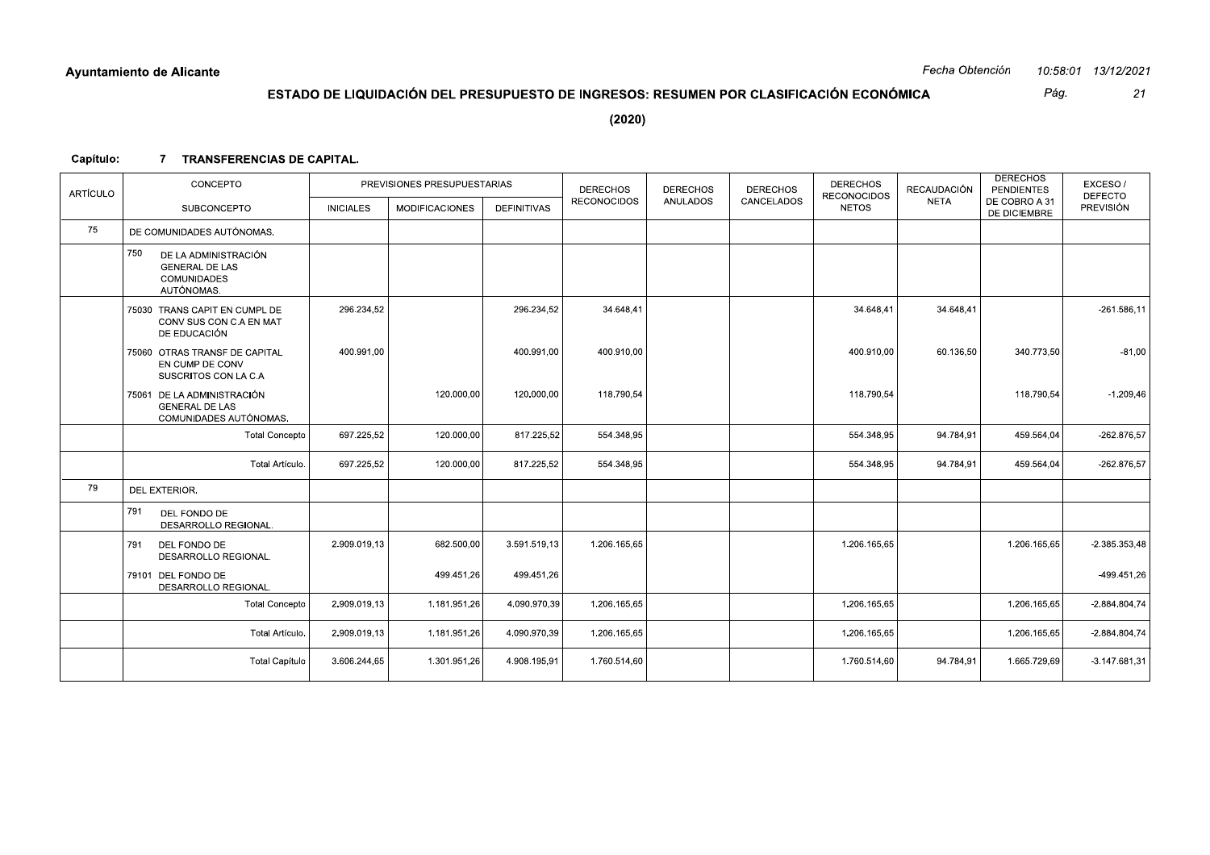**Ayuntamiento de Alicante**

Fecha Obtención 10:58:01 13/12/2021

## ESTADO DE LIQUIDACIÓN DEL PRESUPUESTO DE INGRESOS: RESUMEN POR CLASIFICACIÓN ECONÓMICA

**(2020)**

**Capítulo: 7 TRANSFERENCIAS DE CAPITAL.**

| ARTÍCULO | CONCEPTO / SUBCONCEPTO | PREVISIONES PRESUPUESTARIAS INICIALES | MODIFICACIONES | DEFINITIVAS | DERECHOS RECONOCIDOS | DERECHOS ANULADOS | DERECHOS CANCELADOS | DERECHOS RECONOCIDOS NETOS | RECAUDACIÓN NETA | DERECHOS PENDIENTES DE COBRO A 31 DE DICIEMBRE | EXCESO / DEFECTO PREVISIÓN |
|---|---|---|---|---|---|---|---|---|---|---|---|
| 75 | DE COMUNIDADES AUTÓNOMAS. | | | | | | | | | | |
| | 750 DE LA ADMINISTRACIÓN GENERAL DE LAS COMUNIDADES AUTÓNOMAS. | | | | | | | | | | |
| | 75030 TRANS CAPIT EN CUMPL DE CONV SUS CON C.A EN MAT DE EDUCACIÓN | 296.234,52 | | 296.234,52 | 34.648,41 | | | 34.648,41 | 34.648,41 | | -261.586,11 |
| | 75060 OTRAS TRANSF DE CAPITAL EN CUMP DE CONV SUSCRITOS CON LA C.A | 400.991,00 | | 400.991,00 | 400.910,00 | | | 400.910,00 | 60.136,50 | 340.773,50 | -81,00 |
| | 75061 DE LA ADMINISTRACIÓN GENERAL DE LAS COMUNIDADES AUTÓNOMAS. | | 120.000,00 | 120.000,00 | 118.790,54 | | | 118.790,54 | | 118.790,54 | -1.209,46 |
| | Total Concepto | 697.225,52 | 120.000,00 | 817.225,52 | 554.348,95 | | | 554.348,95 | 94.784,91 | 459.564,04 | -262.876,57 |
| | Total Artículo. | 697.225,52 | 120.000,00 | 817.225,52 | 554.348,95 | | | 554.348,95 | 94.784,91 | 459.564,04 | -262.876,57 |
| 79 | DEL EXTERIOR. | | | | | | | | | | |
| | 791 DEL FONDO DE DESARROLLO REGIONAL. | | | | | | | | | | |
| | 791 DEL FONDO DE DESARROLLO REGIONAL. | 2.909.019,13 | 682.500,00 | 3.591.519,13 | 1.206.165,65 | | | 1.206.165,65 | | 1.206.165,65 | -2.385.353,48 |
| | 79101 DEL FONDO DE DESARROLLO REGIONAL. | | 499.451,26 | 499.451,26 | | | | | | | -499.451,26 |
| | Total Concepto | 2.909.019,13 | 1.181.951,26 | 4.090.970,39 | 1.206.165,65 | | | 1.206.165,65 | | 1.206.165,65 | -2.884.804,74 |
| | Total Artículo. | 2.909.019,13 | 1.181.951,26 | 4.090.970,39 | 1.206.165,65 | | | 1.206.165,65 | | 1.206.165,65 | -2.884.804,74 |
| | Total Capítulo | 3.606.244,65 | 1.301.951,26 | 4.908.195,91 | 1.760.514,60 | | | 1.760.514,60 | 94.784,91 | 1.665.729,69 | -3.147.681,31 |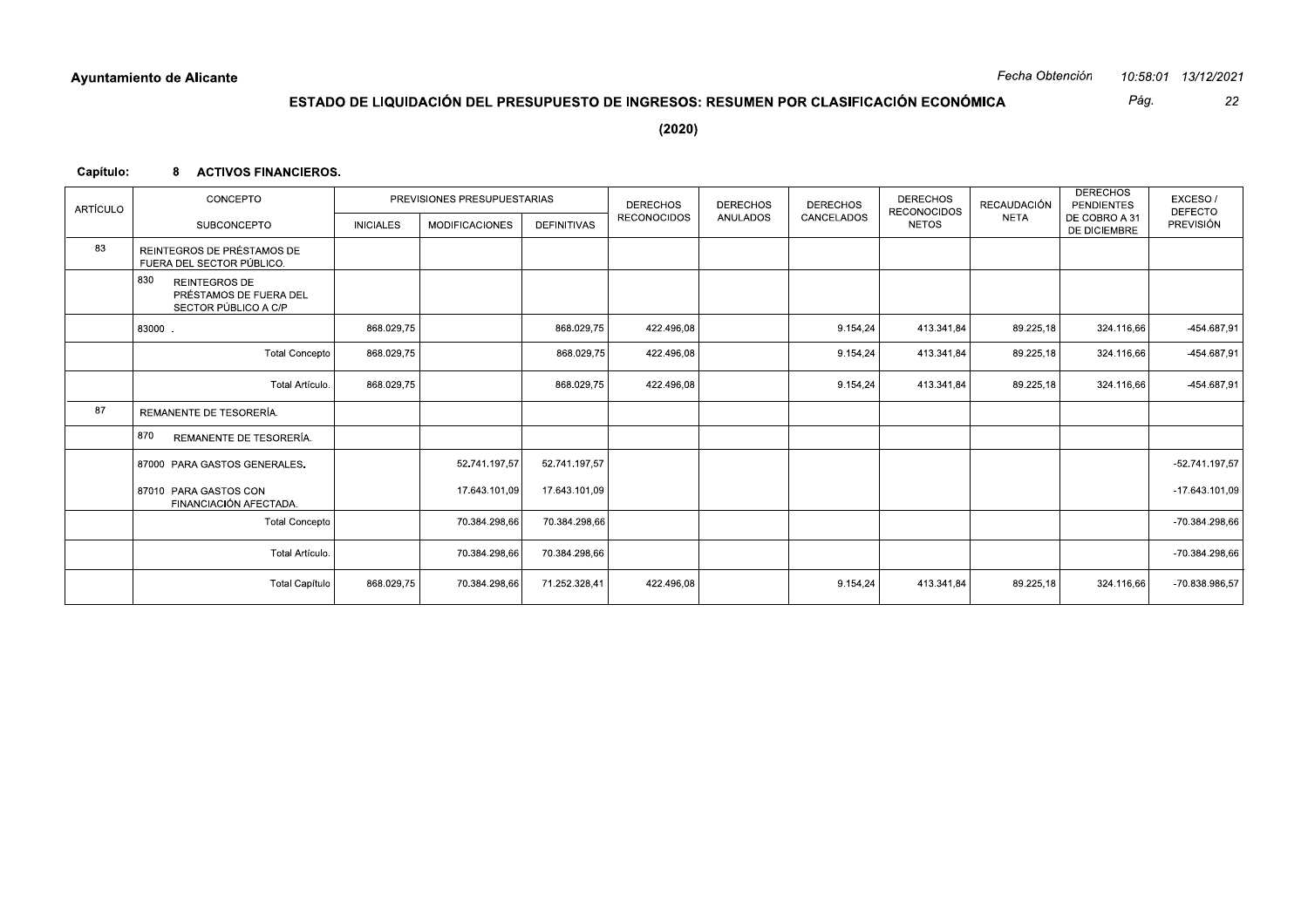**Ayuntamiento de Alicante**

Fecha Obtención 10:58:01 13/12/2021

## ESTADO DE LIQUIDACIÓN DEL PRESUPUESTO DE INGRESOS: RESUMEN POR CLASIFICACIÓN ECONÓMICA

**(2020)**

**Capítulo: 8 ACTIVOS FINANCIEROS.**

| ARTÍCULO | CONCEPTO / SUBCONCEPTO | PREVISIONES PRESUPUESTARIAS | | | DERECHOS RECONOCIDOS | DERECHOS ANULADOS | DERECHOS CANCELADOS | DERECHOS RECONOCIDOS NETOS | RECAUDACIÓN NETA | DERECHOS PENDIENTES DE COBRO A 31 DE DICIEMBRE | EXCESO / DEFECTO PREVISIÓN |
|---|---|---|---|---|---|---|---|---|---|---|---|
| | | INICIALES | MODIFICACIONES | DEFINITIVAS | | | | | | | |
| 83 | REINTEGROS DE PRÉSTAMOS DE FUERA DEL SECTOR PÚBLICO. | | | | | | | | | | |
| | 830 REINTEGROS DE PRÉSTAMOS DE FUERA DEL SECTOR PÚBLICO A C/P | | | | | | | | | | |
| | 83000 . | 868.029,75 | | 868.029,75 | 422.496,08 | | 9.154,24 | 413.341,84 | 89.225,18 | 324.116,66 | -454.687,91 |
| | Total Concepto | 868.029,75 | | 868.029,75 | 422.496,08 | | 9.154,24 | 413.341,84 | 89.225,18 | 324.116,66 | -454.687,91 |
| | Total Artículo. | 868.029,75 | | 868.029,75 | 422.496,08 | | 9.154,24 | 413.341,84 | 89.225,18 | 324.116,66 | -454.687,91 |
| 87 | REMANENTE DE TESORERÍA. | | | | | | | | | | |
| | 870 REMANENTE DE TESORERÍA. | | | | | | | | | | |
| | 87000 PARA GASTOS GENERALES. | | 52.741.197,57 | 52.741.197,57 | | | | | | | -52.741.197,57 |
| | 87010 PARA GASTOS CON FINANCIACIÓN AFECTADA. | | 17.643.101,09 | 17.643.101,09 | | | | | | | -17.643.101,09 |
| | Total Concepto | | 70.384.298,66 | 70.384.298,66 | | | | | | | -70.384.298,66 |
| | Total Artículo. | | 70.384.298,66 | 70.384.298,66 | | | | | | | -70.384.298,66 |
| | Total Capítulo | 868.029,75 | 70.384.298,66 | 71.252.328,41 | 422.496,08 | | 9.154,24 | 413.341,84 | 89.225,18 | 324.116,66 | -70.838.986,57 |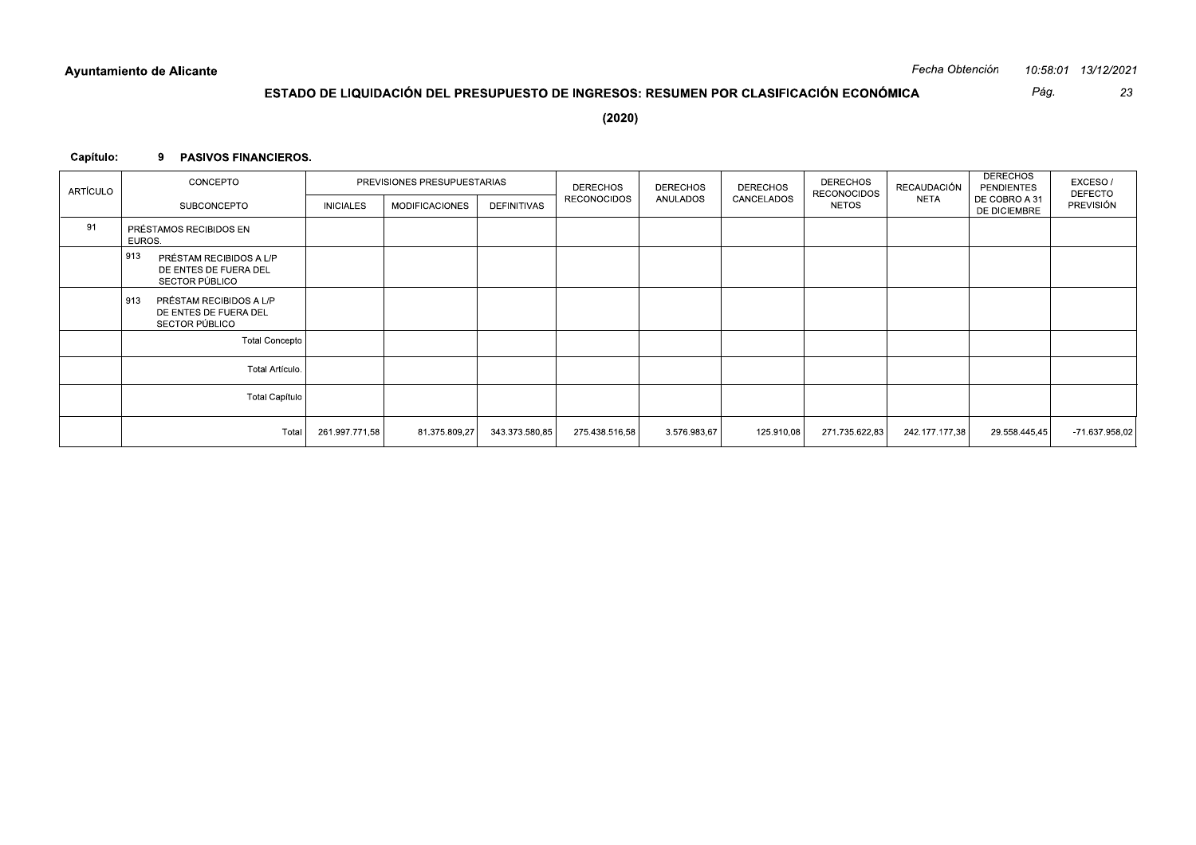**Ayuntamiento de Alicante**

*Fecha Obtención* *10:58:01 13/12/2021*

## ESTADO DE LIQUIDACIÓN DEL PRESUPUESTO DE INGRESOS: RESUMEN POR CLASIFICACIÓN ECONÓMICA

**(2020)**

**Capítulo: 9 PASIVOS FINANCIEROS.**

| ARTÍCULO | CONCEPTO / SUBCONCEPTO | PREVISIONES PRESUPUESTARIAS INICIALES | PREVISIONES PRESUPUESTARIAS MODIFICACIONES | PREVISIONES PRESUPUESTARIAS DEFINITIVAS | DERECHOS RECONOCIDOS | DERECHOS ANULADOS | DERECHOS CANCELADOS | DERECHOS RECONOCIDOS NETOS | RECAUDACIÓN NETA | DERECHOS PENDIENTES DE COBRO A 31 DE DICIEMBRE | EXCESO / DEFECTO PREVISIÓN |
|---|---|---|---|---|---|---|---|---|---|---|---|
| 91 | PRÉSTAMOS RECIBIDOS EN EUROS. | | | | | | | | | | |
| | 913 PRÉSTAM RECIBIDOS A L/P DE ENTES DE FUERA DEL SECTOR PÚBLICO | | | | | | | | | | |
| | 913 PRÉSTAM RECIBIDOS A L/P DE ENTES DE FUERA DEL SECTOR PÚBLICO | | | | | | | | | | |
| | Total Concepto | | | | | | | | | | |
| | Total Artículo. | | | | | | | | | | |
| | Total Capítulo | | | | | | | | | | |
| | Total | 261.997.771,58 | 81.375.809,27 | 343.373.580,85 | 275.438.516,58 | 3.576.983,67 | 125.910,08 | 271.735.622,83 | 242.177.177,38 | 29.558.445,45 | -71.637.958,02 |